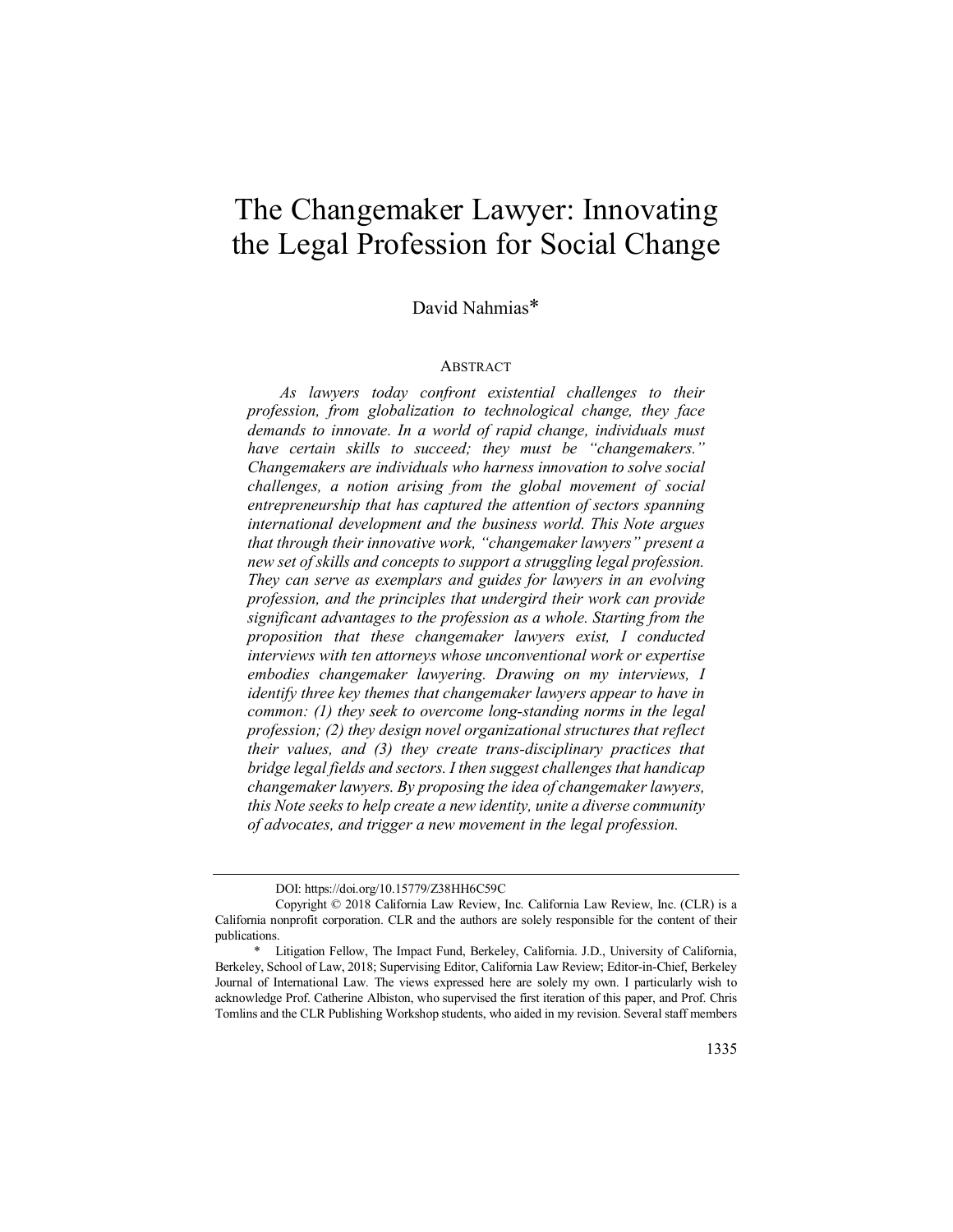# The Changemaker Lawyer: Innovating the Legal Profession for Social Change

David Nahmias*

## ABSTRACT

*As lawyers today confront existential challenges to their profession, from globalization to technological change, they face demands to innovate. In a world of rapid change, individuals must have certain skills to succeed; they must be "changemakers." Changemakers are individuals who harness innovation to solve social challenges, a notion arising from the global movement of social entrepreneurship that has captured the attention of sectors spanning international development and the business world. This Note argues that through their innovative work, "changemaker lawyers" present a new set of skills and concepts to support a struggling legal profession. They can serve as exemplars and guides for lawyers in an evolving profession, and the principles that undergird their work can provide significant advantages to the profession as a whole. Starting from the proposition that these changemaker lawyers exist, I conducted interviews with ten attorneys whose unconventional work or expertise embodies changemaker lawyering. Drawing on my interviews, I identify three key themes that changemaker lawyers appear to have in common: (1) they seek to overcome long-standing norms in the legal profession; (2) they design novel organizational structures that reflect their values, and (3) they create trans-disciplinary practices that bridge legal fields and sectors. I then suggest challenges that handicap changemaker lawyers. By proposing the idea of changemaker lawyers, this Note seeks to help create a new identity, unite a diverse community of advocates, and trigger a new movement in the legal profession.*

---

DOI: https://doi.org/10.15779/Z38HH6C59C

Copyright © 2018 California Law Review, Inc. California Law Review, Inc. (CLR) is a California nonprofit corporation. CLR and the authors are solely responsible for the content of their publications.

\* Litigation Fellow, The Impact Fund, Berkeley, California. J.D., University of California, Berkeley, School of Law, 2018; Supervising Editor, California Law Review; Editor-in-Chief, Berkeley Journal of International Law. The views expressed here are solely my own. I particularly wish to acknowledge Prof. Catherine Albiston, who supervised the first iteration of this paper, and Prof. Chris Tomlins and the CLR Publishing Workshop students, who aided in my revision. Several staff members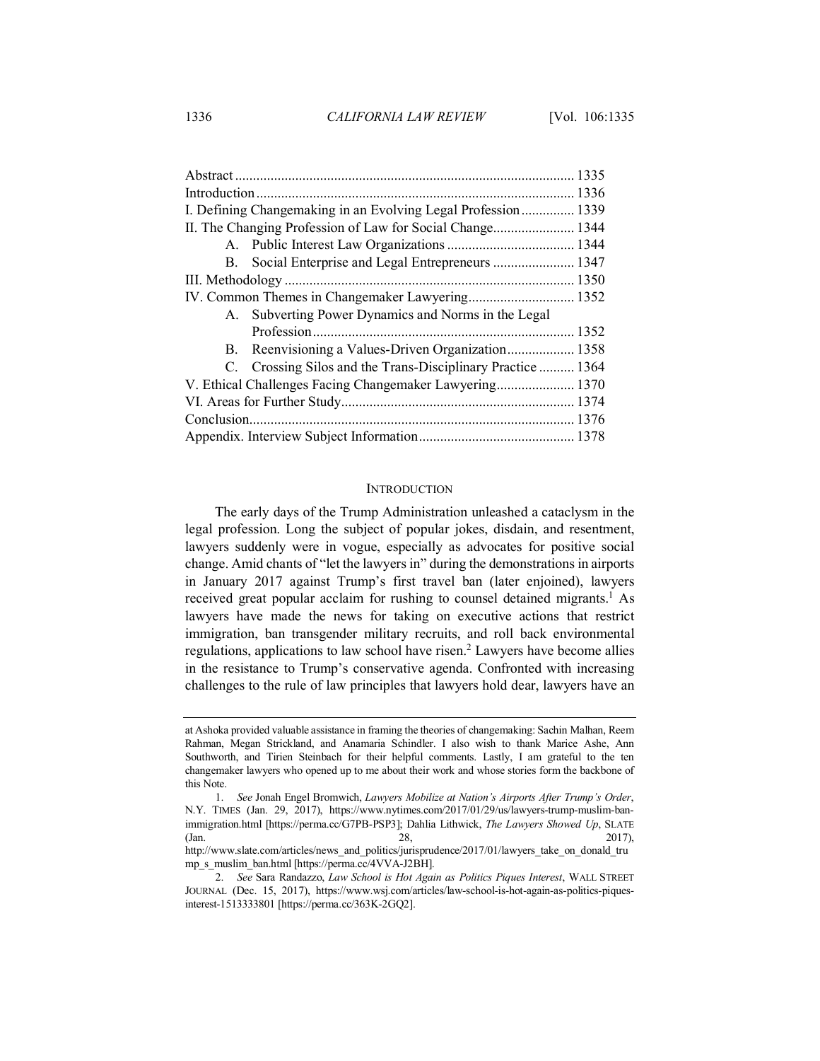| | |
|---|---|
| Abstract | 1335 |
| Introduction | 1336 |
| I. Defining Changemaking in an Evolving Legal Profession | 1339 |
| II. The Changing Profession of Law for Social Change | 1344 |
| A. Public Interest Law Organizations | 1344 |
| B. Social Enterprise and Legal Entrepreneurs | 1347 |
| III. Methodology | 1350 |
| IV. Common Themes in Changemaker Lawyering | 1352 |
| A. Subverting Power Dynamics and Norms in the Legal Profession | 1352 |
| B. Reenvisioning a Values-Driven Organization | 1358 |
| C. Crossing Silos and the Trans-Disciplinary Practice | 1364 |
| V. Ethical Challenges Facing Changemaker Lawyering | 1370 |
| VI. Areas for Further Study | 1374 |
| Conclusion | 1376 |
| Appendix. Interview Subject Information | 1378 |

## INTRODUCTION

The early days of the Trump Administration unleashed a cataclysm in the legal profession. Long the subject of popular jokes, disdain, and resentment, lawyers suddenly were in vogue, especially as advocates for positive social change. Amid chants of "let the lawyers in" during the demonstrations in airports in January 2017 against Trump's first travel ban (later enjoined), lawyers received great popular acclaim for rushing to counsel detained migrants.[1] As lawyers have made the news for taking on executive actions that restrict immigration, ban transgender military recruits, and roll back environmental regulations, applications to law school have risen.[2] Lawyers have become allies in the resistance to Trump's conservative agenda. Confronted with increasing challenges to the rule of law principles that lawyers hold dear, lawyers have an

---

at Ashoka provided valuable assistance in framing the theories of changemaking: Sachin Malhan, Reem Rahman, Megan Strickland, and Anamaria Schindler. I also wish to thank Marice Ashe, Ann Southworth, and Tirien Steinbach for their helpful comments. Lastly, I am grateful to the ten changemaker lawyers who opened up to me about their work and whose stories form the backbone of this Note.

1. *See* Jonah Engel Bromwich, *Lawyers Mobilize at Nation's Airports After Trump's Order*, N.Y. TIMES (Jan. 29, 2017), https://www.nytimes.com/2017/01/29/us/lawyers-trump-muslim-ban-immigration.html [https://perma.cc/G7PB-PSP3]; Dahlia Lithwick, *The Lawyers Showed Up*, SLATE (Jan. 28, 2017), http://www.slate.com/articles/news_and_politics/jurisprudence/2017/01/lawyers_take_on_donald_trump_s_muslim_ban.html [https://perma.cc/4VVA-J2BH].

2. *See* Sara Randazzo, *Law School is Hot Again as Politics Piques Interest*, WALL STREET JOURNAL (Dec. 15, 2017), https://www.wsj.com/articles/law-school-is-hot-again-as-politics-piques-interest-1513333801 [https://perma.cc/363K-2GQ2].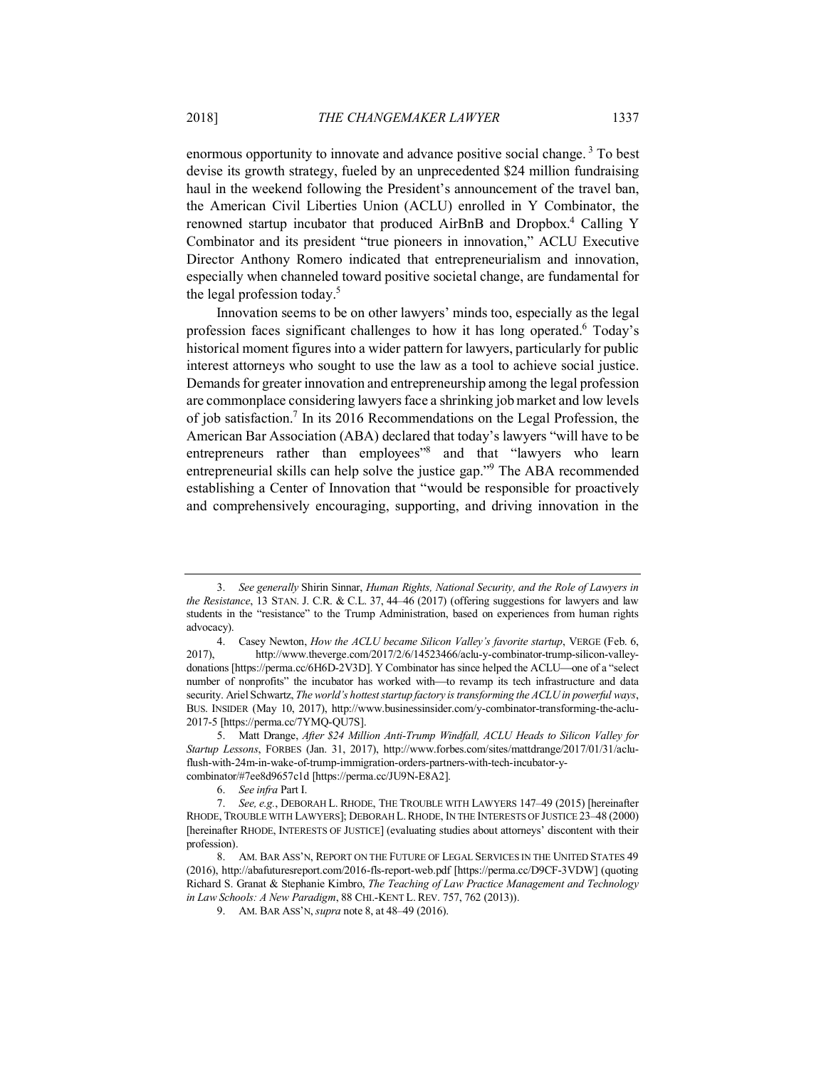enormous opportunity to innovate and advance positive social change.[3] To best devise its growth strategy, fueled by an unprecedented $24 million fundraising haul in the weekend following the President's announcement of the travel ban, the American Civil Liberties Union (ACLU) enrolled in Y Combinator, the renowned startup incubator that produced AirBnB and Dropbox.[4] Calling Y Combinator and its president "true pioneers in innovation," ACLU Executive Director Anthony Romero indicated that entrepreneurialism and innovation, especially when channeled toward positive societal change, are fundamental for the legal profession today.[5]

Innovation seems to be on other lawyers' minds too, especially as the legal profession faces significant challenges to how it has long operated.[6] Today's historical moment figures into a wider pattern for lawyers, particularly for public interest attorneys who sought to use the law as a tool to achieve social justice. Demands for greater innovation and entrepreneurship among the legal profession are commonplace considering lawyers face a shrinking job market and low levels of job satisfaction.[7] In its 2016 Recommendations on the Legal Profession, the American Bar Association (ABA) declared that today's lawyers "will have to be entrepreneurs rather than employees"[8] and that "lawyers who learn entrepreneurial skills can help solve the justice gap."[9] The ABA recommended establishing a Center of Innovation that "would be responsible for proactively and comprehensively encouraging, supporting, and driving innovation in the

---

3. *See generally* Shirin Sinnar, *Human Rights, National Security, and the Role of Lawyers in the Resistance*, 13 STAN. J. C.R. & C.L. 37, 44–46 (2017) (offering suggestions for lawyers and law students in the "resistance" to the Trump Administration, based on experiences from human rights advocacy).

4. Casey Newton, *How the ACLU became Silicon Valley's favorite startup*, VERGE (Feb. 6, 2017), http://www.theverge.com/2017/2/6/14523466/aclu-y-combinator-trump-silicon-valley-donations [https://perma.cc/6H6D-2V3D]. Y Combinator has since helped the ACLU—one of a "select number of nonprofits" the incubator has worked with—to revamp its tech infrastructure and data security. Ariel Schwartz, *The world's hottest startup factory is transforming the ACLU in powerful ways*, BUS. INSIDER (May 10, 2017), http://www.businessinsider.com/y-combinator-transforming-the-aclu-2017-5 [https://perma.cc/7YMQ-QU7S].

5. Matt Drange, *After $24 Million Anti-Trump Windfall, ACLU Heads to Silicon Valley for Startup Lessons*, FORBES (Jan. 31, 2017), http://www.forbes.com/sites/mattdrange/2017/01/31/aclu-flush-with-24m-in-wake-of-trump-immigration-orders-partners-with-tech-incubator-y-combinator/#7ee8d9657c1d [https://perma.cc/JU9N-E8A2].

6. *See infra* Part I.

7. *See, e.g.*, DEBORAH L. RHODE, THE TROUBLE WITH LAWYERS 147–49 (2015) [hereinafter RHODE, TROUBLE WITH LAWYERS]; DEBORAH L. RHODE, IN THE INTERESTS OF JUSTICE 23–48 (2000) [hereinafter RHODE, INTERESTS OF JUSTICE] (evaluating studies about attorneys' discontent with their profession).

8. AM. BAR ASS'N, REPORT ON THE FUTURE OF LEGAL SERVICES IN THE UNITED STATES 49 (2016), http://abafuturesreport.com/2016-fls-report-web.pdf [https://perma.cc/D9CF-3VDW] (quoting Richard S. Granat & Stephanie Kimbro, *The Teaching of Law Practice Management and Technology in Law Schools: A New Paradigm*, 88 CHI.-KENT L. REV. 757, 762 (2013)).

9. AM. BAR ASS'N, *supra* note 8, at 48–49 (2016).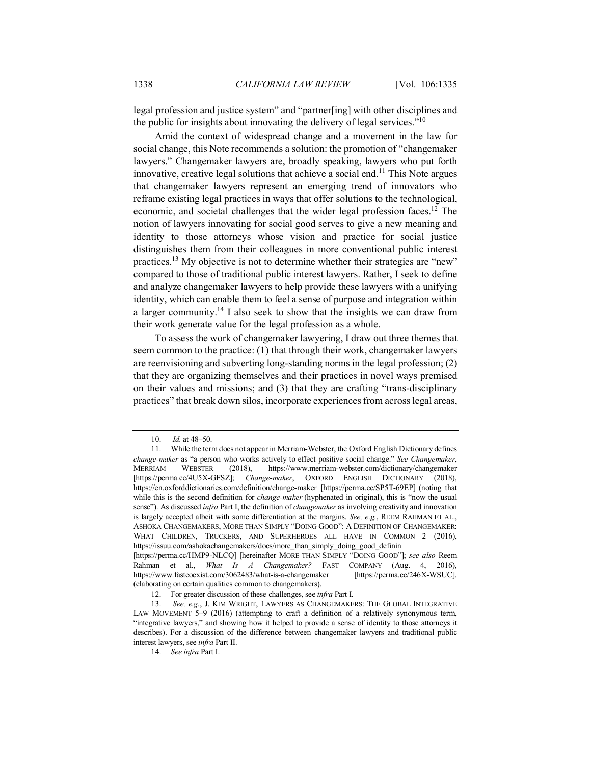legal profession and justice system" and "partner[ing] with other disciplines and the public for insights about innovating the delivery of legal services."[10]

Amid the context of widespread change and a movement in the law for social change, this Note recommends a solution: the promotion of "changemaker lawyers." Changemaker lawyers are, broadly speaking, lawyers who put forth innovative, creative legal solutions that achieve a social end.[11] This Note argues that changemaker lawyers represent an emerging trend of innovators who reframe existing legal practices in ways that offer solutions to the technological, economic, and societal challenges that the wider legal profession faces.[12] The notion of lawyers innovating for social good serves to give a new meaning and identity to those attorneys whose vision and practice for social justice distinguishes them from their colleagues in more conventional public interest practices.[13] My objective is not to determine whether their strategies are "new" compared to those of traditional public interest lawyers. Rather, I seek to define and analyze changemaker lawyers to help provide these lawyers with a unifying identity, which can enable them to feel a sense of purpose and integration within a larger community.[14] I also seek to show that the insights we can draw from their work generate value for the legal profession as a whole.

To assess the work of changemaker lawyering, I draw out three themes that seem common to the practice: (1) that through their work, changemaker lawyers are reenvisioning and subverting long-standing norms in the legal profession; (2) that they are organizing themselves and their practices in novel ways premised on their values and missions; and (3) that they are crafting "trans-disciplinary practices" that break down silos, incorporate experiences from across legal areas,

---

10. *Id.* at 48–50.

11. While the term does not appear in Merriam-Webster, the Oxford English Dictionary defines *change-maker* as "a person who works actively to effect positive social change." *See Changemaker*, MERRIAM WEBSTER (2018), https://www.merriam-webster.com/dictionary/changemaker [https://perma.cc/4U5X-GFSZ]; *Change-maker*, OXFORD ENGLISH DICTIONARY (2018), https://en.oxforddictionaries.com/definition/change-maker [https://perma.cc/SP5T-69EP] (noting that while this is the second definition for *change-maker* (hyphenated in original), this is "now the usual sense"). As discussed *infra* Part I, the definition of *changemaker* as involving creativity and innovation is largely accepted albeit with some differentiation at the margins. *See, e.g.*, REEM RAHMAN ET AL., ASHOKA CHANGEMAKERS, MORE THAN SIMPLY "DOING GOOD": A DEFINITION OF CHANGEMAKER: WHAT CHILDREN, TRUCKERS, AND SUPERHEROES ALL HAVE IN COMMON 2 (2016), https://issuu.com/ashokachangemakers/docs/more_than_simply_doing_good_definin [https://perma.cc/HMP9-NLCQ] [hereinafter MORE THAN SIMPLY "DOING GOOD"]; *see also* Reem Rahman et al., *What Is A Changemaker?* FAST COMPANY (Aug. 4, 2016), https://www.fastcoexist.com/3062483/what-is-a-changemaker [https://perma.cc/246X-WSUC]. (elaborating on certain qualities common to changemakers).

12. For greater discussion of these challenges, see *infra* Part I.

13. *See, e.g.*, J. KIM WRIGHT, LAWYERS AS CHANGEMAKERS: THE GLOBAL INTEGRATIVE LAW MOVEMENT 5–9 (2016) (attempting to craft a definition of a relatively synonymous term, "integrative lawyers," and showing how it helped to provide a sense of identity to those attorneys it describes). For a discussion of the difference between changemaker lawyers and traditional public interest lawyers, see *infra* Part II.

14. *See infra* Part I.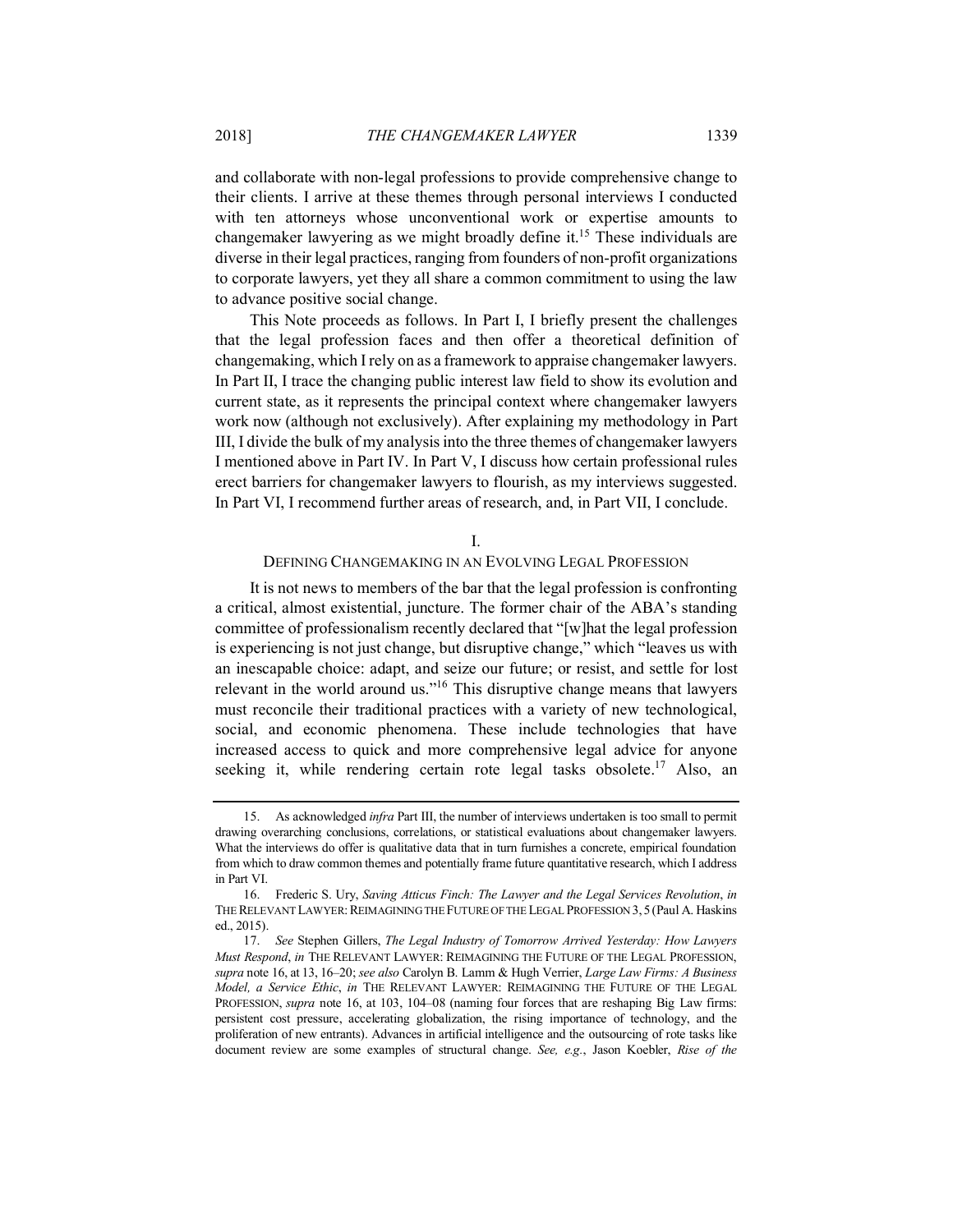and collaborate with non-legal professions to provide comprehensive change to their clients. I arrive at these themes through personal interviews I conducted with ten attorneys whose unconventional work or expertise amounts to changemaker lawyering as we might broadly define it.[15] These individuals are diverse in their legal practices, ranging from founders of non-profit organizations to corporate lawyers, yet they all share a common commitment to using the law to advance positive social change.

This Note proceeds as follows. In Part I, I briefly present the challenges that the legal profession faces and then offer a theoretical definition of changemaking, which I rely on as a framework to appraise changemaker lawyers. In Part II, I trace the changing public interest law field to show its evolution and current state, as it represents the principal context where changemaker lawyers work now (although not exclusively). After explaining my methodology in Part III, I divide the bulk of my analysis into the three themes of changemaker lawyers I mentioned above in Part IV. In Part V, I discuss how certain professional rules erect barriers for changemaker lawyers to flourish, as my interviews suggested. In Part VI, I recommend further areas of research, and, in Part VII, I conclude.

## I.
## DEFINING CHANGEMAKING IN AN EVOLVING LEGAL PROFESSION

It is not news to members of the bar that the legal profession is confronting a critical, almost existential, juncture. The former chair of the ABA's standing committee of professionalism recently declared that "[w]hat the legal profession is experiencing is not just change, but disruptive change," which "leaves us with an inescapable choice: adapt, and seize our future; or resist, and settle for lost relevant in the world around us."[16] This disruptive change means that lawyers must reconcile their traditional practices with a variety of new technological, social, and economic phenomena. These include technologies that have increased access to quick and more comprehensive legal advice for anyone seeking it, while rendering certain rote legal tasks obsolete.[17] Also, an

---

15. As acknowledged *infra* Part III, the number of interviews undertaken is too small to permit drawing overarching conclusions, correlations, or statistical evaluations about changemaker lawyers. What the interviews do offer is qualitative data that in turn furnishes a concrete, empirical foundation from which to draw common themes and potentially frame future quantitative research, which I address in Part VI.

16. Frederic S. Ury, *Saving Atticus Finch: The Lawyer and the Legal Services Revolution*, *in* THE RELEVANT LAWYER: REIMAGINING THE FUTURE OF THE LEGAL PROFESSION 3, 5 (Paul A. Haskins ed., 2015).

17. *See* Stephen Gillers, *The Legal Industry of Tomorrow Arrived Yesterday: How Lawyers Must Respond*, *in* THE RELEVANT LAWYER: REIMAGINING THE FUTURE OF THE LEGAL PROFESSION, *supra* note 16, at 13, 16–20; *see also* Carolyn B. Lamm & Hugh Verrier, *Large Law Firms: A Business Model, a Service Ethic*, *in* THE RELEVANT LAWYER: REIMAGINING THE FUTURE OF THE LEGAL PROFESSION, *supra* note 16, at 103, 104–08 (naming four forces that are reshaping Big Law firms: persistent cost pressure, accelerating globalization, the rising importance of technology, and the proliferation of new entrants). Advances in artificial intelligence and the outsourcing of rote tasks like document review are some examples of structural change. *See, e.g.*, Jason Koebler, *Rise of the*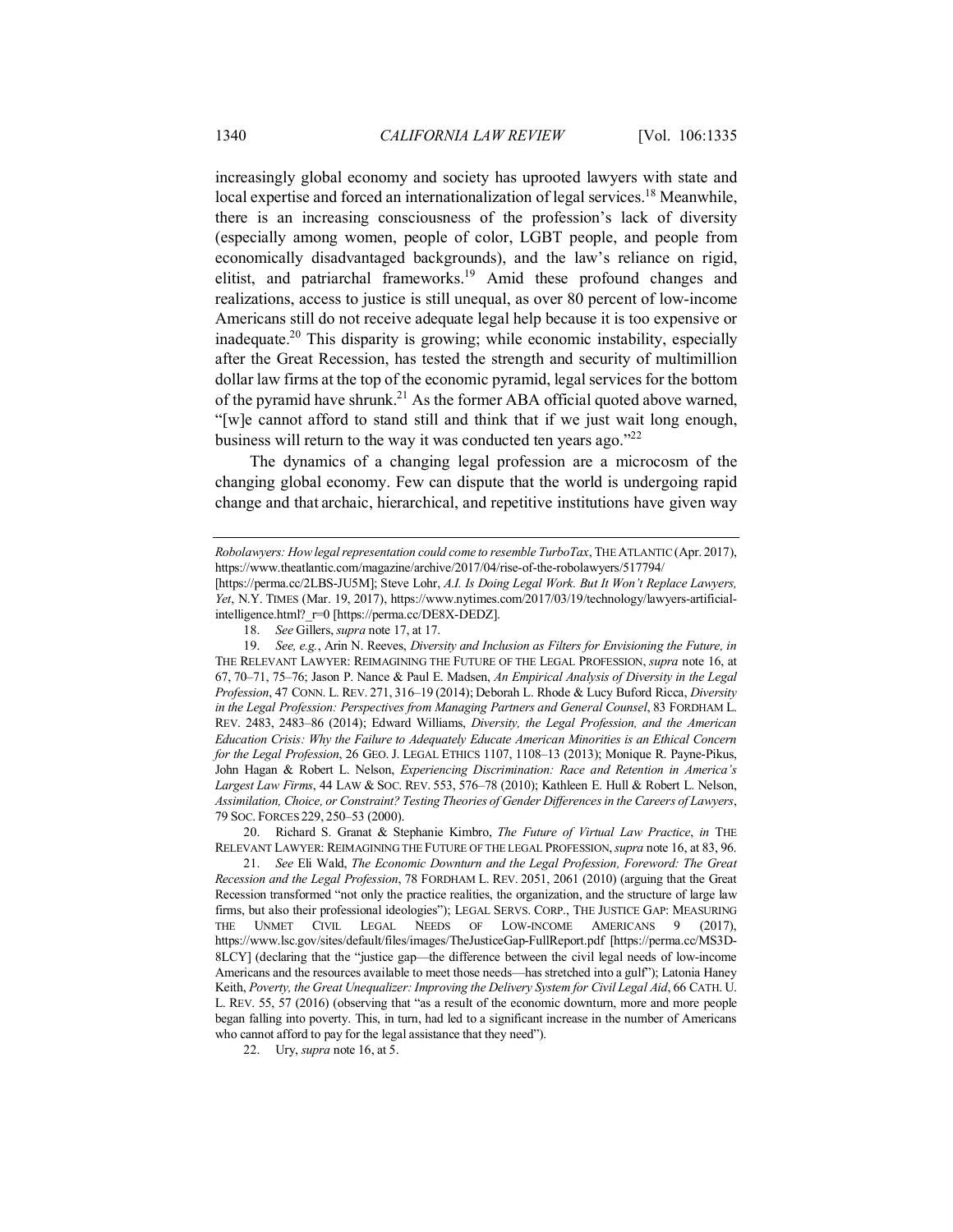increasingly global economy and society has uprooted lawyers with state and local expertise and forced an internationalization of legal services.[18] Meanwhile, there is an increasing consciousness of the profession's lack of diversity (especially among women, people of color, LGBT people, and people from economically disadvantaged backgrounds), and the law's reliance on rigid, elitist, and patriarchal frameworks.[19] Amid these profound changes and realizations, access to justice is still unequal, as over 80 percent of low-income Americans still do not receive adequate legal help because it is too expensive or inadequate.[20] This disparity is growing; while economic instability, especially after the Great Recession, has tested the strength and security of multimillion dollar law firms at the top of the economic pyramid, legal services for the bottom of the pyramid have shrunk.[21] As the former ABA official quoted above warned, "[w]e cannot afford to stand still and think that if we just wait long enough, business will return to the way it was conducted ten years ago."[22]

The dynamics of a changing legal profession are a microcosm of the changing global economy. Few can dispute that the world is undergoing rapid change and that archaic, hierarchical, and repetitive institutions have given way

---

*Robolawyers: How legal representation could come to resemble TurboTax*, THE ATLANTIC (Apr. 2017), https://www.theatlantic.com/magazine/archive/2017/04/rise-of-the-robolawyers/517794/ [https://perma.cc/2LBS-JU5M]; Steve Lohr, *A.I. Is Doing Legal Work. But It Won't Replace Lawyers, Yet*, N.Y. TIMES (Mar. 19, 2017), https://www.nytimes.com/2017/03/19/technology/lawyers-artificial-intelligence.html?_r=0 [https://perma.cc/DE8X-DEDZ].

18. *See* Gillers, *supra* note 17, at 17.

19. *See, e.g.*, Arin N. Reeves, *Diversity and Inclusion as Filters for Envisioning the Future, in* THE RELEVANT LAWYER: REIMAGINING THE FUTURE OF THE LEGAL PROFESSION, *supra* note 16, at 67, 70–71, 75–76; Jason P. Nance & Paul E. Madsen, *An Empirical Analysis of Diversity in the Legal Profession*, 47 CONN. L. REV. 271, 316–19 (2014); Deborah L. Rhode & Lucy Buford Ricca, *Diversity in the Legal Profession: Perspectives from Managing Partners and General Counsel*, 83 FORDHAM L. REV. 2483, 2483–86 (2014); Edward Williams, *Diversity, the Legal Profession, and the American Education Crisis: Why the Failure to Adequately Educate American Minorities is an Ethical Concern for the Legal Profession*, 26 GEO. J. LEGAL ETHICS 1107, 1108–13 (2013); Monique R. Payne-Pikus, John Hagan & Robert L. Nelson, *Experiencing Discrimination: Race and Retention in America's Largest Law Firms*, 44 LAW & SOC. REV. 553, 576–78 (2010); Kathleen E. Hull & Robert L. Nelson, *Assimilation, Choice, or Constraint? Testing Theories of Gender Differences in the Careers of Lawyers*, 79 SOC. FORCES 229, 250–53 (2000).

20. Richard S. Granat & Stephanie Kimbro, *The Future of Virtual Law Practice*, *in* THE RELEVANT LAWYER: REIMAGINING THE FUTURE OF THE LEGAL PROFESSION, *supra* note 16, at 83, 96.

21. *See* Eli Wald, *The Economic Downturn and the Legal Profession, Foreword: The Great Recession and the Legal Profession*, 78 FORDHAM L. REV. 2051, 2061 (2010) (arguing that the Great Recession transformed "not only the practice realities, the organization, and the structure of large law firms, but also their professional ideologies"); LEGAL SERVS. CORP., THE JUSTICE GAP: MEASURING THE UNMET CIVIL LEGAL NEEDS OF LOW-INCOME AMERICANS 9 (2017), https://www.lsc.gov/sites/default/files/images/TheJusticeGap-FullReport.pdf [https://perma.cc/MS3D-8LCY] (declaring that the "justice gap—the difference between the civil legal needs of low-income Americans and the resources available to meet those needs—has stretched into a gulf"); Latonia Haney Keith, *Poverty, the Great Unequalizer: Improving the Delivery System for Civil Legal Aid*, 66 CATH. U. L. REV. 55, 57 (2016) (observing that "as a result of the economic downturn, more and more people began falling into poverty. This, in turn, had led to a significant increase in the number of Americans who cannot afford to pay for the legal assistance that they need").

22. Ury, *supra* note 16, at 5.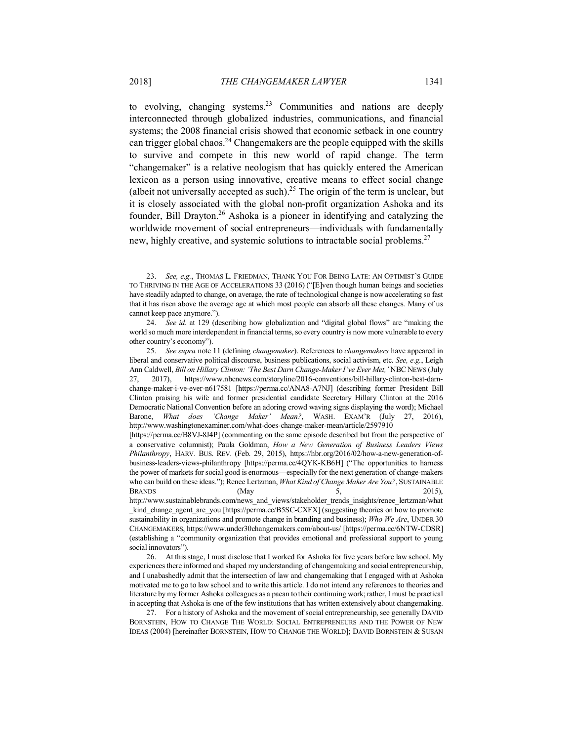to evolving, changing systems.[23] Communities and nations are deeply interconnected through globalized industries, communications, and financial systems; the 2008 financial crisis showed that economic setback in one country can trigger global chaos.[24] Changemakers are the people equipped with the skills to survive and compete in this new world of rapid change. The term "changemaker" is a relative neologism that has quickly entered the American lexicon as a person using innovative, creative means to effect social change (albeit not universally accepted as such).[25] The origin of the term is unclear, but it is closely associated with the global non-profit organization Ashoka and its founder, Bill Drayton.[26] Ashoka is a pioneer in identifying and catalyzing the worldwide movement of social entrepreneurs—individuals with fundamentally new, highly creative, and systemic solutions to intractable social problems.[27]

---

23. *See, e.g.*, THOMAS L. FRIEDMAN, THANK YOU FOR BEING LATE: AN OPTIMIST'S GUIDE TO THRIVING IN THE AGE OF ACCELERATIONS 33 (2016) ("[E]ven though human beings and societies have steadily adapted to change, on average, the rate of technological change is now accelerating so fast that it has risen above the average age at which most people can absorb all these changes. Many of us cannot keep pace anymore.").

24. *See id.* at 129 (describing how globalization and "digital global flows" are "making the world so much more interdependent in financial terms, so every country is now more vulnerable to every other country's economy").

25. *See supra* note 11 (defining *changemaker*). References to *changemakers* have appeared in liberal and conservative political discourse, business publications, social activism, etc. *See, e.g.*, Leigh Ann Caldwell, *Bill on Hillary Clinton: 'The Best Darn Change-Maker I've Ever Met,'* NBC NEWS (July 27, 2017), https://www.nbcnews.com/storyline/2016-conventions/bill-hillary-clinton-best-darn-change-maker-i-ve-ever-n617581 [https://perma.cc/ANA8-A7NJ] (describing former President Bill Clinton praising his wife and former presidential candidate Secretary Hillary Clinton at the 2016 Democratic National Convention before an adoring crowd waving signs displaying the word); Michael Barone, *What does 'Change Maker' Mean?*, WASH. EXAM'R (July 27, 2016), http://www.washingtonexaminer.com/what-does-change-maker-mean/article/2597910 [https://perma.cc/B8VJ-8J4P] (commenting on the same episode described but from the perspective of a conservative columnist); Paula Goldman, *How a New Generation of Business Leaders Views Philanthropy*, HARV. BUS. REV. (Feb. 29, 2015), https://hbr.org/2016/02/how-a-new-generation-of-business-leaders-views-philanthropy [https://perma.cc/4QYK-KB6H] ("The opportunities to harness the power of markets for social good is enormous—especially for the next generation of change-makers who can build on these ideas."); Renee Lertzman, *What Kind of Change Maker Are You?*, SUSTAINABLE BRANDS (May 5, 2015), http://www.sustainablebrands.com/news_and_views/stakeholder_trends_insights/renee_lertzman/what_kind_change_agent_are_you [https://perma.cc/B5SC-CXFX] (suggesting theories on how to promote sustainability in organizations and promote change in branding and business); *Who We Are*, UNDER 30 CHANGEMAKERS, https://www.under30changemakers.com/about-us/ [https://perma.cc/6NTW-CDSR] (establishing a "community organization that provides emotional and professional support to young social innovators").

26. At this stage, I must disclose that I worked for Ashoka for five years before law school. My experiences there informed and shaped my understanding of changemaking and social entrepreneurship, and I unabashedly admit that the intersection of law and changemaking that I engaged with at Ashoka motivated me to go to law school and to write this article. I do not intend any references to theories and literature by my former Ashoka colleagues as a paean to their continuing work; rather, I must be practical in accepting that Ashoka is one of the few institutions that has written extensively about changemaking.

27. For a history of Ashoka and the movement of social entrepreneurship, see generally DAVID BORNSTEIN, HOW TO CHANGE THE WORLD: SOCIAL ENTREPRENEURS AND THE POWER OF NEW IDEAS (2004) [hereinafter BORNSTEIN, HOW TO CHANGE THE WORLD]; DAVID BORNSTEIN & SUSAN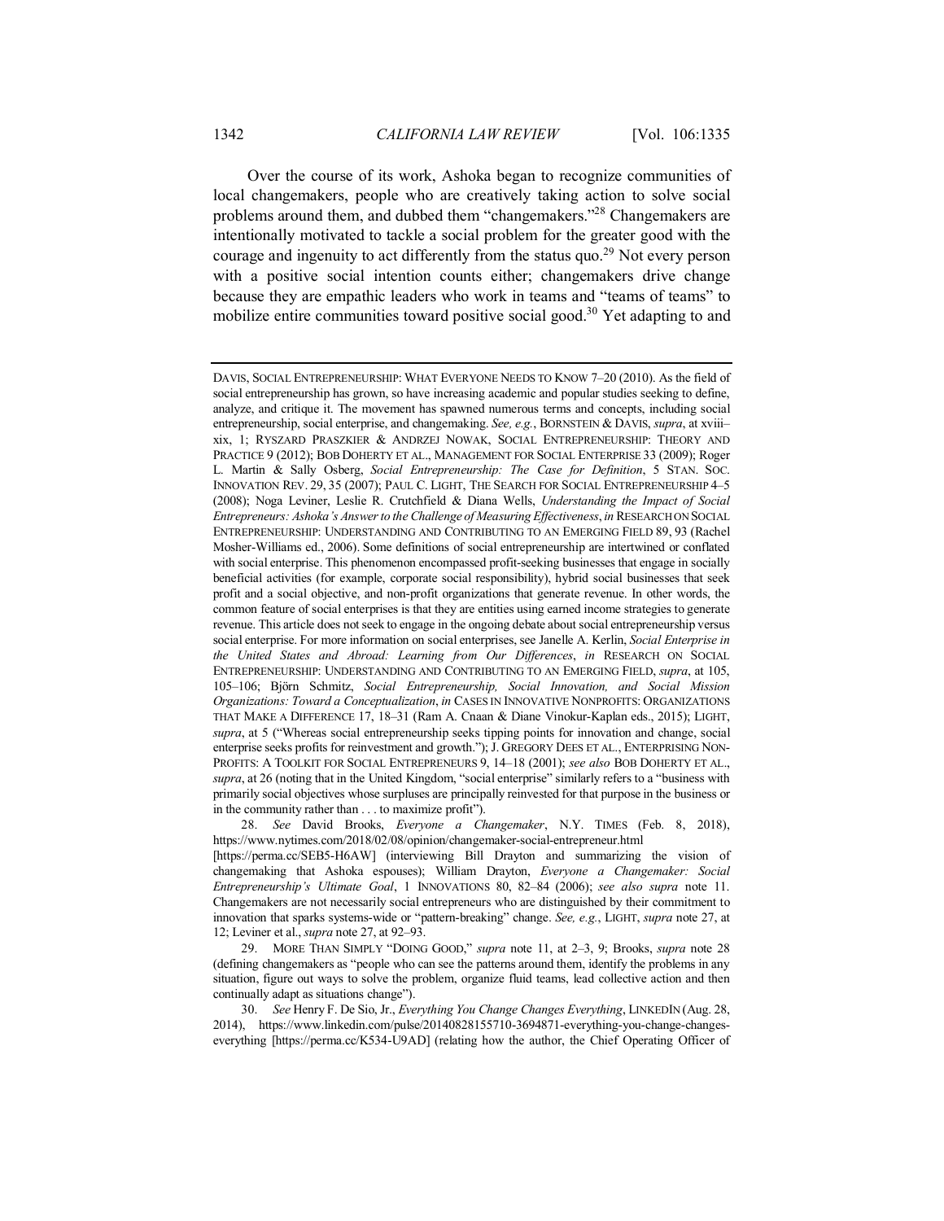Over the course of its work, Ashoka began to recognize communities of local changemakers, people who are creatively taking action to solve social problems around them, and dubbed them "changemakers."[28] Changemakers are intentionally motivated to tackle a social problem for the greater good with the courage and ingenuity to act differently from the status quo.[29] Not every person with a positive social intention counts either; changemakers drive change because they are empathic leaders who work in teams and "teams of teams" to mobilize entire communities toward positive social good.[30] Yet adapting to and

---

DAVIS, SOCIAL ENTREPRENEURSHIP: WHAT EVERYONE NEEDS TO KNOW 7–20 (2010). As the field of social entrepreneurship has grown, so have increasing academic and popular studies seeking to define, analyze, and critique it. The movement has spawned numerous terms and concepts, including social entrepreneurship, social enterprise, and changemaking. *See, e.g.*, BORNSTEIN & DAVIS, *supra*, at xviii–xix, 1; RYSZARD PRASZKIER & ANDRZEJ NOWAK, SOCIAL ENTREPRENEURSHIP: THEORY AND PRACTICE 9 (2012); BOB DOHERTY ET AL., MANAGEMENT FOR SOCIAL ENTERPRISE 33 (2009); Roger L. Martin & Sally Osberg, *Social Entrepreneurship: The Case for Definition*, 5 STAN. SOC. INNOVATION REV. 29, 35 (2007); PAUL C. LIGHT, THE SEARCH FOR SOCIAL ENTREPRENEURSHIP 4–5 (2008); Noga Leviner, Leslie R. Crutchfield & Diana Wells, *Understanding the Impact of Social Entrepreneurs: Ashoka's Answer to the Challenge of Measuring Effectiveness*, *in* RESEARCH ON SOCIAL ENTREPRENEURSHIP: UNDERSTANDING AND CONTRIBUTING TO AN EMERGING FIELD 89, 93 (Rachel Mosher-Williams ed., 2006). Some definitions of social entrepreneurship are intertwined or conflated with social enterprise. This phenomenon encompassed profit-seeking businesses that engage in socially beneficial activities (for example, corporate social responsibility), hybrid social businesses that seek profit and a social objective, and non-profit organizations that generate revenue. In other words, the common feature of social enterprises is that they are entities using earned income strategies to generate revenue. This article does not seek to engage in the ongoing debate about social entrepreneurship versus social enterprise. For more information on social enterprises, see Janelle A. Kerlin, *Social Enterprise in the United States and Abroad: Learning from Our Differences*, *in* RESEARCH ON SOCIAL ENTREPRENEURSHIP: UNDERSTANDING AND CONTRIBUTING TO AN EMERGING FIELD, *supra*, at 105, 105–106; Björn Schmitz, *Social Entrepreneurship, Social Innovation, and Social Mission Organizations: Toward a Conceptualization*, *in* CASES IN INNOVATIVE NONPROFITS: ORGANIZATIONS THAT MAKE A DIFFERENCE 17, 18–31 (Ram A. Cnaan & Diane Vinokur-Kaplan eds., 2015); LIGHT, *supra*, at 5 ("Whereas social entrepreneurship seeks tipping points for innovation and change, social enterprise seeks profits for reinvestment and growth."); J. GREGORY DEES ET AL., ENTERPRISING NON-PROFITS: A TOOLKIT FOR SOCIAL ENTREPRENEURS 9, 14–18 (2001); *see also* BOB DOHERTY ET AL., *supra*, at 26 (noting that in the United Kingdom, "social enterprise" similarly refers to a "business with primarily social objectives whose surpluses are principally reinvested for that purpose in the business or in the community rather than . . . to maximize profit").

28. *See* David Brooks, *Everyone a Changemaker*, N.Y. TIMES (Feb. 8, 2018), https://www.nytimes.com/2018/02/08/opinion/changemaker-social-entrepreneur.html [https://perma.cc/SEB5-H6AW] (interviewing Bill Drayton and summarizing the vision of changemaking that Ashoka espouses); William Drayton, *Everyone a Changemaker: Social Entrepreneurship's Ultimate Goal*, 1 INNOVATIONS 80, 82–84 (2006); *see also supra* note 11. Changemakers are not necessarily social entrepreneurs who are distinguished by their commitment to innovation that sparks systems-wide or "pattern-breaking" change. *See, e.g.*, LIGHT, *supra* note 27, at 12; Leviner et al., *supra* note 27, at 92–93.

29. MORE THAN SIMPLY "DOING GOOD," *supra* note 11, at 2–3, 9; Brooks, *supra* note 28 (defining changemakers as "people who can see the patterns around them, identify the problems in any situation, figure out ways to solve the problem, organize fluid teams, lead collective action and then continually adapt as situations change").

30. *See* Henry F. De Sio, Jr., *Everything You Change Changes Everything*, LINKEDIN (Aug. 28, 2014), https://www.linkedin.com/pulse/20140828155710-3694871-everything-you-change-changes-everything [https://perma.cc/K534-U9AD] (relating how the author, the Chief Operating Officer of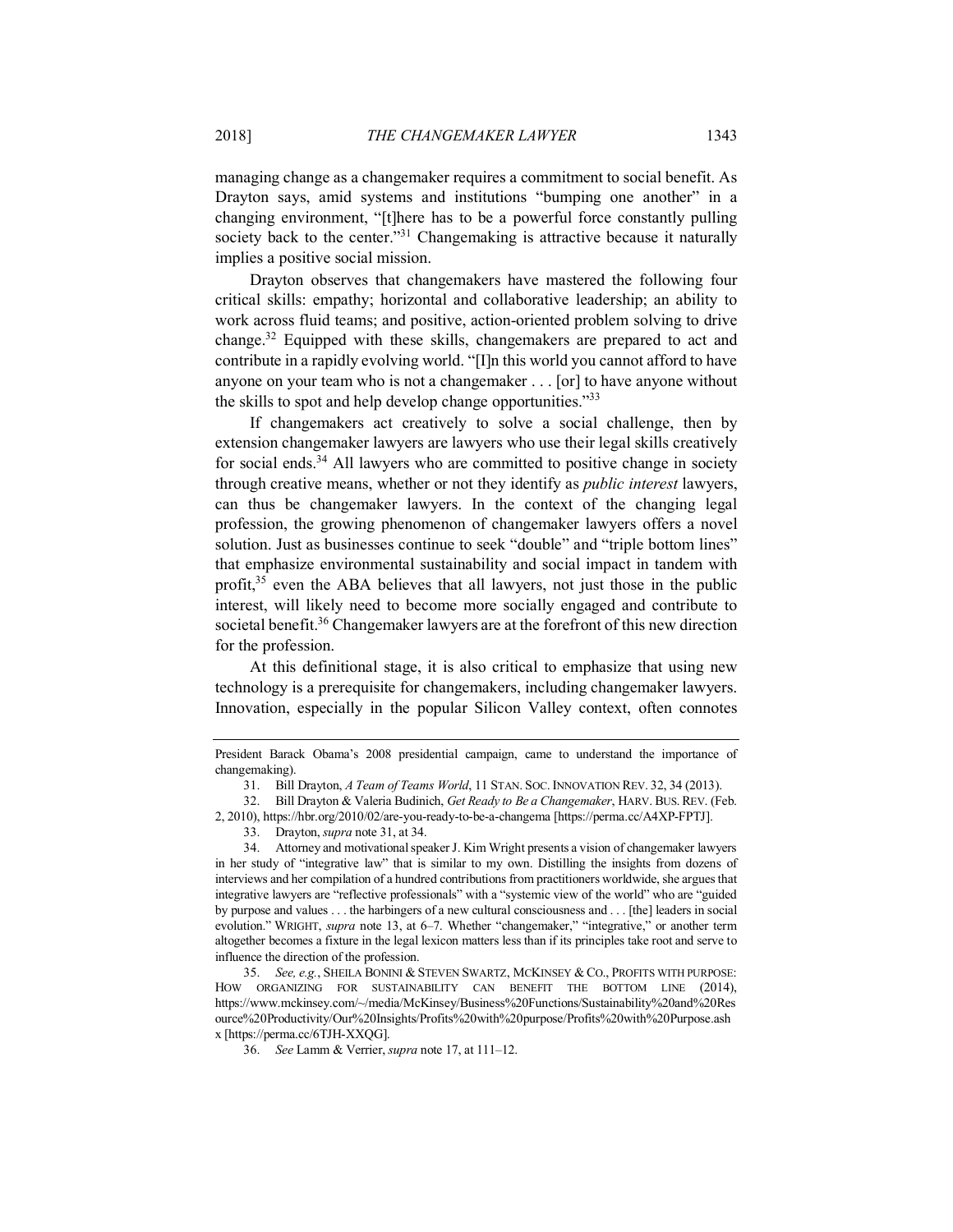managing change as a changemaker requires a commitment to social benefit. As Drayton says, amid systems and institutions "bumping one another" in a changing environment, "[t]here has to be a powerful force constantly pulling society back to the center."[31] Changemaking is attractive because it naturally implies a positive social mission.

Drayton observes that changemakers have mastered the following four critical skills: empathy; horizontal and collaborative leadership; an ability to work across fluid teams; and positive, action-oriented problem solving to drive change.[32] Equipped with these skills, changemakers are prepared to act and contribute in a rapidly evolving world. "[I]n this world you cannot afford to have anyone on your team who is not a changemaker . . . [or] to have anyone without the skills to spot and help develop change opportunities."[33]

If changemakers act creatively to solve a social challenge, then by extension changemaker lawyers are lawyers who use their legal skills creatively for social ends.[34] All lawyers who are committed to positive change in society through creative means, whether or not they identify as *public interest* lawyers, can thus be changemaker lawyers. In the context of the changing legal profession, the growing phenomenon of changemaker lawyers offers a novel solution. Just as businesses continue to seek "double" and "triple bottom lines" that emphasize environmental sustainability and social impact in tandem with profit,[35] even the ABA believes that all lawyers, not just those in the public interest, will likely need to become more socially engaged and contribute to societal benefit.[36] Changemaker lawyers are at the forefront of this new direction for the profession.

At this definitional stage, it is also critical to emphasize that using new technology is a prerequisite for changemakers, including changemaker lawyers. Innovation, especially in the popular Silicon Valley context, often connotes

---

President Barack Obama's 2008 presidential campaign, came to understand the importance of changemaking).

31. Bill Drayton, *A Team of Teams World*, 11 STAN. SOC. INNOVATION REV. 32, 34 (2013).

32. Bill Drayton & Valeria Budinich, *Get Ready to Be a Changemaker*, HARV. BUS. REV. (Feb. 2, 2010), https://hbr.org/2010/02/are-you-ready-to-be-a-changema [https://perma.cc/A4XP-FPTJ].

33. Drayton, *supra* note 31, at 34.

34. Attorney and motivational speaker J. Kim Wright presents a vision of changemaker lawyers in her study of "integrative law" that is similar to my own. Distilling the insights from dozens of interviews and her compilation of a hundred contributions from practitioners worldwide, she argues that integrative lawyers are "reflective professionals" with a "systemic view of the world" who are "guided by purpose and values . . . the harbingers of a new cultural consciousness and . . . [the] leaders in social evolution." WRIGHT, *supra* note 13, at 6–7. Whether "changemaker," "integrative," or another term altogether becomes a fixture in the legal lexicon matters less than if its principles take root and serve to influence the direction of the profession.

35. *See, e.g.*, SHEILA BONINI & STEVEN SWARTZ, MCKINSEY & CO., PROFITS WITH PURPOSE: HOW ORGANIZING FOR SUSTAINABILITY CAN BENEFIT THE BOTTOM LINE (2014), https://www.mckinsey.com/~/media/McKinsey/Business%20Functions/Sustainability%20and%20Resource%20Productivity/Our%20Insights/Profits%20with%20purpose/Profits%20with%20Purpose.ashx [https://perma.cc/6TJH-XXQG].

36. *See* Lamm & Verrier, *supra* note 17, at 111–12.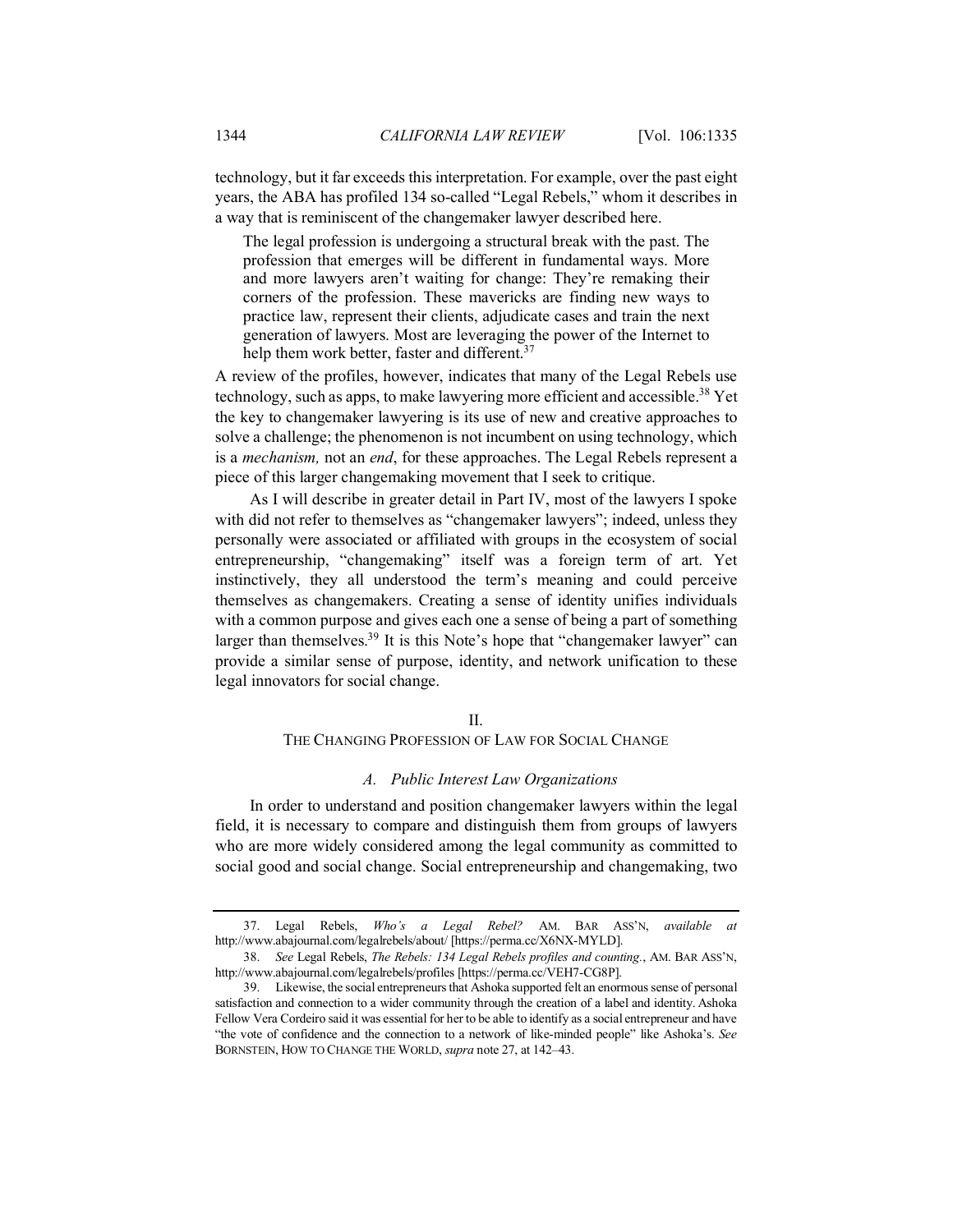technology, but it far exceeds this interpretation. For example, over the past eight years, the ABA has profiled 134 so-called "Legal Rebels," whom it describes in a way that is reminiscent of the changemaker lawyer described here.

> The legal profession is undergoing a structural break with the past. The profession that emerges will be different in fundamental ways. More and more lawyers aren't waiting for change: They're remaking their corners of the profession. These mavericks are finding new ways to practice law, represent their clients, adjudicate cases and train the next generation of lawyers. Most are leveraging the power of the Internet to help them work better, faster and different.[37]

A review of the profiles, however, indicates that many of the Legal Rebels use technology, such as apps, to make lawyering more efficient and accessible.[38] Yet the key to changemaker lawyering is its use of new and creative approaches to solve a challenge; the phenomenon is not incumbent on using technology, which is a *mechanism,* not an *end*, for these approaches. The Legal Rebels represent a piece of this larger changemaking movement that I seek to critique.

As I will describe in greater detail in Part IV, most of the lawyers I spoke with did not refer to themselves as "changemaker lawyers"; indeed, unless they personally were associated or affiliated with groups in the ecosystem of social entrepreneurship, "changemaking" itself was a foreign term of art. Yet instinctively, they all understood the term's meaning and could perceive themselves as changemakers. Creating a sense of identity unifies individuals with a common purpose and gives each one a sense of being a part of something larger than themselves.[39] It is this Note's hope that "changemaker lawyer" can provide a similar sense of purpose, identity, and network unification to these legal innovators for social change.

## II.
## THE CHANGING PROFESSION OF LAW FOR SOCIAL CHANGE

### *A. Public Interest Law Organizations*

In order to understand and position changemaker lawyers within the legal field, it is necessary to compare and distinguish them from groups of lawyers who are more widely considered among the legal community as committed to social good and social change. Social entrepreneurship and changemaking, two

---

37. Legal Rebels, *Who's a Legal Rebel?* AM. BAR ASS'N, *available at* http://www.abajournal.com/legalrebels/about/ [https://perma.cc/X6NX-MYLD].

38. *See* Legal Rebels, *The Rebels: 134 Legal Rebels profiles and counting.*, AM. BAR ASS'N, http://www.abajournal.com/legalrebels/profiles [https://perma.cc/VEH7-CG8P].

39. Likewise, the social entrepreneurs that Ashoka supported felt an enormous sense of personal satisfaction and connection to a wider community through the creation of a label and identity. Ashoka Fellow Vera Cordeiro said it was essential for her to be able to identify as a social entrepreneur and have "the vote of confidence and the connection to a network of like-minded people" like Ashoka's. *See* BORNSTEIN, HOW TO CHANGE THE WORLD, *supra* note 27, at 142–43.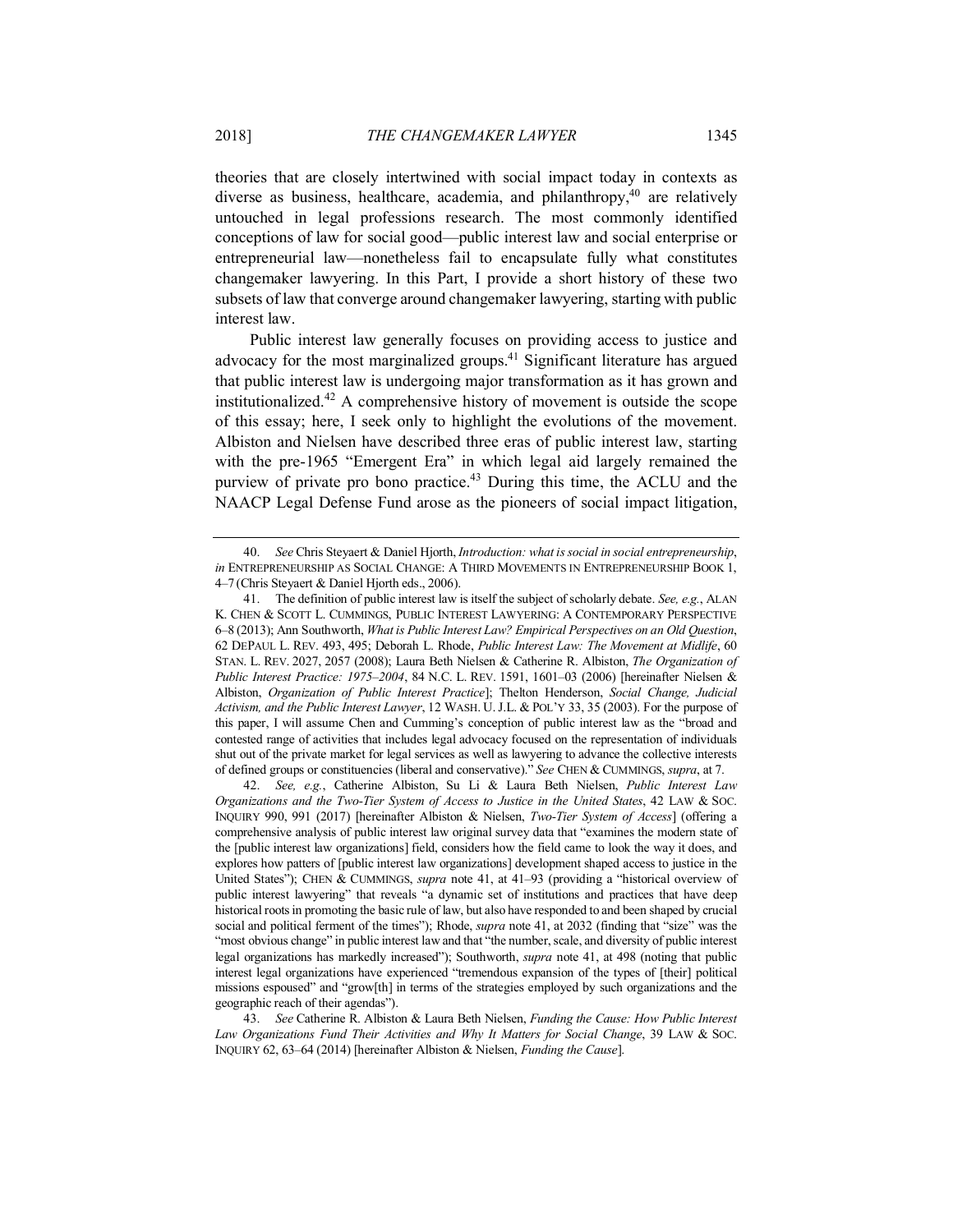theories that are closely intertwined with social impact today in contexts as diverse as business, healthcare, academia, and philanthropy,[40] are relatively untouched in legal professions research. The most commonly identified conceptions of law for social good—public interest law and social enterprise or entrepreneurial law—nonetheless fail to encapsulate fully what constitutes changemaker lawyering. In this Part, I provide a short history of these two subsets of law that converge around changemaker lawyering, starting with public interest law.

Public interest law generally focuses on providing access to justice and advocacy for the most marginalized groups.[41] Significant literature has argued that public interest law is undergoing major transformation as it has grown and institutionalized.[42] A comprehensive history of movement is outside the scope of this essay; here, I seek only to highlight the evolutions of the movement. Albiston and Nielsen have described three eras of public interest law, starting with the pre-1965 "Emergent Era" in which legal aid largely remained the purview of private pro bono practice.[43] During this time, the ACLU and the NAACP Legal Defense Fund arose as the pioneers of social impact litigation,

---

40. *See* Chris Steyaert & Daniel Hjorth, *Introduction: what is social in social entrepreneurship*, *in* ENTREPRENEURSHIP AS SOCIAL CHANGE: A THIRD MOVEMENTS IN ENTREPRENEURSHIP BOOK 1, 4–7 (Chris Steyaert & Daniel Hjorth eds., 2006).

41. The definition of public interest law is itself the subject of scholarly debate. *See, e.g.*, ALAN K. CHEN & SCOTT L. CUMMINGS, PUBLIC INTEREST LAWYERING: A CONTEMPORARY PERSPECTIVE 6–8 (2013); Ann Southworth, *What is Public Interest Law? Empirical Perspectives on an Old Question*, 62 DEPAUL L. REV. 493, 495; Deborah L. Rhode, *Public Interest Law: The Movement at Midlife*, 60 STAN. L. REV. 2027, 2057 (2008); Laura Beth Nielsen & Catherine R. Albiston, *The Organization of Public Interest Practice: 1975–2004*, 84 N.C. L. REV. 1591, 1601–03 (2006) [hereinafter Nielsen & Albiston, *Organization of Public Interest Practice*]; Thelton Henderson, *Social Change, Judicial Activism, and the Public Interest Lawyer*, 12 WASH. U. J.L. & POL'Y 33, 35 (2003). For the purpose of this paper, I will assume Chen and Cumming's conception of public interest law as the "broad and contested range of activities that includes legal advocacy focused on the representation of individuals shut out of the private market for legal services as well as lawyering to advance the collective interests of defined groups or constituencies (liberal and conservative)." *See* CHEN & CUMMINGS, *supra*, at 7.

42. *See, e.g.*, Catherine Albiston, Su Li & Laura Beth Nielsen, *Public Interest Law Organizations and the Two-Tier System of Access to Justice in the United States*, 42 LAW & SOC. INQUIRY 990, 991 (2017) [hereinafter Albiston & Nielsen, *Two-Tier System of Access*] (offering a comprehensive analysis of public interest law original survey data that "examines the modern state of the [public interest law organizations] field, considers how the field came to look the way it does, and explores how patterns of [public interest law organizations] development shaped access to justice in the United States"); CHEN & CUMMINGS, *supra* note 41, at 41–93 (providing a "historical overview of public interest lawyering" that reveals "a dynamic set of institutions and practices that have deep historical roots in promoting the basic rule of law, but also have responded to and been shaped by crucial social and political ferment of the times"); Rhode, *supra* note 41, at 2032 (finding that "size" was the "most obvious change" in public interest law and that "the number, scale, and diversity of public interest legal organizations has markedly increased"); Southworth, *supra* note 41, at 498 (noting that public interest legal organizations have experienced "tremendous expansion of the types of [their] political missions espoused" and "grow[th] in terms of the strategies employed by such organizations and the geographic reach of their agendas").

43. *See* Catherine R. Albiston & Laura Beth Nielsen, *Funding the Cause: How Public Interest Law Organizations Fund Their Activities and Why It Matters for Social Change*, 39 LAW & SOC. INQUIRY 62, 63–64 (2014) [hereinafter Albiston & Nielsen, *Funding the Cause*].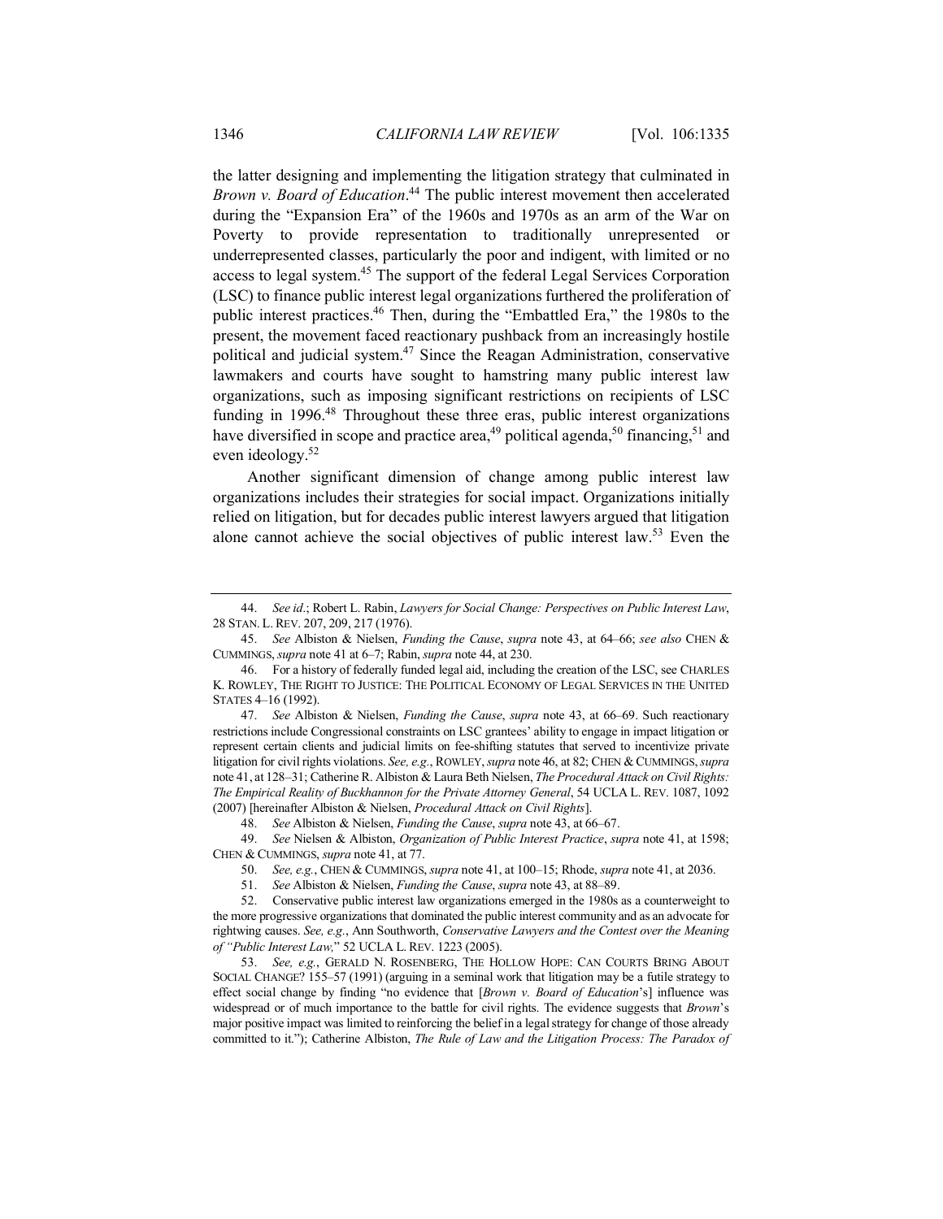the latter designing and implementing the litigation strategy that culminated in *Brown v. Board of Education*.[44] The public interest movement then accelerated during the "Expansion Era" of the 1960s and 1970s as an arm of the War on Poverty to provide representation to traditionally unrepresented or underrepresented classes, particularly the poor and indigent, with limited or no access to legal system.[45] The support of the federal Legal Services Corporation (LSC) to finance public interest legal organizations furthered the proliferation of public interest practices.[46] Then, during the "Embattled Era," the 1980s to the present, the movement faced reactionary pushback from an increasingly hostile political and judicial system.[47] Since the Reagan Administration, conservative lawmakers and courts have sought to hamstring many public interest law organizations, such as imposing significant restrictions on recipients of LSC funding in 1996.[48] Throughout these three eras, public interest organizations have diversified in scope and practice area,[49] political agenda,[50] financing,[51] and even ideology.[52]

Another significant dimension of change among public interest law organizations includes their strategies for social impact. Organizations initially relied on litigation, but for decades public interest lawyers argued that litigation alone cannot achieve the social objectives of public interest law.[53] Even the

---

44. *See id.*; Robert L. Rabin, *Lawyers for Social Change: Perspectives on Public Interest Law*, 28 STAN. L. REV. 207, 209, 217 (1976).

45. *See* Albiston & Nielsen, *Funding the Cause*, *supra* note 43, at 64–66; *see also* CHEN & CUMMINGS, *supra* note 41 at 6–7; Rabin, *supra* note 44, at 230.

46. For a history of federally funded legal aid, including the creation of the LSC, see CHARLES K. ROWLEY, THE RIGHT TO JUSTICE: THE POLITICAL ECONOMY OF LEGAL SERVICES IN THE UNITED STATES 4–16 (1992).

47. *See* Albiston & Nielsen, *Funding the Cause*, *supra* note 43, at 66–69. Such reactionary restrictions include Congressional constraints on LSC grantees' ability to engage in impact litigation or represent certain clients and judicial limits on fee-shifting statutes that served to incentivize private litigation for civil rights violations. *See, e.g.*, ROWLEY, *supra* note 46, at 82; CHEN & CUMMINGS, *supra* note 41, at 128–31; Catherine R. Albiston & Laura Beth Nielsen, *The Procedural Attack on Civil Rights: The Empirical Reality of Buckhannon for the Private Attorney General*, 54 UCLA L. REV. 1087, 1092 (2007) [hereinafter Albiston & Nielsen, *Procedural Attack on Civil Rights*].

48. *See* Albiston & Nielsen, *Funding the Cause*, *supra* note 43, at 66–67.

49. *See* Nielsen & Albiston, *Organization of Public Interest Practice*, *supra* note 41, at 1598; CHEN & CUMMINGS, *supra* note 41, at 77.

50. *See, e.g.*, CHEN & CUMMINGS, *supra* note 41, at 100–15; Rhode, *supra* note 41, at 2036.

51. *See* Albiston & Nielsen, *Funding the Cause*, *supra* note 43, at 88–89.

52. Conservative public interest law organizations emerged in the 1980s as a counterweight to the more progressive organizations that dominated the public interest community and as an advocate for rightwing causes. *See, e.g.*, Ann Southworth, *Conservative Lawyers and the Contest over the Meaning of "Public Interest Law,"* 52 UCLA L. REV. 1223 (2005).

53. *See, e.g.*, GERALD N. ROSENBERG, THE HOLLOW HOPE: CAN COURTS BRING ABOUT SOCIAL CHANGE? 155–57 (1991) (arguing in a seminal work that litigation may be a futile strategy to effect social change by finding "no evidence that [*Brown v. Board of Education*'s] influence was widespread or of much importance to the battle for civil rights. The evidence suggests that *Brown*'s major positive impact was limited to reinforcing the belief in a legal strategy for change of those already committed to it."); Catherine Albiston, *The Rule of Law and the Litigation Process: The Paradox of*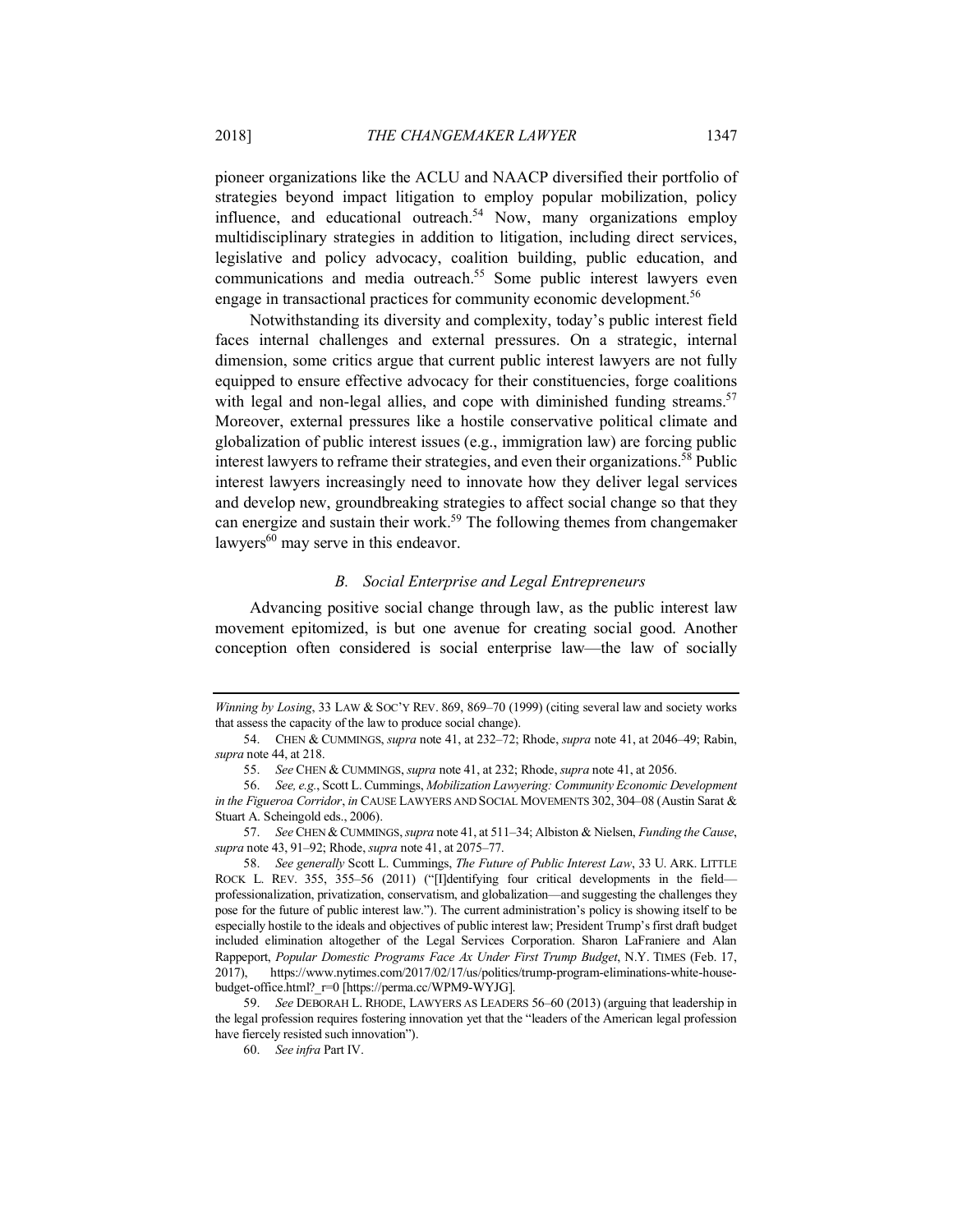pioneer organizations like the ACLU and NAACP diversified their portfolio of strategies beyond impact litigation to employ popular mobilization, policy influence, and educational outreach.[54] Now, many organizations employ multidisciplinary strategies in addition to litigation, including direct services, legislative and policy advocacy, coalition building, public education, and communications and media outreach.[55] Some public interest lawyers even engage in transactional practices for community economic development.[56]

Notwithstanding its diversity and complexity, today's public interest field faces internal challenges and external pressures. On a strategic, internal dimension, some critics argue that current public interest lawyers are not fully equipped to ensure effective advocacy for their constituencies, forge coalitions with legal and non-legal allies, and cope with diminished funding streams.[57] Moreover, external pressures like a hostile conservative political climate and globalization of public interest issues (e.g., immigration law) are forcing public interest lawyers to reframe their strategies, and even their organizations.[58] Public interest lawyers increasingly need to innovate how they deliver legal services and develop new, groundbreaking strategies to affect social change so that they can energize and sustain their work.[59] The following themes from changemaker lawyers[60] may serve in this endeavor.

### *B. Social Enterprise and Legal Entrepreneurs*

Advancing positive social change through law, as the public interest law movement epitomized, is but one avenue for creating social good. Another conception often considered is social enterprise law—the law of socially

---

*Winning by Losing*, 33 LAW & SOC'Y REV. 869, 869–70 (1999) (citing several law and society works that assess the capacity of the law to produce social change).

54. CHEN & CUMMINGS, *supra* note 41, at 232–72; Rhode, *supra* note 41, at 2046–49; Rabin, *supra* note 44, at 218.

55. *See* CHEN & CUMMINGS, *supra* note 41, at 232; Rhode, *supra* note 41, at 2056.

56. *See, e.g.*, Scott L. Cummings, *Mobilization Lawyering: Community Economic Development in the Figueroa Corridor*, *in* CAUSE LAWYERS AND SOCIAL MOVEMENTS 302, 304–08 (Austin Sarat & Stuart A. Scheingold eds., 2006).

57. *See* CHEN & CUMMINGS, *supra* note 41, at 511–34; Albiston & Nielsen, *Funding the Cause*, *supra* note 43, 91–92; Rhode, *supra* note 41, at 2075–77.

58. *See generally* Scott L. Cummings, *The Future of Public Interest Law*, 33 U. ARK. LITTLE ROCK L. REV. 355, 355–56 (2011) ("[I]dentifying four critical developments in the field—professionalization, privatization, conservatism, and globalization—and suggesting the challenges they pose for the future of public interest law."). The current administration's policy is showing itself to be especially hostile to the ideals and objectives of public interest law; President Trump's first draft budget included elimination altogether of the Legal Services Corporation. Sharon LaFraniere and Alan Rappeport, *Popular Domestic Programs Face Ax Under First Trump Budget*, N.Y. TIMES (Feb. 17, 2017), https://www.nytimes.com/2017/02/17/us/politics/trump-program-eliminations-white-house-budget-office.html?_r=0 [https://perma.cc/WPM9-WYJG].

59. *See* DEBORAH L. RHODE, LAWYERS AS LEADERS 56–60 (2013) (arguing that leadership in the legal profession requires fostering innovation yet that the "leaders of the American legal profession have fiercely resisted such innovation").

60. *See infra* Part IV.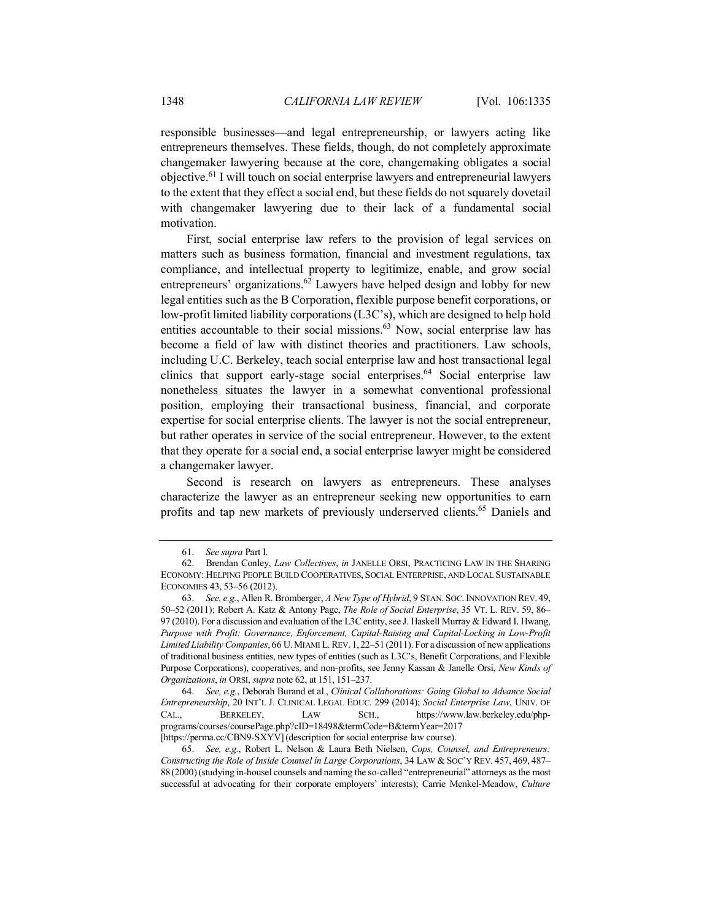responsible businesses—and legal entrepreneurship, or lawyers acting like entrepreneurs themselves. These fields, though, do not completely approximate changemaker lawyering because at the core, changemaking obligates a social objective.[61] I will touch on social enterprise lawyers and entrepreneurial lawyers to the extent that they effect a social end, but these fields do not squarely dovetail with changemaker lawyering due to their lack of a fundamental social motivation.

First, social enterprise law refers to the provision of legal services on matters such as business formation, financial and investment regulations, tax compliance, and intellectual property to legitimize, enable, and grow social entrepreneurs' organizations.[62] Lawyers have helped design and lobby for new legal entities such as the B Corporation, flexible purpose benefit corporations, or low-profit limited liability corporations (L3C's), which are designed to help hold entities accountable to their social missions.[63] Now, social enterprise law has become a field of law with distinct theories and practitioners. Law schools, including U.C. Berkeley, teach social enterprise law and host transactional legal clinics that support early-stage social enterprises.[64] Social enterprise law nonetheless situates the lawyer in a somewhat conventional professional position, employing their transactional business, financial, and corporate expertise for social enterprise clients. The lawyer is not the social entrepreneur, but rather operates in service of the social entrepreneur. However, to the extent that they operate for a social end, a social enterprise lawyer might be considered a changemaker lawyer.

Second is research on lawyers as entrepreneurs. These analyses characterize the lawyer as an entrepreneur seeking new opportunities to earn profits and tap new markets of previously underserved clients.[65] Daniels and

---

61. *See supra* Part I.

62. Brendan Conley, *Law Collectives*, *in* JANELLE ORSI, PRACTICING LAW IN THE SHARING ECONOMY: HELPING PEOPLE BUILD COOPERATIVES, SOCIAL ENTERPRISE, AND LOCAL SUSTAINABLE ECONOMIES 43, 53–56 (2012).

63. *See, e.g.*, Allen R. Bromberger, *A New Type of Hybrid*, 9 STAN. SOC. INNOVATION REV. 49, 50–52 (2011); Robert A. Katz & Antony Page, *The Role of Social Enterprise*, 35 VT. L. REV. 59, 86–97 (2010). For a discussion and evaluation of the L3C entity, see J. Haskell Murray & Edward I. Hwang, *Purpose with Profit: Governance, Enforcement, Capital-Raising and Capital-Locking in Low-Profit Limited Liability Companies*, 66 U. MIAMI L. REV. 1, 22–51 (2011). For a discussion of new applications of traditional business entities, new types of entities (such as L3C's, Benefit Corporations, and Flexible Purpose Corporations), cooperatives, and non-profits, see Jenny Kassan & Janelle Orsi, *New Kinds of Organizations*, *in* ORSI, *supra* note 62, at 151, 151–237.

64. *See, e.g.*, Deborah Burand et al., *Clinical Collaborations: Going Global to Advance Social Entrepreneurship*, 20 INT'L J. CLINICAL LEGAL EDUC. 299 (2014); *Social Enterprise Law*, UNIV. OF CAL., BERKELEY, LAW SCH., https://www.law.berkeley.edu/php-programs/courses/coursePage.php?cID=18498&termCode=B&termYear=2017 [https://perma.cc/CBN9-SXYV] (description for social enterprise law course).

65. *See, e.g.*, Robert L. Nelson & Laura Beth Nielsen, *Cops, Counsel, and Entrepreneurs: Constructing the Role of Inside Counsel in Large Corporations*, 34 LAW & SOC'Y REV. 457, 469, 487–88 (2000) (studying in-housel counsels and naming the so-called "entrepreneurial" attorneys as the most successful at advocating for their corporate employers' interests); Carrie Menkel-Meadow, *Culture*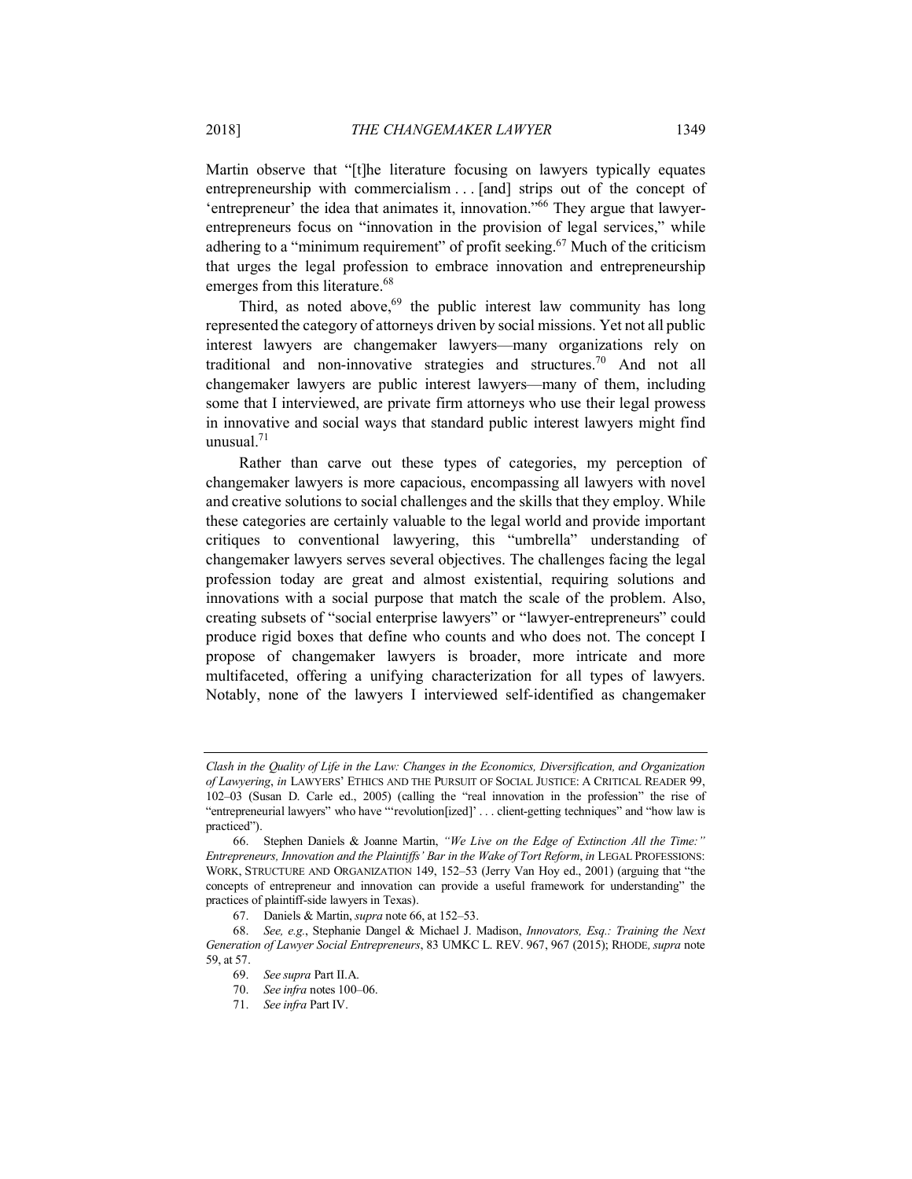Martin observe that "[t]he literature focusing on lawyers typically equates entrepreneurship with commercialism . . . [and] strips out of the concept of 'entrepreneur' the idea that animates it, innovation."[66] They argue that lawyer-entrepreneurs focus on "innovation in the provision of legal services," while adhering to a "minimum requirement" of profit seeking.[67] Much of the criticism that urges the legal profession to embrace innovation and entrepreneurship emerges from this literature.[68]

Third, as noted above,[69] the public interest law community has long represented the category of attorneys driven by social missions. Yet not all public interest lawyers are changemaker lawyers—many organizations rely on traditional and non-innovative strategies and structures.[70] And not all changemaker lawyers are public interest lawyers—many of them, including some that I interviewed, are private firm attorneys who use their legal prowess in innovative and social ways that standard public interest lawyers might find unusual.[71]

Rather than carve out these types of categories, my perception of changemaker lawyers is more capacious, encompassing all lawyers with novel and creative solutions to social challenges and the skills that they employ. While these categories are certainly valuable to the legal world and provide important critiques to conventional lawyering, this "umbrella" understanding of changemaker lawyers serves several objectives. The challenges facing the legal profession today are great and almost existential, requiring solutions and innovations with a social purpose that match the scale of the problem. Also, creating subsets of "social enterprise lawyers" or "lawyer-entrepreneurs" could produce rigid boxes that define who counts and who does not. The concept I propose of changemaker lawyers is broader, more intricate and more multifaceted, offering a unifying characterization for all types of lawyers. Notably, none of the lawyers I interviewed self-identified as changemaker

---

*Clash in the Quality of Life in the Law: Changes in the Economics, Diversification, and Organization of Lawyering*, *in* LAWYERS' ETHICS AND THE PURSUIT OF SOCIAL JUSTICE: A CRITICAL READER 99, 102–03 (Susan D. Carle ed., 2005) (calling the "real innovation in the profession" the rise of "entrepreneurial lawyers" who have "'revolution[ized]' . . . client-getting techniques" and "how law is practiced").

66. Stephen Daniels & Joanne Martin, *"We Live on the Edge of Extinction All the Time:" Entrepreneurs, Innovation and the Plaintiffs' Bar in the Wake of Tort Reform*, *in* LEGAL PROFESSIONS: WORK, STRUCTURE AND ORGANIZATION 149, 152–53 (Jerry Van Hoy ed., 2001) (arguing that "the concepts of entrepreneur and innovation can provide a useful framework for understanding" the practices of plaintiff-side lawyers in Texas).

67. Daniels & Martin, *supra* note 66, at 152–53.

68. *See, e.g.*, Stephanie Dangel & Michael J. Madison, *Innovators, Esq.: Training the Next Generation of Lawyer Social Entrepreneurs*, 83 UMKC L. REV. 967, 967 (2015); RHODE, *supra* note 59, at 57.

69. *See supra* Part II.A.

70. *See infra* notes 100–06.

71. *See infra* Part IV.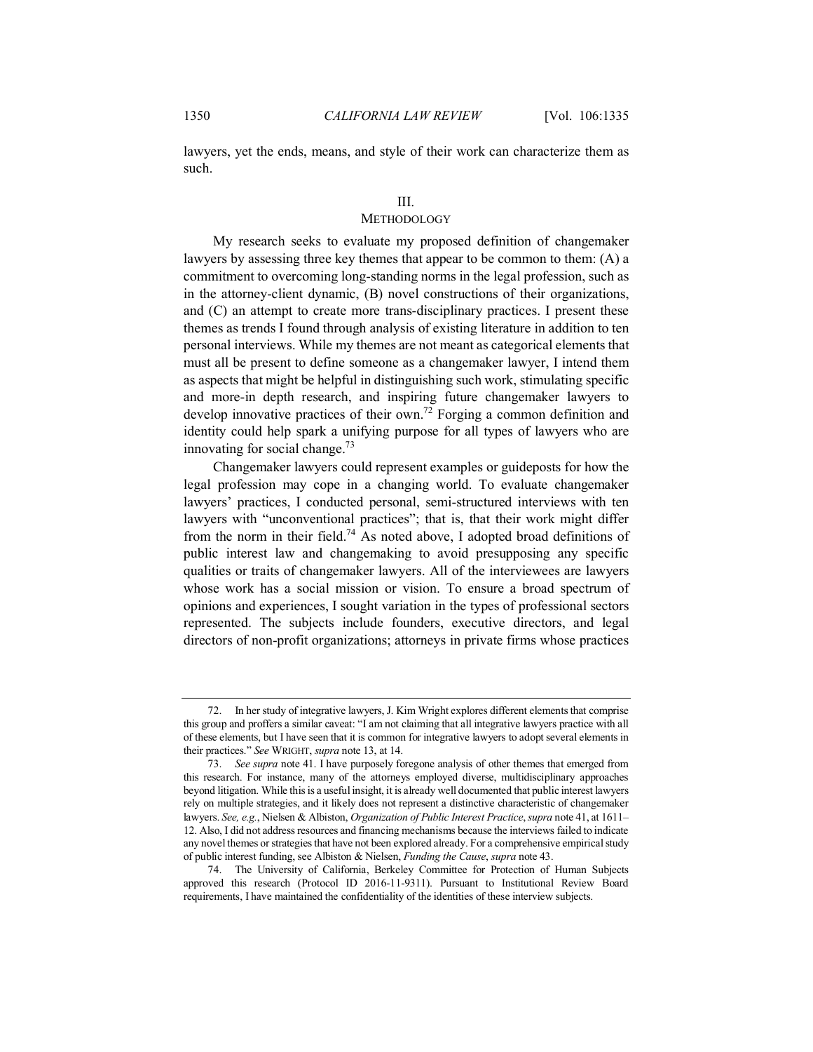lawyers, yet the ends, means, and style of their work can characterize them as such.

## III.
## METHODOLOGY

My research seeks to evaluate my proposed definition of changemaker lawyers by assessing three key themes that appear to be common to them: (A) a commitment to overcoming long-standing norms in the legal profession, such as in the attorney-client dynamic, (B) novel constructions of their organizations, and (C) an attempt to create more trans-disciplinary practices. I present these themes as trends I found through analysis of existing literature in addition to ten personal interviews. While my themes are not meant as categorical elements that must all be present to define someone as a changemaker lawyer, I intend them as aspects that might be helpful in distinguishing such work, stimulating specific and more-in depth research, and inspiring future changemaker lawyers to develop innovative practices of their own.[72] Forging a common definition and identity could help spark a unifying purpose for all types of lawyers who are innovating for social change.[73]

Changemaker lawyers could represent examples or guideposts for how the legal profession may cope in a changing world. To evaluate changemaker lawyers' practices, I conducted personal, semi-structured interviews with ten lawyers with "unconventional practices"; that is, that their work might differ from the norm in their field.[74] As noted above, I adopted broad definitions of public interest law and changemaking to avoid presupposing any specific qualities or traits of changemaker lawyers. All of the interviewees are lawyers whose work has a social mission or vision. To ensure a broad spectrum of opinions and experiences, I sought variation in the types of professional sectors represented. The subjects include founders, executive directors, and legal directors of non-profit organizations; attorneys in private firms whose practices

---

72. In her study of integrative lawyers, J. Kim Wright explores different elements that comprise this group and proffers a similar caveat: "I am not claiming that all integrative lawyers practice with all of these elements, but I have seen that it is common for integrative lawyers to adopt several elements in their practices." *See* WRIGHT, *supra* note 13, at 14.

73. *See supra* note 41. I have purposely foregone analysis of other themes that emerged from this research. For instance, many of the attorneys employed diverse, multidisciplinary approaches beyond litigation. While this is a useful insight, it is already well documented that public interest lawyers rely on multiple strategies, and it likely does not represent a distinctive characteristic of changemaker lawyers. *See, e.g.*, Nielsen & Albiston, *Organization of Public Interest Practice*, *supra* note 41, at 1611–12. Also, I did not address resources and financing mechanisms because the interviews failed to indicate any novel themes or strategies that have not been explored already. For a comprehensive empirical study of public interest funding, see Albiston & Nielsen, *Funding the Cause*, *supra* note 43.

74. The University of California, Berkeley Committee for Protection of Human Subjects approved this research (Protocol ID 2016-11-9311). Pursuant to Institutional Review Board requirements, I have maintained the confidentiality of the identities of these interview subjects.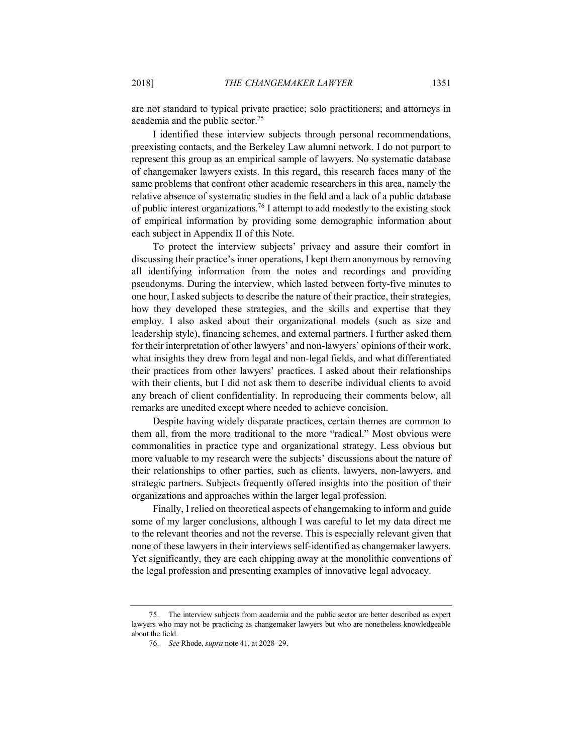are not standard to typical private practice; solo practitioners; and attorneys in academia and the public sector.[75]

I identified these interview subjects through personal recommendations, preexisting contacts, and the Berkeley Law alumni network. I do not purport to represent this group as an empirical sample of lawyers. No systematic database of changemaker lawyers exists. In this regard, this research faces many of the same problems that confront other academic researchers in this area, namely the relative absence of systematic studies in the field and a lack of a public database of public interest organizations.[76] I attempt to add modestly to the existing stock of empirical information by providing some demographic information about each subject in Appendix II of this Note.

To protect the interview subjects' privacy and assure their comfort in discussing their practice's inner operations, I kept them anonymous by removing all identifying information from the notes and recordings and providing pseudonyms. During the interview, which lasted between forty-five minutes to one hour, I asked subjects to describe the nature of their practice, their strategies, how they developed these strategies, and the skills and expertise that they employ. I also asked about their organizational models (such as size and leadership style), financing schemes, and external partners. I further asked them for their interpretation of other lawyers' and non-lawyers' opinions of their work, what insights they drew from legal and non-legal fields, and what differentiated their practices from other lawyers' practices. I asked about their relationships with their clients, but I did not ask them to describe individual clients to avoid any breach of client confidentiality. In reproducing their comments below, all remarks are unedited except where needed to achieve concision.

Despite having widely disparate practices, certain themes are common to them all, from the more traditional to the more "radical." Most obvious were commonalities in practice type and organizational strategy. Less obvious but more valuable to my research were the subjects' discussions about the nature of their relationships to other parties, such as clients, lawyers, non-lawyers, and strategic partners. Subjects frequently offered insights into the position of their organizations and approaches within the larger legal profession.

Finally, I relied on theoretical aspects of changemaking to inform and guide some of my larger conclusions, although I was careful to let my data direct me to the relevant theories and not the reverse. This is especially relevant given that none of these lawyers in their interviews self-identified as changemaker lawyers. Yet significantly, they are each chipping away at the monolithic conventions of the legal profession and presenting examples of innovative legal advocacy.

---

75. The interview subjects from academia and the public sector are better described as expert lawyers who may not be practicing as changemaker lawyers but who are nonetheless knowledgeable about the field.

76. *See* Rhode, *supra* note 41, at 2028–29.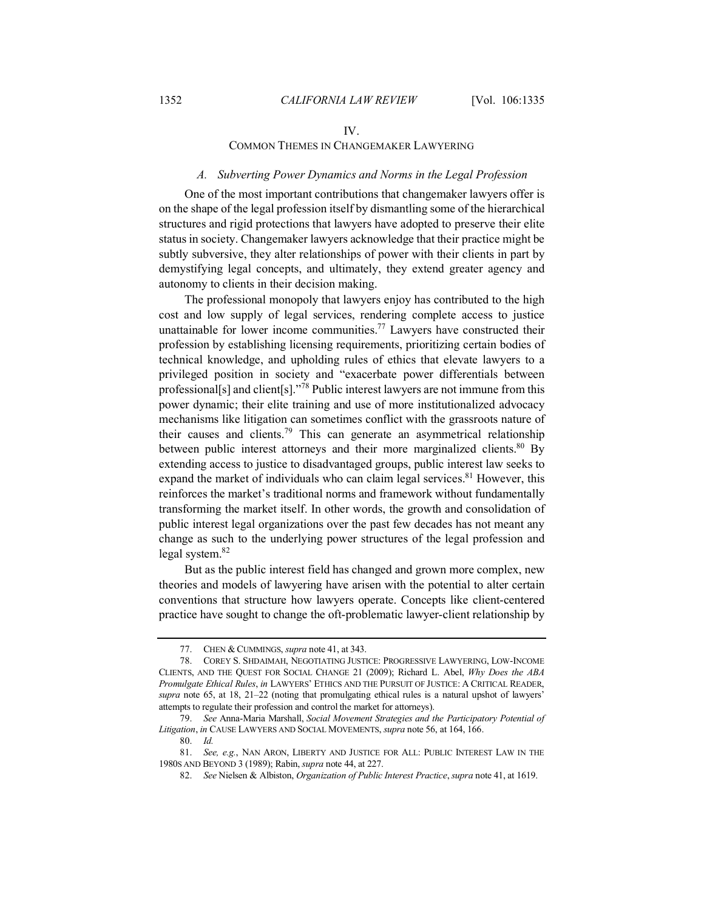## IV.
## COMMON THEMES IN CHANGEMAKER LAWYERING

### *A. Subverting Power Dynamics and Norms in the Legal Profession*

One of the most important contributions that changemaker lawyers offer is on the shape of the legal profession itself by dismantling some of the hierarchical structures and rigid protections that lawyers have adopted to preserve their elite status in society. Changemaker lawyers acknowledge that their practice might be subtly subversive, they alter relationships of power with their clients in part by demystifying legal concepts, and ultimately, they extend greater agency and autonomy to clients in their decision making.

The professional monopoly that lawyers enjoy has contributed to the high cost and low supply of legal services, rendering complete access to justice unattainable for lower income communities.[77] Lawyers have constructed their profession by establishing licensing requirements, prioritizing certain bodies of technical knowledge, and upholding rules of ethics that elevate lawyers to a privileged position in society and "exacerbate power differentials between professional[s] and client[s]."[78] Public interest lawyers are not immune from this power dynamic; their elite training and use of more institutionalized advocacy mechanisms like litigation can sometimes conflict with the grassroots nature of their causes and clients.[79] This can generate an asymmetrical relationship between public interest attorneys and their more marginalized clients.[80] By extending access to justice to disadvantaged groups, public interest law seeks to expand the market of individuals who can claim legal services.[81] However, this reinforces the market's traditional norms and framework without fundamentally transforming the market itself. In other words, the growth and consolidation of public interest legal organizations over the past few decades has not meant any change as such to the underlying power structures of the legal profession and legal system.[82]

But as the public interest field has changed and grown more complex, new theories and models of lawyering have arisen with the potential to alter certain conventions that structure how lawyers operate. Concepts like client-centered practice have sought to change the oft-problematic lawyer-client relationship by

---

77. CHEN & CUMMINGS, *supra* note 41, at 343.

78. COREY S. SHDAIMAH, NEGOTIATING JUSTICE: PROGRESSIVE LAWYERING, LOW-INCOME CLIENTS, AND THE QUEST FOR SOCIAL CHANGE 21 (2009); Richard L. Abel, *Why Does the ABA Promulgate Ethical Rules*, *in* LAWYERS' ETHICS AND THE PURSUIT OF JUSTICE: A CRITICAL READER, *supra* note 65, at 18, 21–22 (noting that promulgating ethical rules is a natural upshot of lawyers' attempts to regulate their profession and control the market for attorneys).

79. *See* Anna-Maria Marshall, *Social Movement Strategies and the Participatory Potential of Litigation*, *in* CAUSE LAWYERS AND SOCIAL MOVEMENTS, *supra* note 56, at 164, 166.

80. *Id.*

81. *See, e.g.*, NAN ARON, LIBERTY AND JUSTICE FOR ALL: PUBLIC INTEREST LAW IN THE 1980S AND BEYOND 3 (1989); Rabin, *supra* note 44, at 227.

82. *See* Nielsen & Albiston, *Organization of Public Interest Practice*, *supra* note 41, at 1619.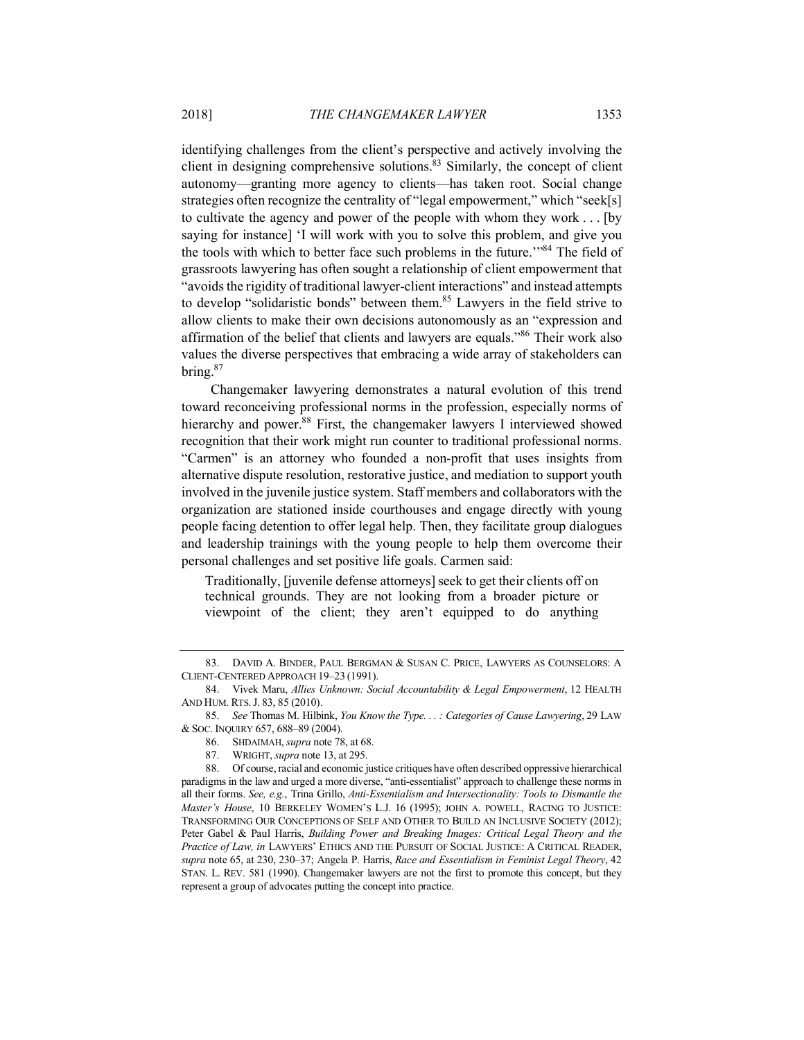identifying challenges from the client's perspective and actively involving the client in designing comprehensive solutions.[83] Similarly, the concept of client autonomy—granting more agency to clients—has taken root. Social change strategies often recognize the centrality of "legal empowerment," which "seek[s] to cultivate the agency and power of the people with whom they work . . . [by saying for instance] 'I will work with you to solve this problem, and give you the tools with which to better face such problems in the future.'"[84] The field of grassroots lawyering has often sought a relationship of client empowerment that "avoids the rigidity of traditional lawyer-client interactions" and instead attempts to develop "solidaristic bonds" between them.[85] Lawyers in the field strive to allow clients to make their own decisions autonomously as an "expression and affirmation of the belief that clients and lawyers are equals."[86] Their work also values the diverse perspectives that embracing a wide array of stakeholders can bring.[87]

Changemaker lawyering demonstrates a natural evolution of this trend toward reconceiving professional norms in the profession, especially norms of hierarchy and power.[88] First, the changemaker lawyers I interviewed showed recognition that their work might run counter to traditional professional norms. "Carmen" is an attorney who founded a non-profit that uses insights from alternative dispute resolution, restorative justice, and mediation to support youth involved in the juvenile justice system. Staff members and collaborators with the organization are stationed inside courthouses and engage directly with young people facing detention to offer legal help. Then, they facilitate group dialogues and leadership trainings with the young people to help them overcome their personal challenges and set positive life goals. Carmen said:

> Traditionally, [juvenile defense attorneys] seek to get their clients off on technical grounds. They are not looking from a broader picture or viewpoint of the client; they aren't equipped to do anything

---

83. DAVID A. BINDER, PAUL BERGMAN & SUSAN C. PRICE, LAWYERS AS COUNSELORS: A CLIENT-CENTERED APPROACH 19–23 (1991).

84. Vivek Maru, *Allies Unknown: Social Accountability & Legal Empowerment*, 12 HEALTH AND HUM. RTS. J. 83, 85 (2010).

85. *See* Thomas M. Hilbink, *You Know the Type. . . : Categories of Cause Lawyering*, 29 LAW & SOC. INQUIRY 657, 688–89 (2004).

86. SHDAIMAH, *supra* note 78, at 68.

87. WRIGHT, *supra* note 13, at 295.

88. Of course, racial and economic justice critiques have often described oppressive hierarchical paradigms in the law and urged a more diverse, "anti-essentialist" approach to challenge these norms in all their forms. *See, e.g.*, Trina Grillo, *Anti-Essentialism and Intersectionality: Tools to Dismantle the Master's House*, 10 BERKELEY WOMEN'S L.J. 16 (1995); JOHN A. POWELL, RACING TO JUSTICE: TRANSFORMING OUR CONCEPTIONS OF SELF AND OTHER TO BUILD AN INCLUSIVE SOCIETY (2012); Peter Gabel & Paul Harris, *Building Power and Breaking Images: Critical Legal Theory and the Practice of Law, in* LAWYERS' ETHICS AND THE PURSUIT OF SOCIAL JUSTICE: A CRITICAL READER, *supra* note 65, at 230, 230–37; Angela P. Harris, *Race and Essentialism in Feminist Legal Theory*, 42 STAN. L. REV. 581 (1990). Changemaker lawyers are not the first to promote this concept, but they represent a group of advocates putting the concept into practice.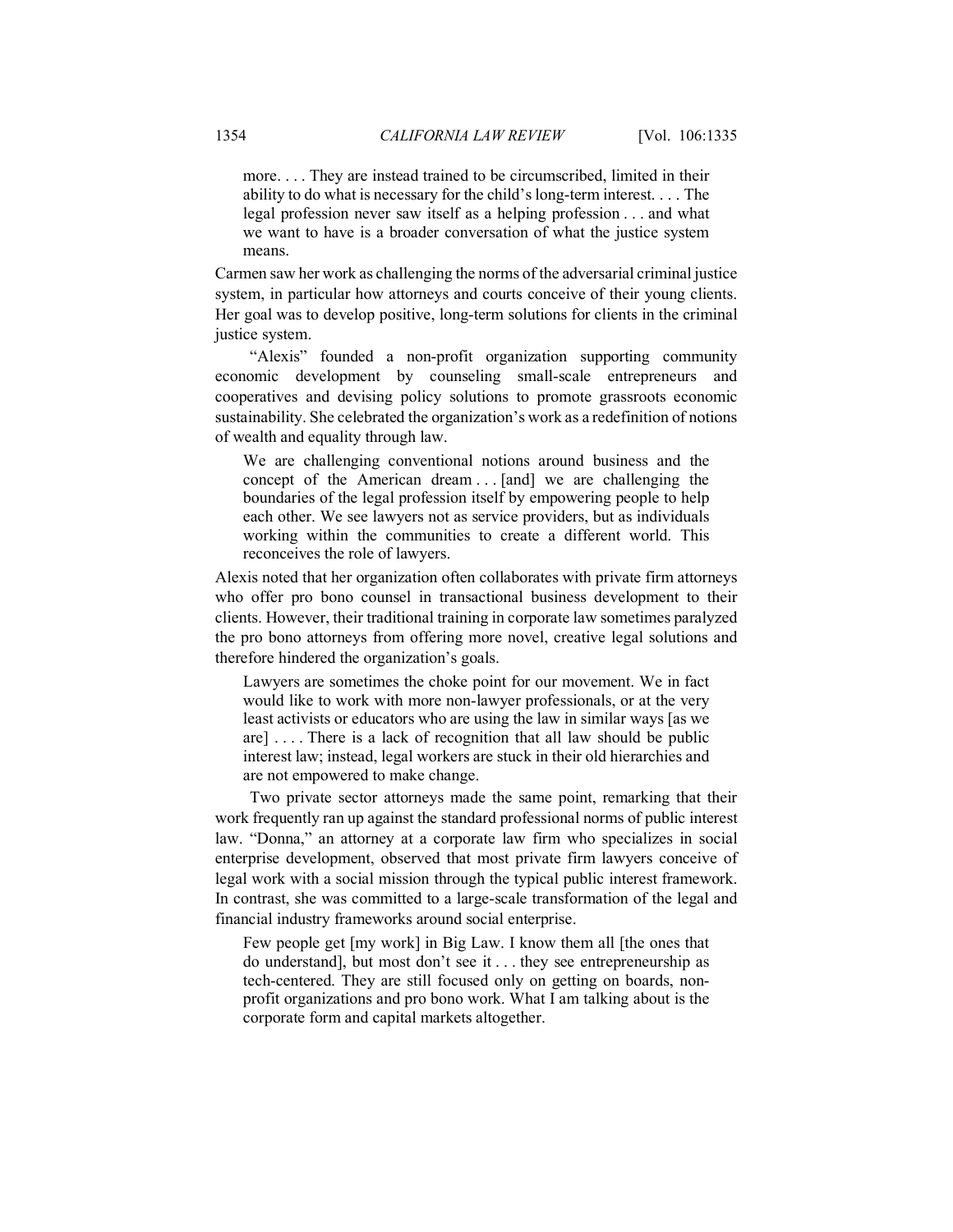> more. . . . They are instead trained to be circumscribed, limited in their ability to do what is necessary for the child's long-term interest. . . . The legal profession never saw itself as a helping profession . . . and what we want to have is a broader conversation of what the justice system means.

Carmen saw her work as challenging the norms of the adversarial criminal justice system, in particular how attorneys and courts conceive of their young clients. Her goal was to develop positive, long-term solutions for clients in the criminal justice system.

"Alexis" founded a non-profit organization supporting community economic development by counseling small-scale entrepreneurs and cooperatives and devising policy solutions to promote grassroots economic sustainability. She celebrated the organization's work as a redefinition of notions of wealth and equality through law.

> We are challenging conventional notions around business and the concept of the American dream . . . [and] we are challenging the boundaries of the legal profession itself by empowering people to help each other. We see lawyers not as service providers, but as individuals working within the communities to create a different world. This reconceives the role of lawyers.

Alexis noted that her organization often collaborates with private firm attorneys who offer pro bono counsel in transactional business development to their clients. However, their traditional training in corporate law sometimes paralyzed the pro bono attorneys from offering more novel, creative legal solutions and therefore hindered the organization's goals.

> Lawyers are sometimes the choke point for our movement. We in fact would like to work with more non-lawyer professionals, or at the very least activists or educators who are using the law in similar ways [as we are] . . . . There is a lack of recognition that all law should be public interest law; instead, legal workers are stuck in their old hierarchies and are not empowered to make change.

Two private sector attorneys made the same point, remarking that their work frequently ran up against the standard professional norms of public interest law. "Donna," an attorney at a corporate law firm who specializes in social enterprise development, observed that most private firm lawyers conceive of legal work with a social mission through the typical public interest framework. In contrast, she was committed to a large-scale transformation of the legal and financial industry frameworks around social enterprise.

> Few people get [my work] in Big Law. I know them all [the ones that do understand], but most don't see it . . . they see entrepreneurship as tech-centered. They are still focused only on getting on boards, non-profit organizations and pro bono work. What I am talking about is the corporate form and capital markets altogether.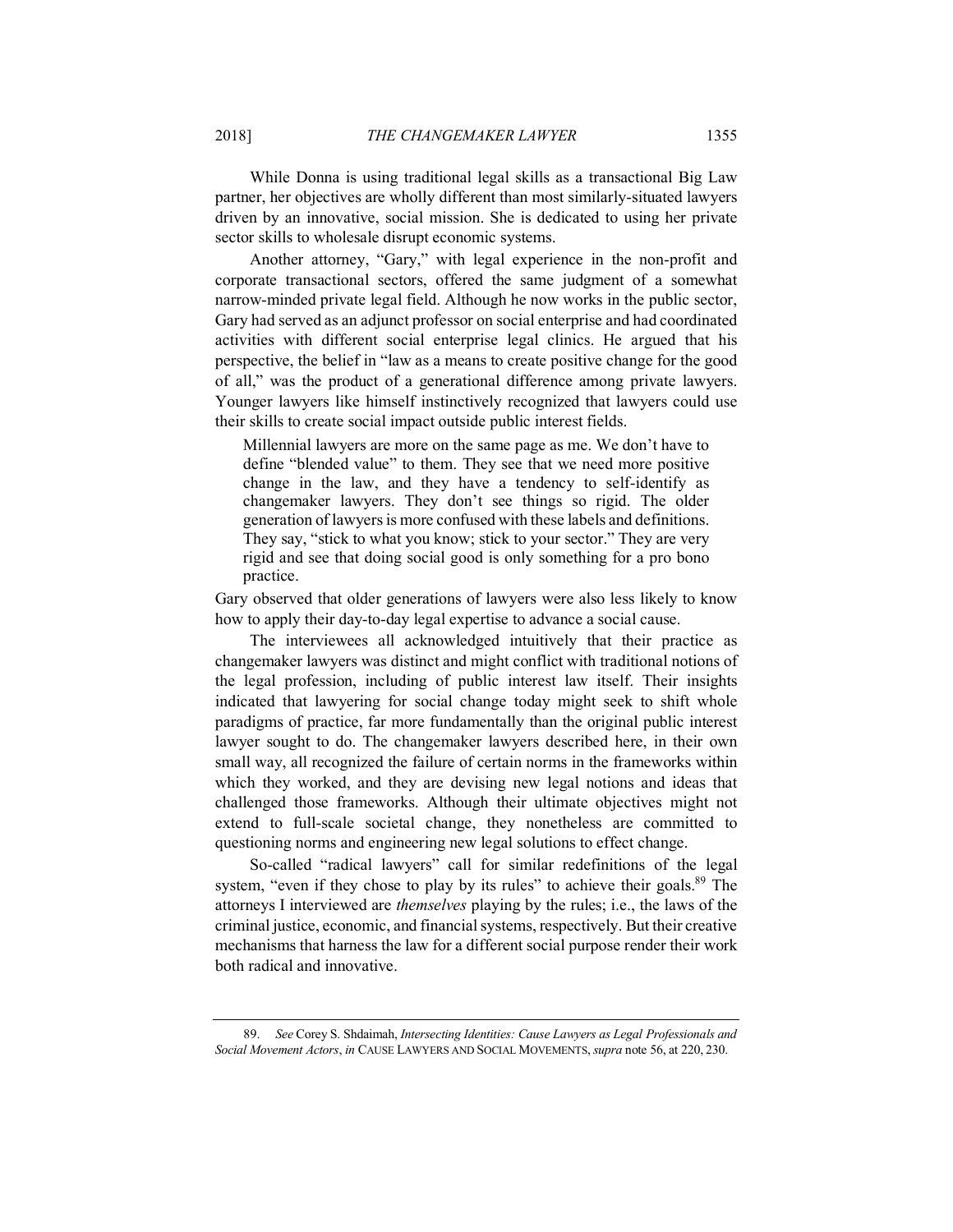While Donna is using traditional legal skills as a transactional Big Law partner, her objectives are wholly different than most similarly-situated lawyers driven by an innovative, social mission. She is dedicated to using her private sector skills to wholesale disrupt economic systems.

Another attorney, "Gary," with legal experience in the non-profit and corporate transactional sectors, offered the same judgment of a somewhat narrow-minded private legal field. Although he now works in the public sector, Gary had served as an adjunct professor on social enterprise and had coordinated activities with different social enterprise legal clinics. He argued that his perspective, the belief in "law as a means to create positive change for the good of all," was the product of a generational difference among private lawyers. Younger lawyers like himself instinctively recognized that lawyers could use their skills to create social impact outside public interest fields.

> Millennial lawyers are more on the same page as me. We don't have to define "blended value" to them. They see that we need more positive change in the law, and they have a tendency to self-identify as changemaker lawyers. They don't see things so rigid. The older generation of lawyers is more confused with these labels and definitions. They say, "stick to what you know; stick to your sector." They are very rigid and see that doing social good is only something for a pro bono practice.

Gary observed that older generations of lawyers were also less likely to know how to apply their day-to-day legal expertise to advance a social cause.

The interviewees all acknowledged intuitively that their practice as changemaker lawyers was distinct and might conflict with traditional notions of the legal profession, including of public interest law itself. Their insights indicated that lawyering for social change today might seek to shift whole paradigms of practice, far more fundamentally than the original public interest lawyer sought to do. The changemaker lawyers described here, in their own small way, all recognized the failure of certain norms in the frameworks within which they worked, and they are devising new legal notions and ideas that challenged those frameworks. Although their ultimate objectives might not extend to full-scale societal change, they nonetheless are committed to questioning norms and engineering new legal solutions to effect change.

So-called "radical lawyers" call for similar redefinitions of the legal system, "even if they chose to play by its rules" to achieve their goals.[89] The attorneys I interviewed are *themselves* playing by the rules; i.e., the laws of the criminal justice, economic, and financial systems, respectively. But their creative mechanisms that harness the law for a different social purpose render their work both radical and innovative.

---

89. *See* Corey S. Shdaimah, *Intersecting Identities: Cause Lawyers as Legal Professionals and Social Movement Actors*, *in* CAUSE LAWYERS AND SOCIAL MOVEMENTS, *supra* note 56, at 220, 230.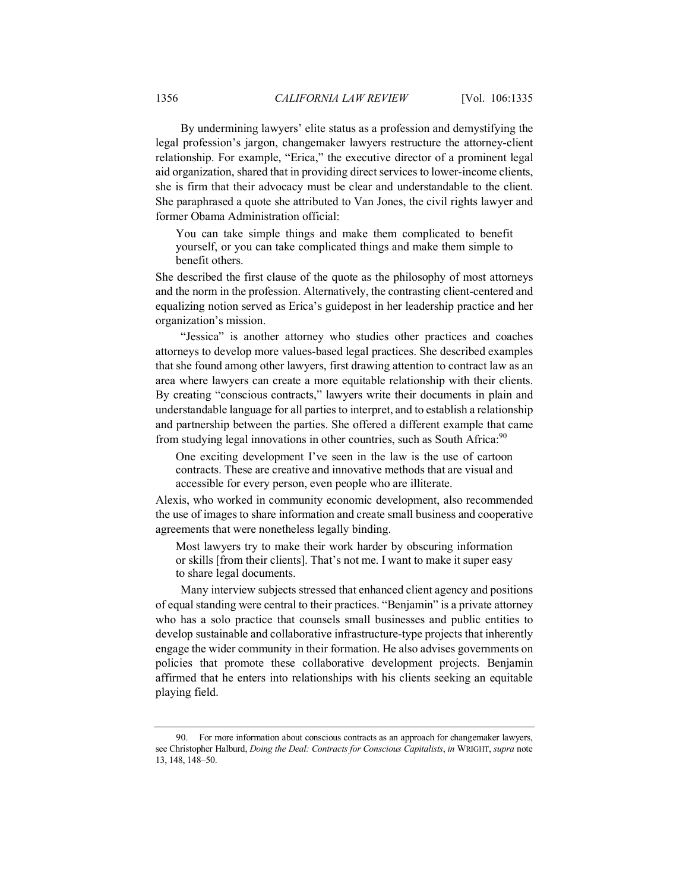By undermining lawyers' elite status as a profession and demystifying the legal profession's jargon, changemaker lawyers restructure the attorney-client relationship. For example, "Erica," the executive director of a prominent legal aid organization, shared that in providing direct services to lower-income clients, she is firm that their advocacy must be clear and understandable to the client. She paraphrased a quote she attributed to Van Jones, the civil rights lawyer and former Obama Administration official:

> You can take simple things and make them complicated to benefit yourself, or you can take complicated things and make them simple to benefit others.

She described the first clause of the quote as the philosophy of most attorneys and the norm in the profession. Alternatively, the contrasting client-centered and equalizing notion served as Erica's guidepost in her leadership practice and her organization's mission.

"Jessica" is another attorney who studies other practices and coaches attorneys to develop more values-based legal practices. She described examples that she found among other lawyers, first drawing attention to contract law as an area where lawyers can create a more equitable relationship with their clients. By creating "conscious contracts," lawyers write their documents in plain and understandable language for all parties to interpret, and to establish a relationship and partnership between the parties. She offered a different example that came from studying legal innovations in other countries, such as South Africa:[90]

> One exciting development I've seen in the law is the use of cartoon contracts. These are creative and innovative methods that are visual and accessible for every person, even people who are illiterate.

Alexis, who worked in community economic development, also recommended the use of images to share information and create small business and cooperative agreements that were nonetheless legally binding.

> Most lawyers try to make their work harder by obscuring information or skills [from their clients]. That's not me. I want to make it super easy to share legal documents.

Many interview subjects stressed that enhanced client agency and positions of equal standing were central to their practices. "Benjamin" is a private attorney who has a solo practice that counsels small businesses and public entities to develop sustainable and collaborative infrastructure-type projects that inherently engage the wider community in their formation. He also advises governments on policies that promote these collaborative development projects. Benjamin affirmed that he enters into relationships with his clients seeking an equitable playing field.

---

90. For more information about conscious contracts as an approach for changemaker lawyers, see Christopher Halburd, *Doing the Deal: Contracts for Conscious Capitalists*, *in* WRIGHT, *supra* note 13, 148, 148–50.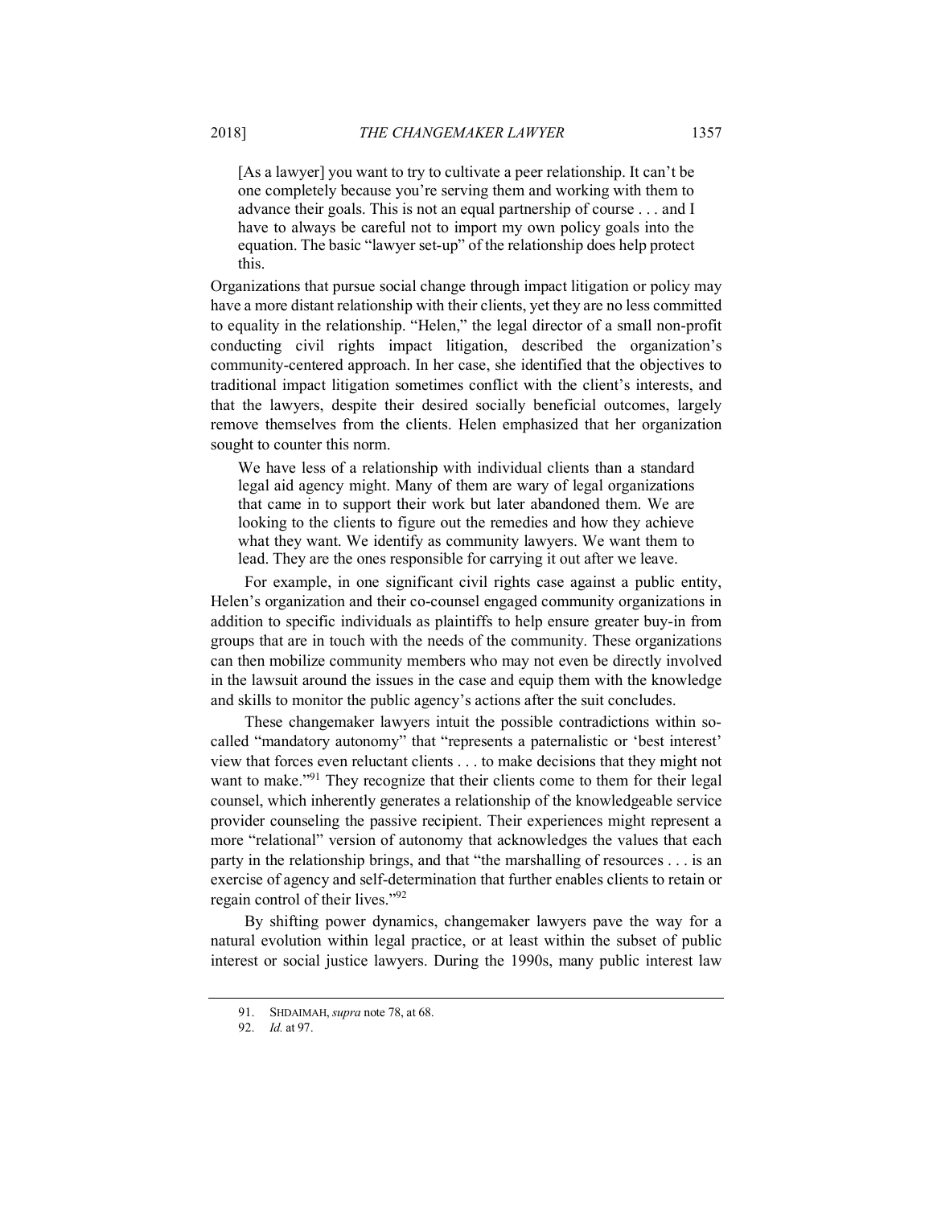> [As a lawyer] you want to try to cultivate a peer relationship. It can't be one completely because you're serving them and working with them to advance their goals. This is not an equal partnership of course . . . and I have to always be careful not to import my own policy goals into the equation. The basic "lawyer set-up" of the relationship does help protect this.

Organizations that pursue social change through impact litigation or policy may have a more distant relationship with their clients, yet they are no less committed to equality in the relationship. "Helen," the legal director of a small non-profit conducting civil rights impact litigation, described the organization's community-centered approach. In her case, she identified that the objectives to traditional impact litigation sometimes conflict with the client's interests, and that the lawyers, despite their desired socially beneficial outcomes, largely remove themselves from the clients. Helen emphasized that her organization sought to counter this norm.

> We have less of a relationship with individual clients than a standard legal aid agency might. Many of them are wary of legal organizations that came in to support their work but later abandoned them. We are looking to the clients to figure out the remedies and how they achieve what they want. We identify as community lawyers. We want them to lead. They are the ones responsible for carrying it out after we leave.

For example, in one significant civil rights case against a public entity, Helen's organization and their co-counsel engaged community organizations in addition to specific individuals as plaintiffs to help ensure greater buy-in from groups that are in touch with the needs of the community. These organizations can then mobilize community members who may not even be directly involved in the lawsuit around the issues in the case and equip them with the knowledge and skills to monitor the public agency's actions after the suit concludes.

These changemaker lawyers intuit the possible contradictions within so-called "mandatory autonomy" that "represents a paternalistic or 'best interest' view that forces even reluctant clients . . . to make decisions that they might not want to make."[91] They recognize that their clients come to them for their legal counsel, which inherently generates a relationship of the knowledgeable service provider counseling the passive recipient. Their experiences might represent a more "relational" version of autonomy that acknowledges the values that each party in the relationship brings, and that "the marshalling of resources . . . is an exercise of agency and self-determination that further enables clients to retain or regain control of their lives."[92]

By shifting power dynamics, changemaker lawyers pave the way for a natural evolution within legal practice, or at least within the subset of public interest or social justice lawyers. During the 1990s, many public interest law

---

91. SHDAIMAH, *supra* note 78, at 68.

92. *Id.* at 97.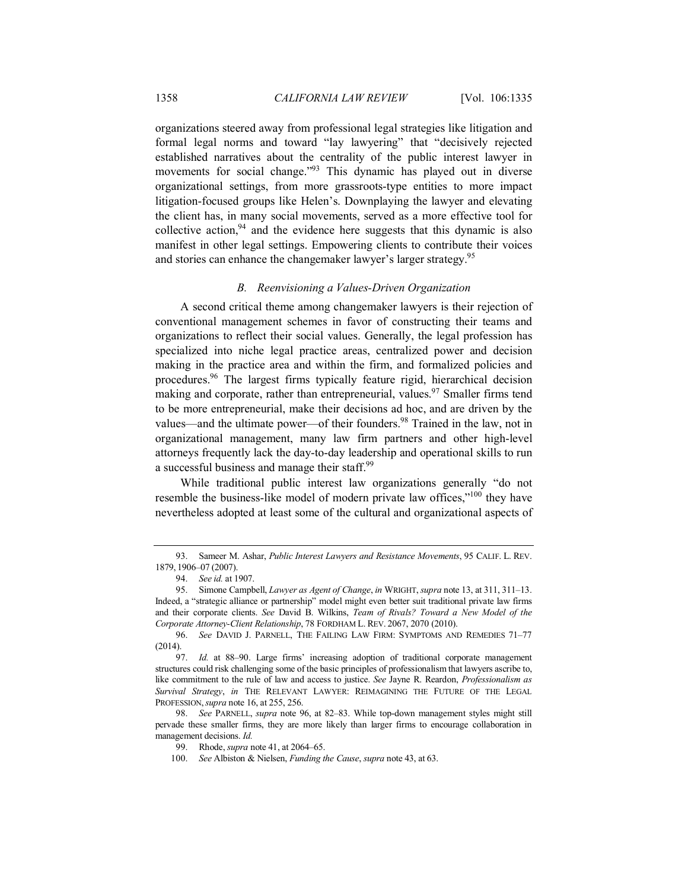organizations steered away from professional legal strategies like litigation and formal legal norms and toward "lay lawyering" that "decisively rejected established narratives about the centrality of the public interest lawyer in movements for social change."[93] This dynamic has played out in diverse organizational settings, from more grassroots-type entities to more impact litigation-focused groups like Helen's. Downplaying the lawyer and elevating the client has, in many social movements, served as a more effective tool for collective action,[94] and the evidence here suggests that this dynamic is also manifest in other legal settings. Empowering clients to contribute their voices and stories can enhance the changemaker lawyer's larger strategy.[95]

### *B. Reenvisioning a Values-Driven Organization*

A second critical theme among changemaker lawyers is their rejection of conventional management schemes in favor of constructing their teams and organizations to reflect their social values. Generally, the legal profession has specialized into niche legal practice areas, centralized power and decision making in the practice area and within the firm, and formalized policies and procedures.[96] The largest firms typically feature rigid, hierarchical decision making and corporate, rather than entrepreneurial, values.[97] Smaller firms tend to be more entrepreneurial, make their decisions ad hoc, and are driven by the values—and the ultimate power—of their founders.[98] Trained in the law, not in organizational management, many law firm partners and other high-level attorneys frequently lack the day-to-day leadership and operational skills to run a successful business and manage their staff.[99]

While traditional public interest law organizations generally "do not resemble the business-like model of modern private law offices,"[100] they have nevertheless adopted at least some of the cultural and organizational aspects of

---

93. Sameer M. Ashar, *Public Interest Lawyers and Resistance Movements*, 95 CALIF. L. REV. 1879, 1906–07 (2007).

94. *See id.* at 1907.

95. Simone Campbell, *Lawyer as Agent of Change*, *in* WRIGHT, *supra* note 13, at 311, 311–13. Indeed, a "strategic alliance or partnership" model might even better suit traditional private law firms and their corporate clients. *See* David B. Wilkins, *Team of Rivals? Toward a New Model of the Corporate Attorney-Client Relationship*, 78 FORDHAM L. REV. 2067, 2070 (2010).

96. *See* DAVID J. PARNELL, THE FAILING LAW FIRM: SYMPTOMS AND REMEDIES 71–77 (2014).

97. *Id.* at 88–90. Large firms' increasing adoption of traditional corporate management structures could risk challenging some of the basic principles of professionalism that lawyers ascribe to, like commitment to the rule of law and access to justice. *See* Jayne R. Reardon, *Professionalism as Survival Strategy*, *in* THE RELEVANT LAWYER: REIMAGINING THE FUTURE OF THE LEGAL PROFESSION, *supra* note 16, at 255, 256.

98. *See* PARNELL, *supra* note 96, at 82–83. While top-down management styles might still pervade these smaller firms, they are more likely than larger firms to encourage collaboration in management decisions. *Id.*

99. Rhode, *supra* note 41, at 2064–65.

100. *See* Albiston & Nielsen, *Funding the Cause*, *supra* note 43, at 63.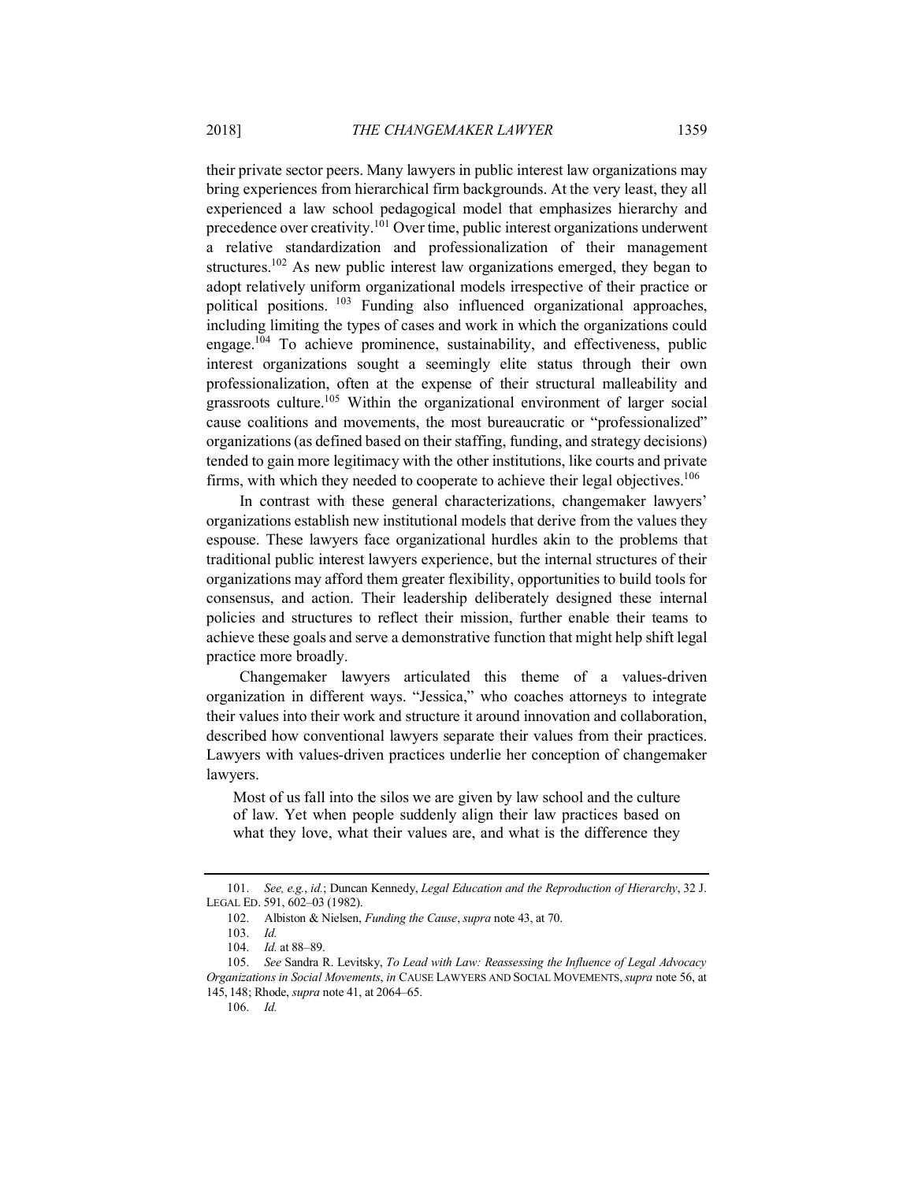their private sector peers. Many lawyers in public interest law organizations may bring experiences from hierarchical firm backgrounds. At the very least, they all experienced a law school pedagogical model that emphasizes hierarchy and precedence over creativity.[101] Over time, public interest organizations underwent a relative standardization and professionalization of their management structures.[102] As new public interest law organizations emerged, they began to adopt relatively uniform organizational models irrespective of their practice or political positions. [103] Funding also influenced organizational approaches, including limiting the types of cases and work in which the organizations could engage.[104] To achieve prominence, sustainability, and effectiveness, public interest organizations sought a seemingly elite status through their own professionalization, often at the expense of their structural malleability and grassroots culture.[105] Within the organizational environment of larger social cause coalitions and movements, the most bureaucratic or "professionalized" organizations (as defined based on their staffing, funding, and strategy decisions) tended to gain more legitimacy with the other institutions, like courts and private firms, with which they needed to cooperate to achieve their legal objectives.[106]

In contrast with these general characterizations, changemaker lawyers' organizations establish new institutional models that derive from the values they espouse. These lawyers face organizational hurdles akin to the problems that traditional public interest lawyers experience, but the internal structures of their organizations may afford them greater flexibility, opportunities to build tools for consensus, and action. Their leadership deliberately designed these internal policies and structures to reflect their mission, further enable their teams to achieve these goals and serve a demonstrative function that might help shift legal practice more broadly.

Changemaker lawyers articulated this theme of a values-driven organization in different ways. "Jessica," who coaches attorneys to integrate their values into their work and structure it around innovation and collaboration, described how conventional lawyers separate their values from their practices. Lawyers with values-driven practices underlie her conception of changemaker lawyers.

> Most of us fall into the silos we are given by law school and the culture of law. Yet when people suddenly align their law practices based on what they love, what their values are, and what is the difference they

---

101. *See, e.g.*, *id.*; Duncan Kennedy, *Legal Education and the Reproduction of Hierarchy*, 32 J. LEGAL ED. 591, 602–03 (1982).

102. Albiston & Nielsen, *Funding the Cause*, *supra* note 43, at 70.

103. *Id.*

104. *Id.* at 88–89.

105. *See* Sandra R. Levitsky, *To Lead with Law: Reassessing the Influence of Legal Advocacy Organizations in Social Movements*, *in* CAUSE LAWYERS AND SOCIAL MOVEMENTS, *supra* note 56, at 145, 148; Rhode, *supra* note 41, at 2064–65.

106. *Id.*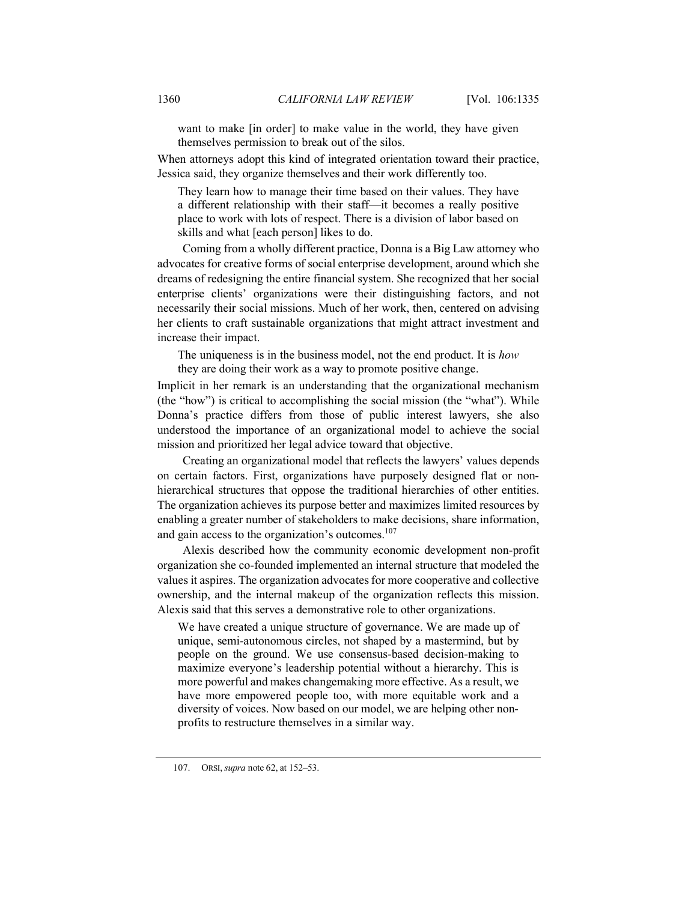> want to make [in order] to make value in the world, they have given themselves permission to break out of the silos.

When attorneys adopt this kind of integrated orientation toward their practice, Jessica said, they organize themselves and their work differently too.

> They learn how to manage their time based on their values. They have a different relationship with their staff—it becomes a really positive place to work with lots of respect. There is a division of labor based on skills and what [each person] likes to do.

Coming from a wholly different practice, Donna is a Big Law attorney who advocates for creative forms of social enterprise development, around which she dreams of redesigning the entire financial system. She recognized that her social enterprise clients' organizations were their distinguishing factors, and not necessarily their social missions. Much of her work, then, centered on advising her clients to craft sustainable organizations that might attract investment and increase their impact.

> The uniqueness is in the business model, not the end product. It is *how* they are doing their work as a way to promote positive change.

Implicit in her remark is an understanding that the organizational mechanism (the "how") is critical to accomplishing the social mission (the "what"). While Donna's practice differs from those of public interest lawyers, she also understood the importance of an organizational model to achieve the social mission and prioritized her legal advice toward that objective.

Creating an organizational model that reflects the lawyers' values depends on certain factors. First, organizations have purposely designed flat or non-hierarchical structures that oppose the traditional hierarchies of other entities. The organization achieves its purpose better and maximizes limited resources by enabling a greater number of stakeholders to make decisions, share information, and gain access to the organization's outcomes.[107]

Alexis described how the community economic development non-profit organization she co-founded implemented an internal structure that modeled the values it aspires. The organization advocates for more cooperative and collective ownership, and the internal makeup of the organization reflects this mission. Alexis said that this serves a demonstrative role to other organizations.

> We have created a unique structure of governance. We are made up of unique, semi-autonomous circles, not shaped by a mastermind, but by people on the ground. We use consensus-based decision-making to maximize everyone's leadership potential without a hierarchy. This is more powerful and makes changemaking more effective. As a result, we have more empowered people too, with more equitable work and a diversity of voices. Now based on our model, we are helping other non-profits to restructure themselves in a similar way.

---

107. ORSI, *supra* note 62, at 152–53.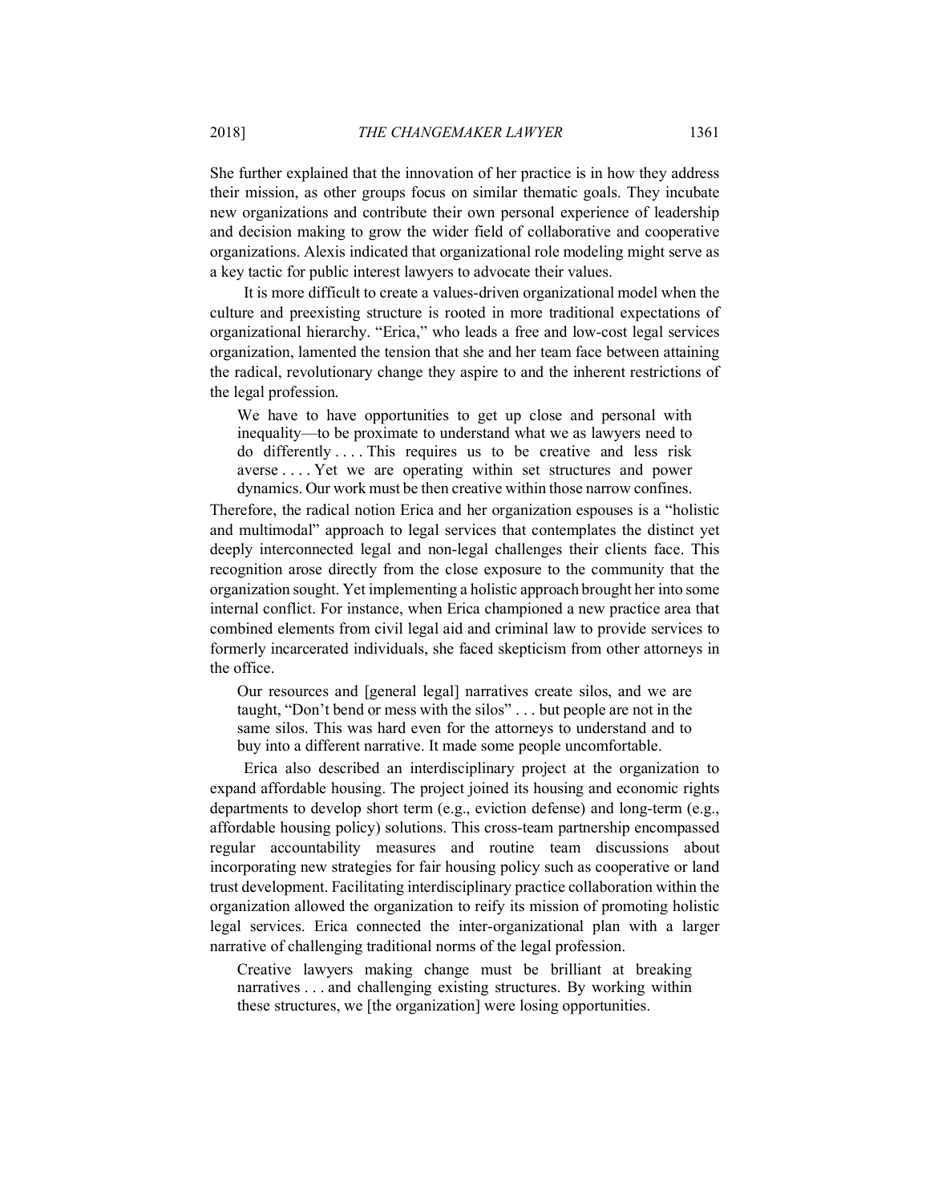She further explained that the innovation of her practice is in how they address their mission, as other groups focus on similar thematic goals. They incubate new organizations and contribute their own personal experience of leadership and decision making to grow the wider field of collaborative and cooperative organizations. Alexis indicated that organizational role modeling might serve as a key tactic for public interest lawyers to advocate their values.

It is more difficult to create a values-driven organizational model when the culture and preexisting structure is rooted in more traditional expectations of organizational hierarchy. "Erica," who leads a free and low-cost legal services organization, lamented the tension that she and her team face between attaining the radical, revolutionary change they aspire to and the inherent restrictions of the legal profession.

> We have to have opportunities to get up close and personal with inequality—to be proximate to understand what we as lawyers need to do differently . . . . This requires us to be creative and less risk averse . . . . Yet we are operating within set structures and power dynamics. Our work must be then creative within those narrow confines.

Therefore, the radical notion Erica and her organization espouses is a "holistic and multimodal" approach to legal services that contemplates the distinct yet deeply interconnected legal and non-legal challenges their clients face. This recognition arose directly from the close exposure to the community that the organization sought. Yet implementing a holistic approach brought her into some internal conflict. For instance, when Erica championed a new practice area that combined elements from civil legal aid and criminal law to provide services to formerly incarcerated individuals, she faced skepticism from other attorneys in the office.

> Our resources and [general legal] narratives create silos, and we are taught, "Don't bend or mess with the silos" . . . but people are not in the same silos. This was hard even for the attorneys to understand and to buy into a different narrative. It made some people uncomfortable.

Erica also described an interdisciplinary project at the organization to expand affordable housing. The project joined its housing and economic rights departments to develop short term (e.g., eviction defense) and long-term (e.g., affordable housing policy) solutions. This cross-team partnership encompassed regular accountability measures and routine team discussions about incorporating new strategies for fair housing policy such as cooperative or land trust development. Facilitating interdisciplinary practice collaboration within the organization allowed the organization to reify its mission of promoting holistic legal services. Erica connected the inter-organizational plan with a larger narrative of challenging traditional norms of the legal profession.

> Creative lawyers making change must be brilliant at breaking narratives . . . and challenging existing structures. By working within these structures, we [the organization] were losing opportunities.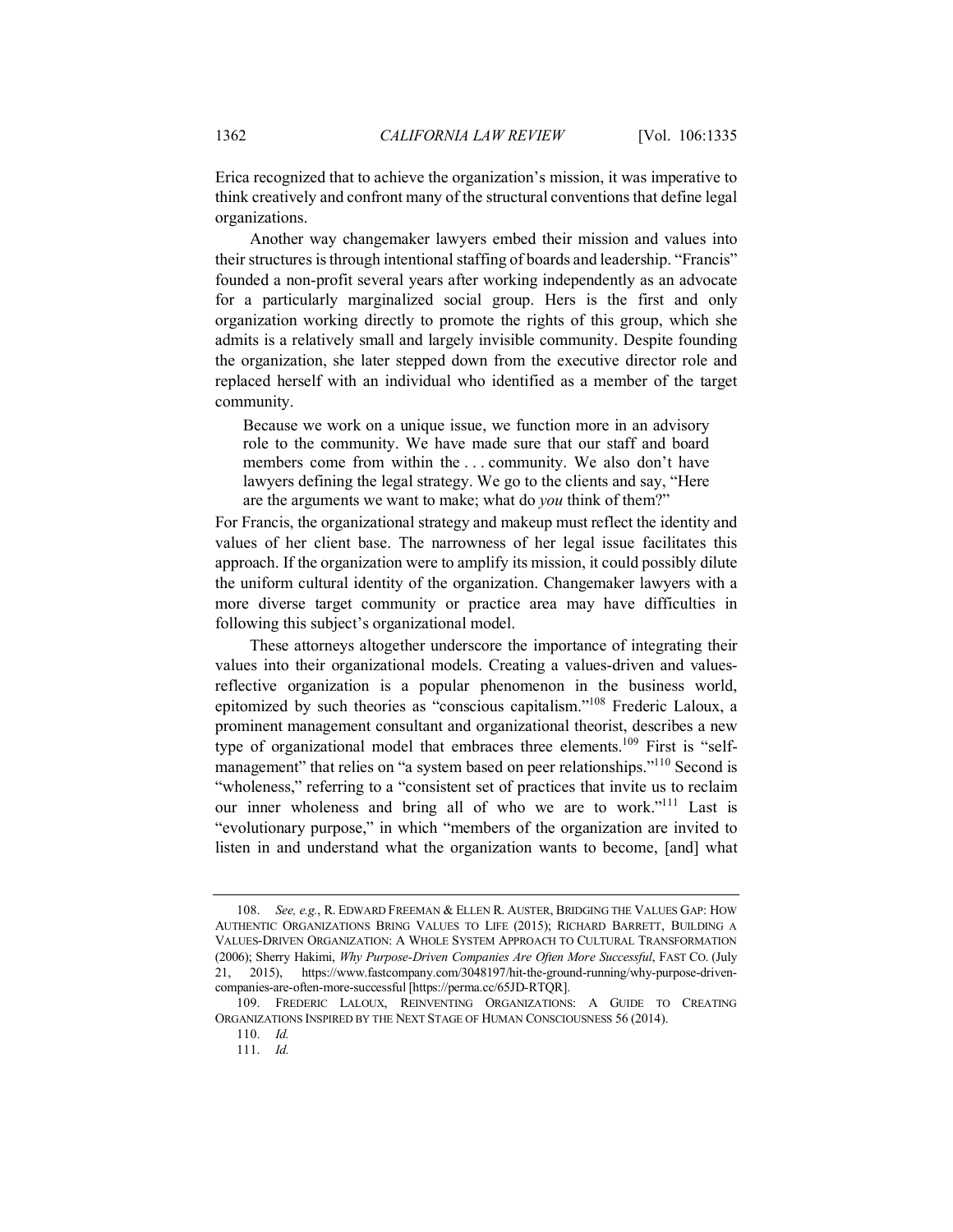Erica recognized that to achieve the organization's mission, it was imperative to think creatively and confront many of the structural conventions that define legal organizations.

Another way changemaker lawyers embed their mission and values into their structures is through intentional staffing of boards and leadership. "Francis" founded a non-profit several years after working independently as an advocate for a particularly marginalized social group. Hers is the first and only organization working directly to promote the rights of this group, which she admits is a relatively small and largely invisible community. Despite founding the organization, she later stepped down from the executive director role and replaced herself with an individual who identified as a member of the target community.

> Because we work on a unique issue, we function more in an advisory role to the community. We have made sure that our staff and board members come from within the . . . community. We also don't have lawyers defining the legal strategy. We go to the clients and say, "Here are the arguments we want to make; what do *you* think of them?"

For Francis, the organizational strategy and makeup must reflect the identity and values of her client base. The narrowness of her legal issue facilitates this approach. If the organization were to amplify its mission, it could possibly dilute the uniform cultural identity of the organization. Changemaker lawyers with a more diverse target community or practice area may have difficulties in following this subject's organizational model.

These attorneys altogether underscore the importance of integrating their values into their organizational models. Creating a values-driven and values-reflective organization is a popular phenomenon in the business world, epitomized by such theories as "conscious capitalism."[108] Frederic Laloux, a prominent management consultant and organizational theorist, describes a new type of organizational model that embraces three elements.[109] First is "self-management" that relies on "a system based on peer relationships."[110] Second is "wholeness," referring to a "consistent set of practices that invite us to reclaim our inner wholeness and bring all of who we are to work."[111] Last is "evolutionary purpose," in which "members of the organization are invited to listen in and understand what the organization wants to become, [and] what

---

108. *See, e.g.*, R. EDWARD FREEMAN & ELLEN R. AUSTER, BRIDGING THE VALUES GAP: HOW AUTHENTIC ORGANIZATIONS BRING VALUES TO LIFE (2015); RICHARD BARRETT, BUILDING A VALUES-DRIVEN ORGANIZATION: A WHOLE SYSTEM APPROACH TO CULTURAL TRANSFORMATION (2006); Sherry Hakimi, *Why Purpose-Driven Companies Are Often More Successful*, FAST CO. (July 21, 2015), https://www.fastcompany.com/3048197/hit-the-ground-running/why-purpose-driven-companies-are-often-more-successful [https://perma.cc/65JD-RTQR].

109. FREDERIC LALOUX, REINVENTING ORGANIZATIONS: A GUIDE TO CREATING ORGANIZATIONS INSPIRED BY THE NEXT STAGE OF HUMAN CONSCIOUSNESS 56 (2014).

110. *Id.*

111. *Id.*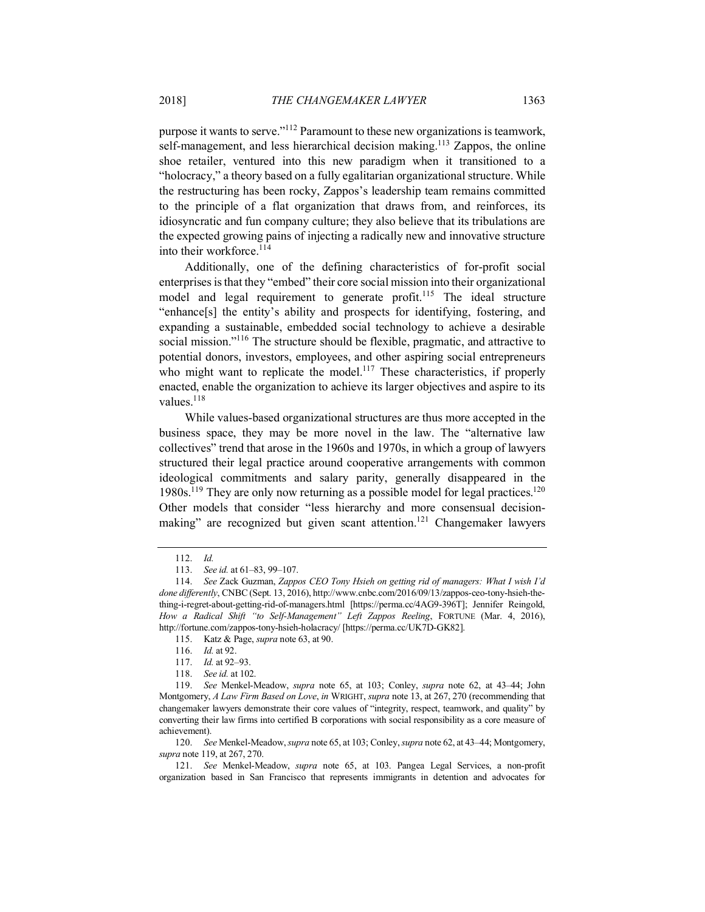purpose it wants to serve."[112] Paramount to these new organizations is teamwork, self-management, and less hierarchical decision making.[113] Zappos, the online shoe retailer, ventured into this new paradigm when it transitioned to a "holocracy," a theory based on a fully egalitarian organizational structure. While the restructuring has been rocky, Zappos's leadership team remains committed to the principle of a flat organization that draws from, and reinforces, its idiosyncratic and fun company culture; they also believe that its tribulations are the expected growing pains of injecting a radically new and innovative structure into their workforce.[114]

Additionally, one of the defining characteristics of for-profit social enterprises is that they "embed" their core social mission into their organizational model and legal requirement to generate profit.[115] The ideal structure "enhance[s] the entity's ability and prospects for identifying, fostering, and expanding a sustainable, embedded social technology to achieve a desirable social mission."[116] The structure should be flexible, pragmatic, and attractive to potential donors, investors, employees, and other aspiring social entrepreneurs who might want to replicate the model.[117] These characteristics, if properly enacted, enable the organization to achieve its larger objectives and aspire to its values.[118]

While values-based organizational structures are thus more accepted in the business space, they may be more novel in the law. The "alternative law collectives" trend that arose in the 1960s and 1970s, in which a group of lawyers structured their legal practice around cooperative arrangements with common ideological commitments and salary parity, generally disappeared in the 1980s.[119] They are only now returning as a possible model for legal practices.[120] Other models that consider "less hierarchy and more consensual decision-making" are recognized but given scant attention.[121] Changemaker lawyers

---

112. *Id.*

113. *See id.* at 61–83, 99–107.

114. *See* Zack Guzman, *Zappos CEO Tony Hsieh on getting rid of managers: What I wish I'd done differently*, CNBC (Sept. 13, 2016), http://www.cnbc.com/2016/09/13/zappos-ceo-tony-hsieh-the-thing-i-regret-about-getting-rid-of-managers.html [https://perma.cc/4AG9-396T]; Jennifer Reingold, *How a Radical Shift "to Self-Management" Left Zappos Reeling*, FORTUNE (Mar. 4, 2016), http://fortune.com/zappos-tony-hsieh-holacracy/ [https://perma.cc/UK7D-GK82].

115. Katz & Page, *supra* note 63, at 90.

116. *Id.* at 92.

117. *Id.* at 92–93.

118. *See id.* at 102.

119. *See* Menkel-Meadow, *supra* note 65, at 103; Conley, *supra* note 62, at 43–44; John Montgomery, *A Law Firm Based on Love*, *in* WRIGHT, *supra* note 13, at 267, 270 (recommending that changemaker lawyers demonstrate their core values of "integrity, respect, teamwork, and quality" by converting their law firms into certified B corporations with social responsibility as a core measure of achievement).

120. *See* Menkel-Meadow, *supra* note 65, at 103; Conley, *supra* note 62, at 43–44; Montgomery, *supra* note 119, at 267, 270.

121. *See* Menkel-Meadow, *supra* note 65, at 103. Pangea Legal Services, a non-profit organization based in San Francisco that represents immigrants in detention and advocates for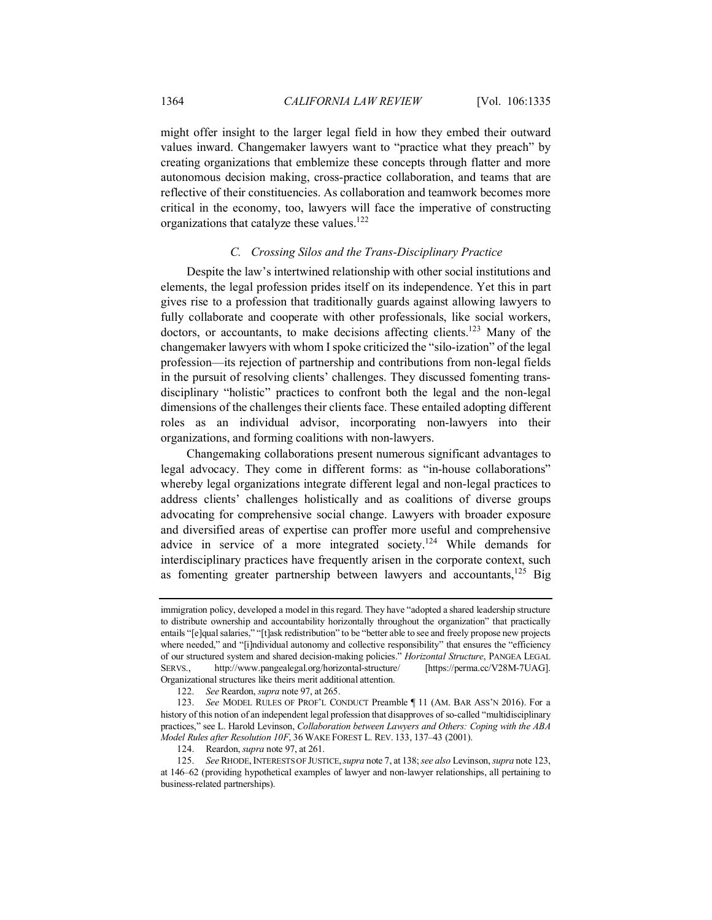might offer insight to the larger legal field in how they embed their outward values inward. Changemaker lawyers want to "practice what they preach" by creating organizations that emblemize these concepts through flatter and more autonomous decision making, cross-practice collaboration, and teams that are reflective of their constituencies. As collaboration and teamwork becomes more critical in the economy, too, lawyers will face the imperative of constructing organizations that catalyze these values.[122]

### *C. Crossing Silos and the Trans-Disciplinary Practice*

Despite the law's intertwined relationship with other social institutions and elements, the legal profession prides itself on its independence. Yet this in part gives rise to a profession that traditionally guards against allowing lawyers to fully collaborate and cooperate with other professionals, like social workers, doctors, or accountants, to make decisions affecting clients.[123] Many of the changemaker lawyers with whom I spoke criticized the "silo-ization" of the legal profession—its rejection of partnership and contributions from non-legal fields in the pursuit of resolving clients' challenges. They discussed fomenting trans-disciplinary "holistic" practices to confront both the legal and the non-legal dimensions of the challenges their clients face. These entailed adopting different roles as an individual advisor, incorporating non-lawyers into their organizations, and forming coalitions with non-lawyers.

Changemaking collaborations present numerous significant advantages to legal advocacy. They come in different forms: as "in-house collaborations" whereby legal organizations integrate different legal and non-legal practices to address clients' challenges holistically and as coalitions of diverse groups advocating for comprehensive social change. Lawyers with broader exposure and diversified areas of expertise can proffer more useful and comprehensive advice in service of a more integrated society.[124] While demands for interdisciplinary practices have frequently arisen in the corporate context, such as fomenting greater partnership between lawyers and accountants,[125] Big

---

immigration policy, developed a model in this regard. They have "adopted a shared leadership structure to distribute ownership and accountability horizontally throughout the organization" that practically entails "[e]qual salaries," "[t]ask redistribution" to be "better able to see and freely propose new projects where needed," and "[i]ndividual autonomy and collective responsibility" that ensures the "efficiency of our structured system and shared decision-making policies." *Horizontal Structure*, PANGEA LEGAL SERVS., http://www.pangealegal.org/horizontal-structure/ [https://perma.cc/V28M-7UAG]. Organizational structures like theirs merit additional attention.

122. *See* Reardon, *supra* note 97, at 265.

123. *See* MODEL RULES OF PROF'L CONDUCT Preamble ¶ 11 (AM. BAR ASS'N 2016). For a history of this notion of an independent legal profession that disapproves of so-called "multidisciplinary practices," see L. Harold Levinson, *Collaboration between Lawyers and Others: Coping with the ABA Model Rules after Resolution 10F*, 36 WAKE FOREST L. REV. 133, 137–43 (2001).

124. Reardon, *supra* note 97, at 261.

125. *See* RHODE, INTERESTS OF JUSTICE, *supra* note 7, at 138; *see also* Levinson, *supra* note 123, at 146–62 (providing hypothetical examples of lawyer and non-lawyer relationships, all pertaining to business-related partnerships).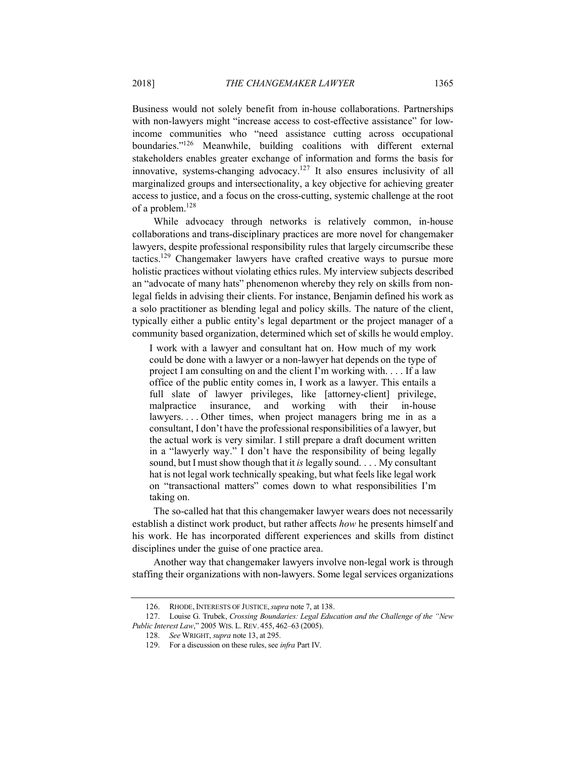Business would not solely benefit from in-house collaborations. Partnerships with non-lawyers might "increase access to cost-effective assistance" for low-income communities who "need assistance cutting across occupational boundaries."[126] Meanwhile, building coalitions with different external stakeholders enables greater exchange of information and forms the basis for innovative, systems-changing advocacy.[127] It also ensures inclusivity of all marginalized groups and intersectionality, a key objective for achieving greater access to justice, and a focus on the cross-cutting, systemic challenge at the root of a problem.[128]

While advocacy through networks is relatively common, in-house collaborations and trans-disciplinary practices are more novel for changemaker lawyers, despite professional responsibility rules that largely circumscribe these tactics.[129] Changemaker lawyers have crafted creative ways to pursue more holistic practices without violating ethics rules. My interview subjects described an "advocate of many hats" phenomenon whereby they rely on skills from non-legal fields in advising their clients. For instance, Benjamin defined his work as a solo practitioner as blending legal and policy skills. The nature of the client, typically either a public entity's legal department or the project manager of a community based organization, determined which set of skills he would employ.

> I work with a lawyer and consultant hat on. How much of my work could be done with a lawyer or a non-lawyer hat depends on the type of project I am consulting on and the client I'm working with. . . . If a law office of the public entity comes in, I work as a lawyer. This entails a full slate of lawyer privileges, like [attorney-client] privilege, malpractice insurance, and working with their in-house lawyers. . . . Other times, when project managers bring me in as a consultant, I don't have the professional responsibilities of a lawyer, but the actual work is very similar. I still prepare a draft document written in a "lawyerly way." I don't have the responsibility of being legally sound, but I must show though that it *is* legally sound. . . . My consultant hat is not legal work technically speaking, but what feels like legal work on "transactional matters" comes down to what responsibilities I'm taking on.

The so-called hat that this changemaker lawyer wears does not necessarily establish a distinct work product, but rather affects *how* he presents himself and his work. He has incorporated different experiences and skills from distinct disciplines under the guise of one practice area.

Another way that changemaker lawyers involve non-legal work is through staffing their organizations with non-lawyers. Some legal services organizations

---

126. RHODE, INTERESTS OF JUSTICE, *supra* note 7, at 138.

127. Louise G. Trubek, *Crossing Boundaries: Legal Education and the Challenge of the "New Public Interest Law*," 2005 WIS. L. REV. 455, 462–63 (2005).

128. *See* WRIGHT, *supra* note 13, at 295.

129. For a discussion on these rules, see *infra* Part IV.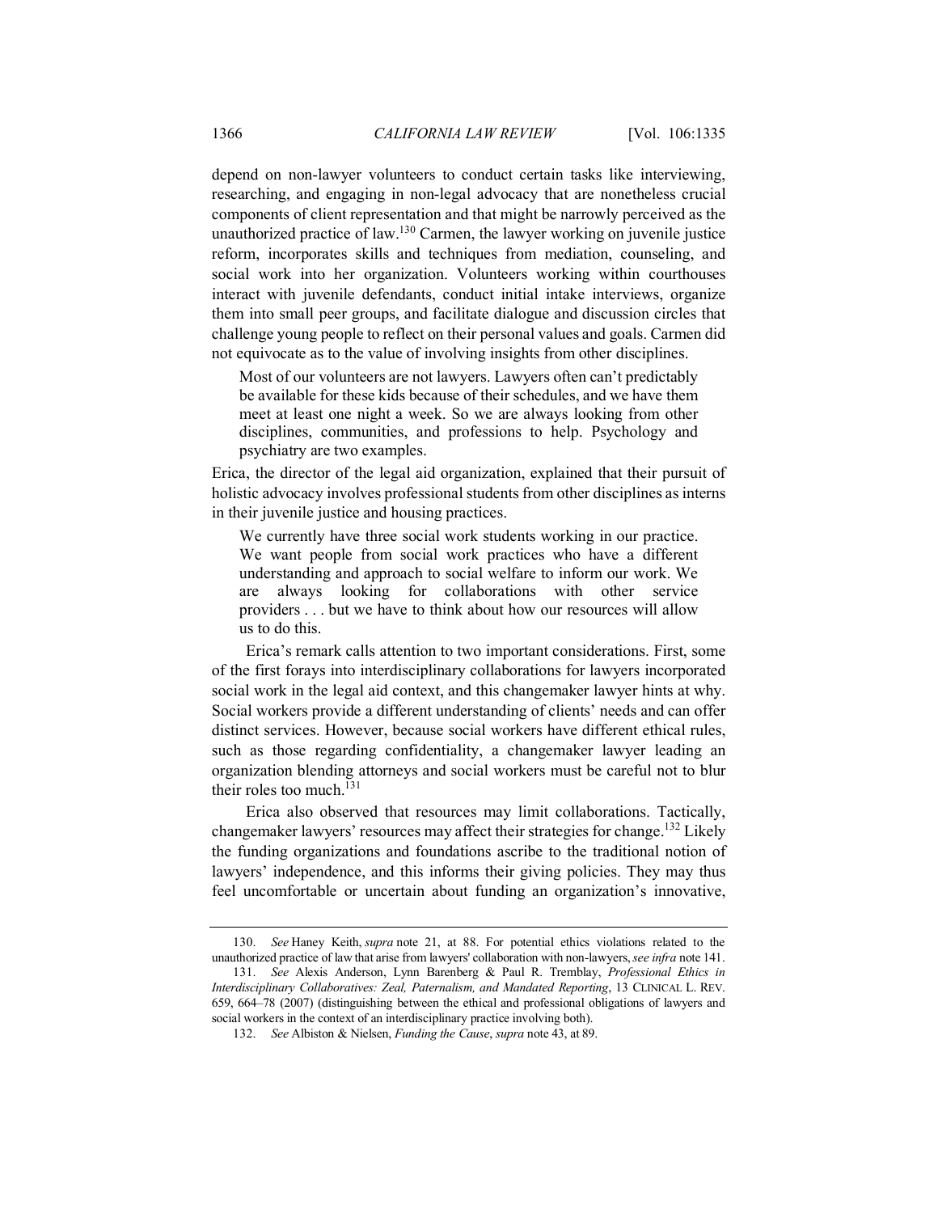depend on non-lawyer volunteers to conduct certain tasks like interviewing, researching, and engaging in non-legal advocacy that are nonetheless crucial components of client representation and that might be narrowly perceived as the unauthorized practice of law.[130] Carmen, the lawyer working on juvenile justice reform, incorporates skills and techniques from mediation, counseling, and social work into her organization. Volunteers working within courthouses interact with juvenile defendants, conduct initial intake interviews, organize them into small peer groups, and facilitate dialogue and discussion circles that challenge young people to reflect on their personal values and goals. Carmen did not equivocate as to the value of involving insights from other disciplines.

> Most of our volunteers are not lawyers. Lawyers often can't predictably be available for these kids because of their schedules, and we have them meet at least one night a week. So we are always looking from other disciplines, communities, and professions to help. Psychology and psychiatry are two examples.

Erica, the director of the legal aid organization, explained that their pursuit of holistic advocacy involves professional students from other disciplines as interns in their juvenile justice and housing practices.

> We currently have three social work students working in our practice. We want people from social work practices who have a different understanding and approach to social welfare to inform our work. We are always looking for collaborations with other service providers . . . but we have to think about how our resources will allow us to do this.

Erica's remark calls attention to two important considerations. First, some of the first forays into interdisciplinary collaborations for lawyers incorporated social work in the legal aid context, and this changemaker lawyer hints at why. Social workers provide a different understanding of clients' needs and can offer distinct services. However, because social workers have different ethical rules, such as those regarding confidentiality, a changemaker lawyer leading an organization blending attorneys and social workers must be careful not to blur their roles too much.[131]

Erica also observed that resources may limit collaborations. Tactically, changemaker lawyers' resources may affect their strategies for change.[132] Likely the funding organizations and foundations ascribe to the traditional notion of lawyers' independence, and this informs their giving policies. They may thus feel uncomfortable or uncertain about funding an organization's innovative,

---

130. *See* Haney Keith, *supra* note 21, at 88. For potential ethics violations related to the unauthorized practice of law that arise from lawyers' collaboration with non-lawyers, *see infra* note 141.

131. *See* Alexis Anderson, Lynn Barenberg & Paul R. Tremblay, *Professional Ethics in Interdisciplinary Collaboratives: Zeal, Paternalism, and Mandated Reporting*, 13 CLINICAL L. REV. 659, 664–78 (2007) (distinguishing between the ethical and professional obligations of lawyers and social workers in the context of an interdisciplinary practice involving both).

132. *See* Albiston & Nielsen, *Funding the Cause*, *supra* note 43, at 89.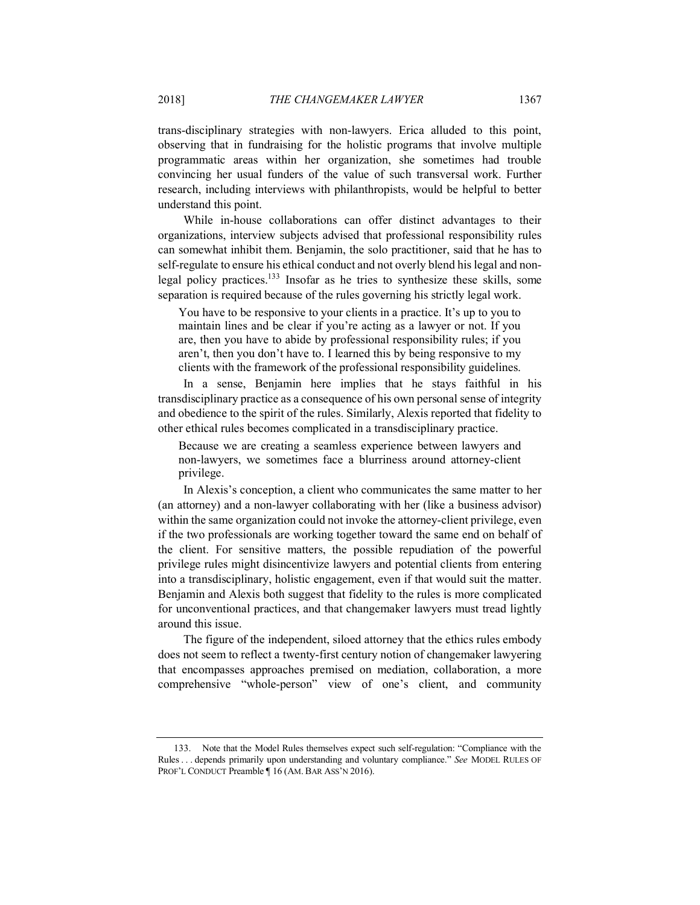trans-disciplinary strategies with non-lawyers. Erica alluded to this point, observing that in fundraising for the holistic programs that involve multiple programmatic areas within her organization, she sometimes had trouble convincing her usual funders of the value of such transversal work. Further research, including interviews with philanthropists, would be helpful to better understand this point.

While in-house collaborations can offer distinct advantages to their organizations, interview subjects advised that professional responsibility rules can somewhat inhibit them. Benjamin, the solo practitioner, said that he has to self-regulate to ensure his ethical conduct and not overly blend his legal and non-legal policy practices.[133] Insofar as he tries to synthesize these skills, some separation is required because of the rules governing his strictly legal work.

> You have to be responsive to your clients in a practice. It's up to you to maintain lines and be clear if you're acting as a lawyer or not. If you are, then you have to abide by professional responsibility rules; if you aren't, then you don't have to. I learned this by being responsive to my clients with the framework of the professional responsibility guidelines.

In a sense, Benjamin here implies that he stays faithful in his transdisciplinary practice as a consequence of his own personal sense of integrity and obedience to the spirit of the rules. Similarly, Alexis reported that fidelity to other ethical rules becomes complicated in a transdisciplinary practice.

> Because we are creating a seamless experience between lawyers and non-lawyers, we sometimes face a blurriness around attorney-client privilege.

In Alexis's conception, a client who communicates the same matter to her (an attorney) and a non-lawyer collaborating with her (like a business advisor) within the same organization could not invoke the attorney-client privilege, even if the two professionals are working together toward the same end on behalf of the client. For sensitive matters, the possible repudiation of the powerful privilege rules might disincentivize lawyers and potential clients from entering into a transdisciplinary, holistic engagement, even if that would suit the matter. Benjamin and Alexis both suggest that fidelity to the rules is more complicated for unconventional practices, and that changemaker lawyers must tread lightly around this issue.

The figure of the independent, siloed attorney that the ethics rules embody does not seem to reflect a twenty-first century notion of changemaker lawyering that encompasses approaches premised on mediation, collaboration, a more comprehensive "whole-person" view of one's client, and community

---

133. Note that the Model Rules themselves expect such self-regulation: "Compliance with the Rules . . . depends primarily upon understanding and voluntary compliance." *See* MODEL RULES OF PROF'L CONDUCT Preamble ¶ 16 (AM. BAR ASS'N 2016).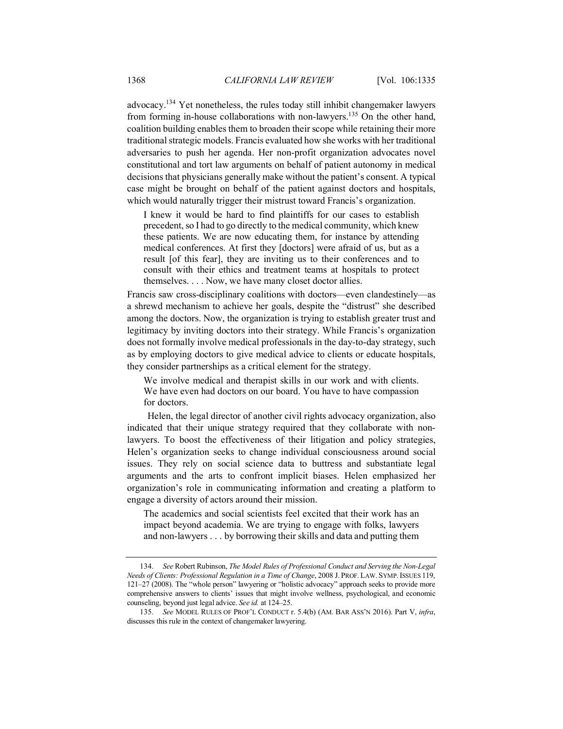advocacy.[134] Yet nonetheless, the rules today still inhibit changemaker lawyers from forming in-house collaborations with non-lawyers.[135] On the other hand, coalition building enables them to broaden their scope while retaining their more traditional strategic models. Francis evaluated how she works with her traditional adversaries to push her agenda. Her non-profit organization advocates novel constitutional and tort law arguments on behalf of patient autonomy in medical decisions that physicians generally make without the patient's consent. A typical case might be brought on behalf of the patient against doctors and hospitals, which would naturally trigger their mistrust toward Francis's organization.

> I knew it would be hard to find plaintiffs for our cases to establish precedent, so I had to go directly to the medical community, which knew these patients. We are now educating them, for instance by attending medical conferences. At first they [doctors] were afraid of us, but as a result [of this fear], they are inviting us to their conferences and to consult with their ethics and treatment teams at hospitals to protect themselves. . . . Now, we have many closet doctor allies.

Francis saw cross-disciplinary coalitions with doctors—even clandestinely—as a shrewd mechanism to achieve her goals, despite the "distrust" she described among the doctors. Now, the organization is trying to establish greater trust and legitimacy by inviting doctors into their strategy. While Francis's organization does not formally involve medical professionals in the day-to-day strategy, such as by employing doctors to give medical advice to clients or educate hospitals, they consider partnerships as a critical element for the strategy.

> We involve medical and therapist skills in our work and with clients. We have even had doctors on our board. You have to have compassion for doctors.

Helen, the legal director of another civil rights advocacy organization, also indicated that their unique strategy required that they collaborate with non-lawyers. To boost the effectiveness of their litigation and policy strategies, Helen's organization seeks to change individual consciousness around social issues. They rely on social science data to buttress and substantiate legal arguments and the arts to confront implicit biases. Helen emphasized her organization's role in communicating information and creating a platform to engage a diversity of actors around their mission.

> The academics and social scientists feel excited that their work has an impact beyond academia. We are trying to engage with folks, lawyers and non-lawyers . . . by borrowing their skills and data and putting them

---

134. *See* Robert Rubinson, *The Model Rules of Professional Conduct and Serving the Non-Legal Needs of Clients: Professional Regulation in a Time of Change*, 2008 J. PROF. LAW. SYMP. ISSUES 119, 121–27 (2008). The "whole person" lawyering or "holistic advocacy" approach seeks to provide more comprehensive answers to clients' issues that might involve wellness, psychological, and economic counseling, beyond just legal advice. *See id.* at 124–25.

135. *See* MODEL RULES OF PROF'L CONDUCT r. 5.4(b) (AM. BAR ASS'N 2016). Part V, *infra*, discusses this rule in the context of changemaker lawyering.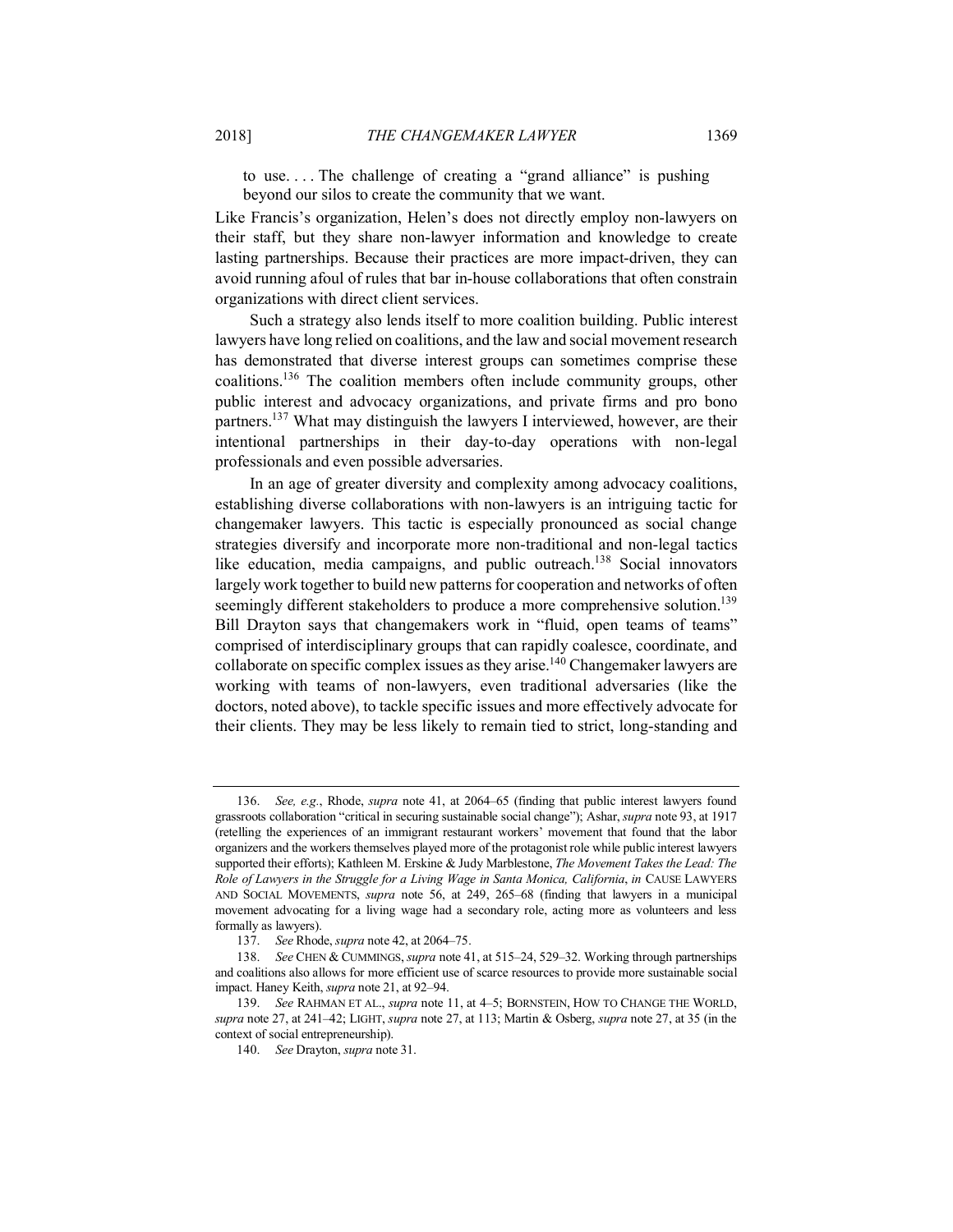> to use. . . . The challenge of creating a "grand alliance" is pushing beyond our silos to create the community that we want.

Like Francis's organization, Helen's does not directly employ non-lawyers on their staff, but they share non-lawyer information and knowledge to create lasting partnerships. Because their practices are more impact-driven, they can avoid running afoul of rules that bar in-house collaborations that often constrain organizations with direct client services.

Such a strategy also lends itself to more coalition building. Public interest lawyers have long relied on coalitions, and the law and social movement research has demonstrated that diverse interest groups can sometimes comprise these coalitions.[136] The coalition members often include community groups, other public interest and advocacy organizations, and private firms and pro bono partners.[137] What may distinguish the lawyers I interviewed, however, are their intentional partnerships in their day-to-day operations with non-legal professionals and even possible adversaries.

In an age of greater diversity and complexity among advocacy coalitions, establishing diverse collaborations with non-lawyers is an intriguing tactic for changemaker lawyers. This tactic is especially pronounced as social change strategies diversify and incorporate more non-traditional and non-legal tactics like education, media campaigns, and public outreach.[138] Social innovators largely work together to build new patterns for cooperation and networks of often seemingly different stakeholders to produce a more comprehensive solution.[139] Bill Drayton says that changemakers work in "fluid, open teams of teams" comprised of interdisciplinary groups that can rapidly coalesce, coordinate, and collaborate on specific complex issues as they arise.[140] Changemaker lawyers are working with teams of non-lawyers, even traditional adversaries (like the doctors, noted above), to tackle specific issues and more effectively advocate for their clients. They may be less likely to remain tied to strict, long-standing and

---

136. *See, e.g.*, Rhode, *supra* note 41, at 2064–65 (finding that public interest lawyers found grassroots collaboration "critical in securing sustainable social change"); Ashar, *supra* note 93, at 1917 (retelling the experiences of an immigrant restaurant workers' movement that found that the labor organizers and the workers themselves played more of the protagonist role while public interest lawyers supported their efforts); Kathleen M. Erskine & Judy Marblestone, *The Movement Takes the Lead: The Role of Lawyers in the Struggle for a Living Wage in Santa Monica, California*, *in* CAUSE LAWYERS AND SOCIAL MOVEMENTS, *supra* note 56, at 249, 265–68 (finding that lawyers in a municipal movement advocating for a living wage had a secondary role, acting more as volunteers and less formally as lawyers).

137. *See* Rhode, *supra* note 42, at 2064–75.

138. *See* CHEN & CUMMINGS, *supra* note 41, at 515–24, 529–32. Working through partnerships and coalitions also allows for more efficient use of scarce resources to provide more sustainable social impact. Haney Keith, *supra* note 21, at 92–94.

139. *See* RAHMAN ET AL., *supra* note 11, at 4–5; BORNSTEIN, HOW TO CHANGE THE WORLD, *supra* note 27, at 241–42; LIGHT, *supra* note 27, at 113; Martin & Osberg, *supra* note 27, at 35 (in the context of social entrepreneurship).

140. *See* Drayton, *supra* note 31.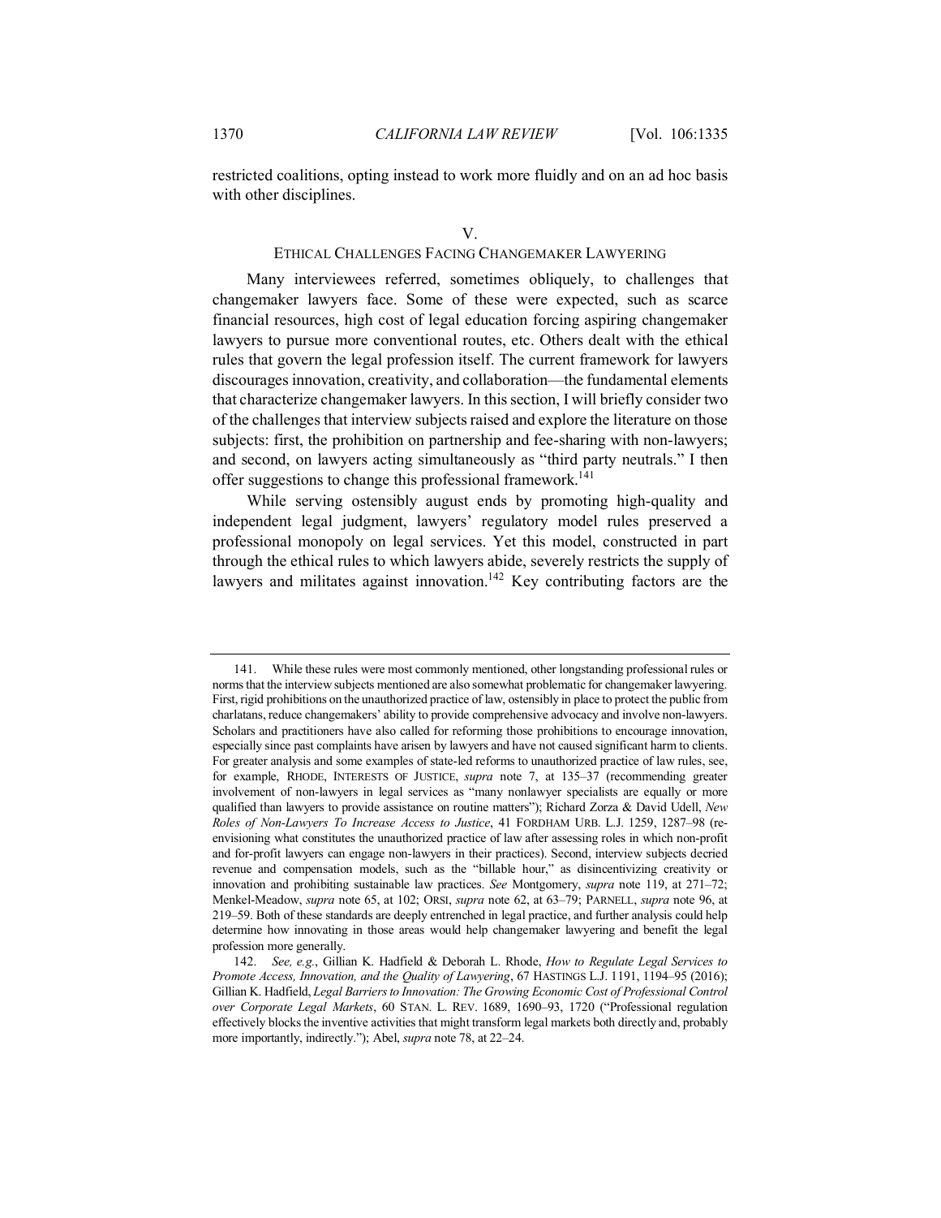restricted coalitions, opting instead to work more fluidly and on an ad hoc basis with other disciplines.

## V.
## ETHICAL CHALLENGES FACING CHANGEMAKER LAWYERING

Many interviewees referred, sometimes obliquely, to challenges that changemaker lawyers face. Some of these were expected, such as scarce financial resources, high cost of legal education forcing aspiring changemaker lawyers to pursue more conventional routes, etc. Others dealt with the ethical rules that govern the legal profession itself. The current framework for lawyers discourages innovation, creativity, and collaboration—the fundamental elements that characterize changemaker lawyers. In this section, I will briefly consider two of the challenges that interview subjects raised and explore the literature on those subjects: first, the prohibition on partnership and fee-sharing with non-lawyers; and second, on lawyers acting simultaneously as "third party neutrals." I then offer suggestions to change this professional framework.[141]

While serving ostensibly august ends by promoting high-quality and independent legal judgment, lawyers' regulatory model rules preserved a professional monopoly on legal services. Yet this model, constructed in part through the ethical rules to which lawyers abide, severely restricts the supply of lawyers and militates against innovation.[142] Key contributing factors are the

---

141. While these rules were most commonly mentioned, other longstanding professional rules or norms that the interview subjects mentioned are also somewhat problematic for changemaker lawyering. First, rigid prohibitions on the unauthorized practice of law, ostensibly in place to protect the public from charlatans, reduce changemakers' ability to provide comprehensive advocacy and involve non-lawyers. Scholars and practitioners have also called for reforming those prohibitions to encourage innovation, especially since past complaints have arisen by lawyers and have not caused significant harm to clients. For greater analysis and some examples of state-led reforms to unauthorized practice of law rules, see, for example, RHODE, INTERESTS OF JUSTICE, *supra* note 7, at 135–37 (recommending greater involvement of non-lawyers in legal services as "many nonlawyer specialists are equally or more qualified than lawyers to provide assistance on routine matters"); Richard Zorza & David Udell, *New Roles of Non-Lawyers To Increase Access to Justice*, 41 FORDHAM URB. L.J. 1259, 1287–98 (re-envisioning what constitutes the unauthorized practice of law after assessing roles in which non-profit and for-profit lawyers can engage non-lawyers in their practices). Second, interview subjects decried revenue and compensation models, such as the "billable hour," as disincentivizing creativity or innovation and prohibiting sustainable law practices. *See* Montgomery, *supra* note 119, at 271–72; Menkel-Meadow, *supra* note 65, at 102; ORSI, *supra* note 62, at 63–79; PARNELL, *supra* note 96, at 219–59. Both of these standards are deeply entrenched in legal practice, and further analysis could help determine how innovating in those areas would help changemaker lawyering and benefit the legal profession more generally.

142. *See, e.g.*, Gillian K. Hadfield & Deborah L. Rhode, *How to Regulate Legal Services to Promote Access, Innovation, and the Quality of Lawyering*, 67 HASTINGS L.J. 1191, 1194–95 (2016); Gillian K. Hadfield, *Legal Barriers to Innovation: The Growing Economic Cost of Professional Control over Corporate Legal Markets*, 60 STAN. L. REV. 1689, 1690–93, 1720 ("Professional regulation effectively blocks the inventive activities that might transform legal markets both directly and, probably more importantly, indirectly."); Abel, *supra* note 78, at 22–24.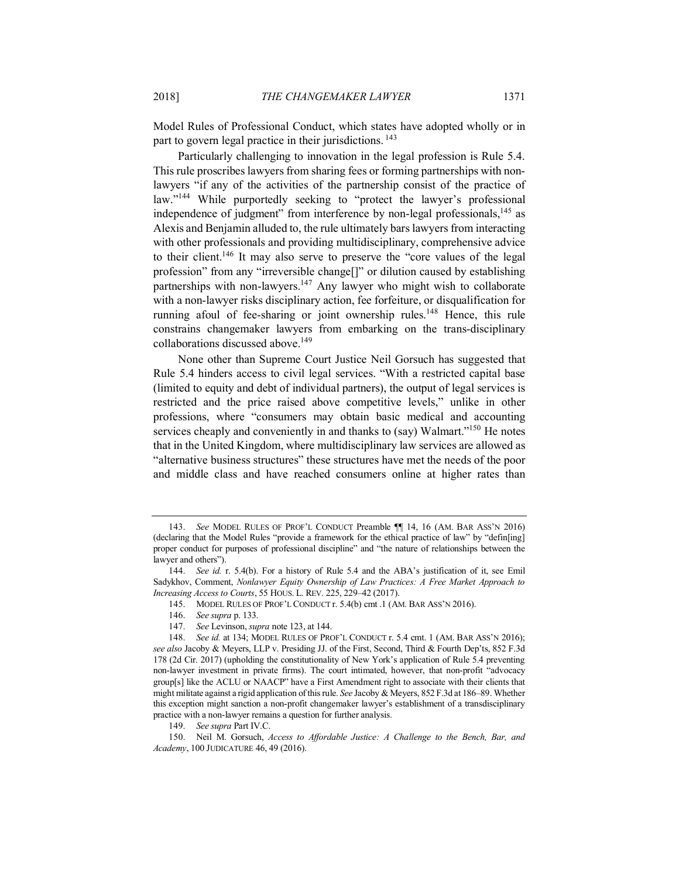Model Rules of Professional Conduct, which states have adopted wholly or in part to govern legal practice in their jurisdictions.[143]

Particularly challenging to innovation in the legal profession is Rule 5.4. This rule proscribes lawyers from sharing fees or forming partnerships with non-lawyers "if any of the activities of the partnership consist of the practice of law."[144] While purportedly seeking to "protect the lawyer's professional independence of judgment" from interference by non-legal professionals,[145] as Alexis and Benjamin alluded to, the rule ultimately bars lawyers from interacting with other professionals and providing multidisciplinary, comprehensive advice to their client.[146] It may also serve to preserve the "core values of the legal profession" from any "irreversible change[]" or dilution caused by establishing partnerships with non-lawyers.[147] Any lawyer who might wish to collaborate with a non-lawyer risks disciplinary action, fee forfeiture, or disqualification for running afoul of fee-sharing or joint ownership rules.[148] Hence, this rule constrains changemaker lawyers from embarking on the trans-disciplinary collaborations discussed above.[149]

None other than Supreme Court Justice Neil Gorsuch has suggested that Rule 5.4 hinders access to civil legal services. "With a restricted capital base (limited to equity and debt of individual partners), the output of legal services is restricted and the price raised above competitive levels," unlike in other professions, where "consumers may obtain basic medical and accounting services cheaply and conveniently in and thanks to (say) Walmart."[150] He notes that in the United Kingdom, where multidisciplinary law services are allowed as "alternative business structures" these structures have met the needs of the poor and middle class and have reached consumers online at higher rates than

---

143. *See* MODEL RULES OF PROF'L CONDUCT Preamble ¶¶ 14, 16 (AM. BAR ASS'N 2016) (declaring that the Model Rules "provide a framework for the ethical practice of law" by "defin[ing] proper conduct for purposes of professional discipline" and "the nature of relationships between the lawyer and others").

144. *See id.* r. 5.4(b). For a history of Rule 5.4 and the ABA's justification of it, see Emil Sadykhov, Comment, *Nonlawyer Equity Ownership of Law Practices: A Free Market Approach to Increasing Access to Courts*, 55 HOUS. L. REV. 225, 229–42 (2017).

145. MODEL RULES OF PROF'L CONDUCT r. 5.4(b) cmt .1 (AM. BAR ASS'N 2016).

146. *See supra* p. 133.

147. *See* Levinson, *supra* note 123, at 144.

148. *See id.* at 134; MODEL RULES OF PROF'L CONDUCT r. 5.4 cmt. 1 (AM. BAR ASS'N 2016); *see also* Jacoby & Meyers, LLP v. Presiding JJ. of the First, Second, Third & Fourth Dep'ts, 852 F.3d 178 (2d Cir. 2017) (upholding the constitutionality of New York's application of Rule 5.4 preventing non-lawyer investment in private firms). The court intimated, however, that non-profit "advocacy group[s] like the ACLU or NAACP" have a First Amendment right to associate with their clients that might militate against a rigid application of this rule. *See* Jacoby & Meyers, 852 F.3d at 186–89. Whether this exception might sanction a non-profit changemaker lawyer's establishment of a transdisciplinary practice with a non-lawyer remains a question for further analysis.

149. *See supra* Part IV.C.

150. Neil M. Gorsuch, *Access to Affordable Justice: A Challenge to the Bench, Bar, and Academy*, 100 JUDICATURE 46, 49 (2016).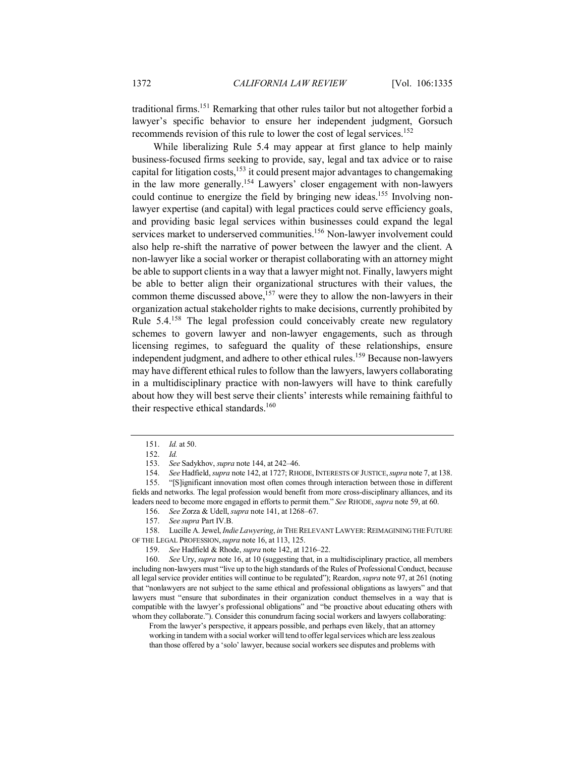traditional firms.[151] Remarking that other rules tailor but not altogether forbid a lawyer's specific behavior to ensure her independent judgment, Gorsuch recommends revision of this rule to lower the cost of legal services.[152]

While liberalizing Rule 5.4 may appear at first glance to help mainly business-focused firms seeking to provide, say, legal and tax advice or to raise capital for litigation costs,[153] it could present major advantages to changemaking in the law more generally.[154] Lawyers' closer engagement with non-lawyers could continue to energize the field by bringing new ideas.[155] Involving non-lawyer expertise (and capital) with legal practices could serve efficiency goals, and providing basic legal services within businesses could expand the legal services market to underserved communities.[156] Non-lawyer involvement could also help re-shift the narrative of power between the lawyer and the client. A non-lawyer like a social worker or therapist collaborating with an attorney might be able to support clients in a way that a lawyer might not. Finally, lawyers might be able to better align their organizational structures with their values, the common theme discussed above,[157] were they to allow the non-lawyers in their organization actual stakeholder rights to make decisions, currently prohibited by Rule 5.4.[158] The legal profession could conceivably create new regulatory schemes to govern lawyer and non-lawyer engagements, such as through licensing regimes, to safeguard the quality of these relationships, ensure independent judgment, and adhere to other ethical rules.[159] Because non-lawyers may have different ethical rules to follow than the lawyers, lawyers collaborating in a multidisciplinary practice with non-lawyers will have to think carefully about how they will best serve their clients' interests while remaining faithful to their respective ethical standards.[160]

---

151. *Id.* at 50.

152. *Id.*

153. *See* Sadykhov, *supra* note 144, at 242–46.

154. *See* Hadfield, *supra* note 142, at 1727; RHODE, INTERESTS OF JUSTICE, *supra* note 7, at 138.

155. "[S]ignificant innovation most often comes through interaction between those in different fields and networks. The legal profession would benefit from more cross-disciplinary alliances, and its leaders need to become more engaged in efforts to permit them." *See* RHODE, *supra* note 59, at 60.

156. *See* Zorza & Udell, *supra* note 141, at 1268–67.

157. *See supra* Part IV.B.

158. Lucille A. Jewel, *Indie Lawyering*, *in* THE RELEVANT LAWYER: REIMAGINING THE FUTURE OF THE LEGAL PROFESSION, *supra* note 16, at 113, 125.

159. *See* Hadfield & Rhode, *supra* note 142, at 1216–22.

160. *See* Ury, *supra* note 16, at 10 (suggesting that, in a multidisciplinary practice, all members including non-lawyers must "live up to the high standards of the Rules of Professional Conduct, because all legal service provider entities will continue to be regulated"); Reardon, *supra* note 97, at 261 (noting that "nonlawyers are not subject to the same ethical and professional obligations as lawyers" and that lawyers must "ensure that subordinates in their organization conduct themselves in a way that is compatible with the lawyer's professional obligations" and "be proactive about educating others with whom they collaborate."). Consider this conundrum facing social workers and lawyers collaborating:

> From the lawyer's perspective, it appears possible, and perhaps even likely, that an attorney working in tandem with a social worker will tend to offer legal services which are less zealous than those offered by a 'solo' lawyer, because social workers see disputes and problems with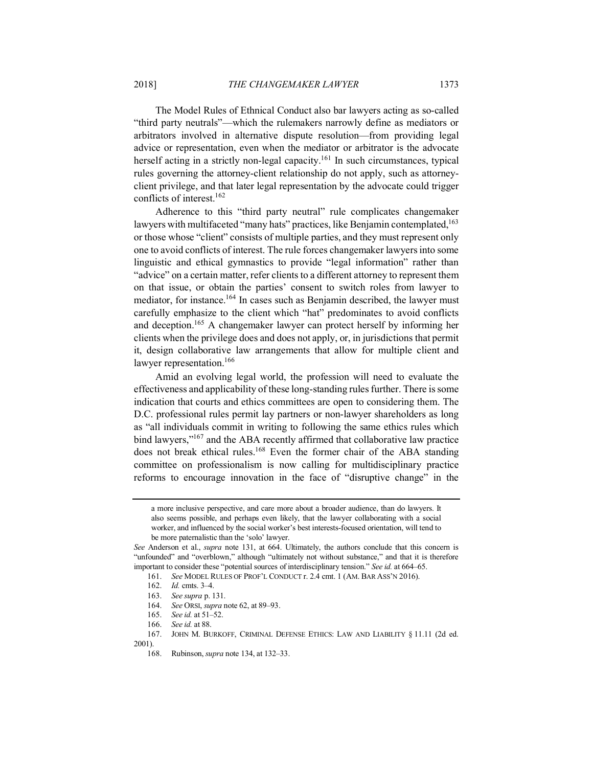The Model Rules of Ethnical Conduct also bar lawyers acting as so-called "third party neutrals"—which the rulemakers narrowly define as mediators or arbitrators involved in alternative dispute resolution—from providing legal advice or representation, even when the mediator or arbitrator is the advocate herself acting in a strictly non-legal capacity.[161] In such circumstances, typical rules governing the attorney-client relationship do not apply, such as attorney-client privilege, and that later legal representation by the advocate could trigger conflicts of interest.[162]

Adherence to this "third party neutral" rule complicates changemaker lawyers with multifaceted "many hats" practices, like Benjamin contemplated,[163] or those whose "client" consists of multiple parties, and they must represent only one to avoid conflicts of interest. The rule forces changemaker lawyers into some linguistic and ethical gymnastics to provide "legal information" rather than "advice" on a certain matter, refer clients to a different attorney to represent them on that issue, or obtain the parties' consent to switch roles from lawyer to mediator, for instance.[164] In cases such as Benjamin described, the lawyer must carefully emphasize to the client which "hat" predominates to avoid conflicts and deception.[165] A changemaker lawyer can protect herself by informing her clients when the privilege does and does not apply, or, in jurisdictions that permit it, design collaborative law arrangements that allow for multiple client and lawyer representation.[166]

Amid an evolving legal world, the profession will need to evaluate the effectiveness and applicability of these long-standing rules further. There is some indication that courts and ethics committees are open to considering them. The D.C. professional rules permit lay partners or non-lawyer shareholders as long as "all individuals commit in writing to following the same ethics rules which bind lawyers,"[167] and the ABA recently affirmed that collaborative law practice does not break ethical rules.[168] Even the former chair of the ABA standing committee on professionalism is now calling for multidisciplinary practice reforms to encourage innovation in the face of "disruptive change" in the

---

> a more inclusive perspective, and care more about a broader audience, than do lawyers. It also seems possible, and perhaps even likely, that the lawyer collaborating with a social worker, and influenced by the social worker's best interests-focused orientation, will tend to be more paternalistic than the 'solo' lawyer.

*See* Anderson et al., *supra* note 131, at 664. Ultimately, the authors conclude that this concern is "unfounded" and "overblown," although "ultimately not without substance," and that it is therefore important to consider these "potential sources of interdisciplinary tension." *See id.* at 664–65.

161. *See* MODEL RULES OF PROF'L CONDUCT r. 2.4 cmt. 1 (AM. BAR ASS'N 2016).

162. *Id.* cmts. 3–4.

163. *See supra* p. 131.

164. *See* ORSI, *supra* note 62, at 89–93.

165. *See id.* at 51–52.

166. *See id.* at 88.

167. JOHN M. BURKOFF, CRIMINAL DEFENSE ETHICS: LAW AND LIABILITY § 11.11 (2d ed. 2001).

168. Rubinson, *supra* note 134, at 132–33.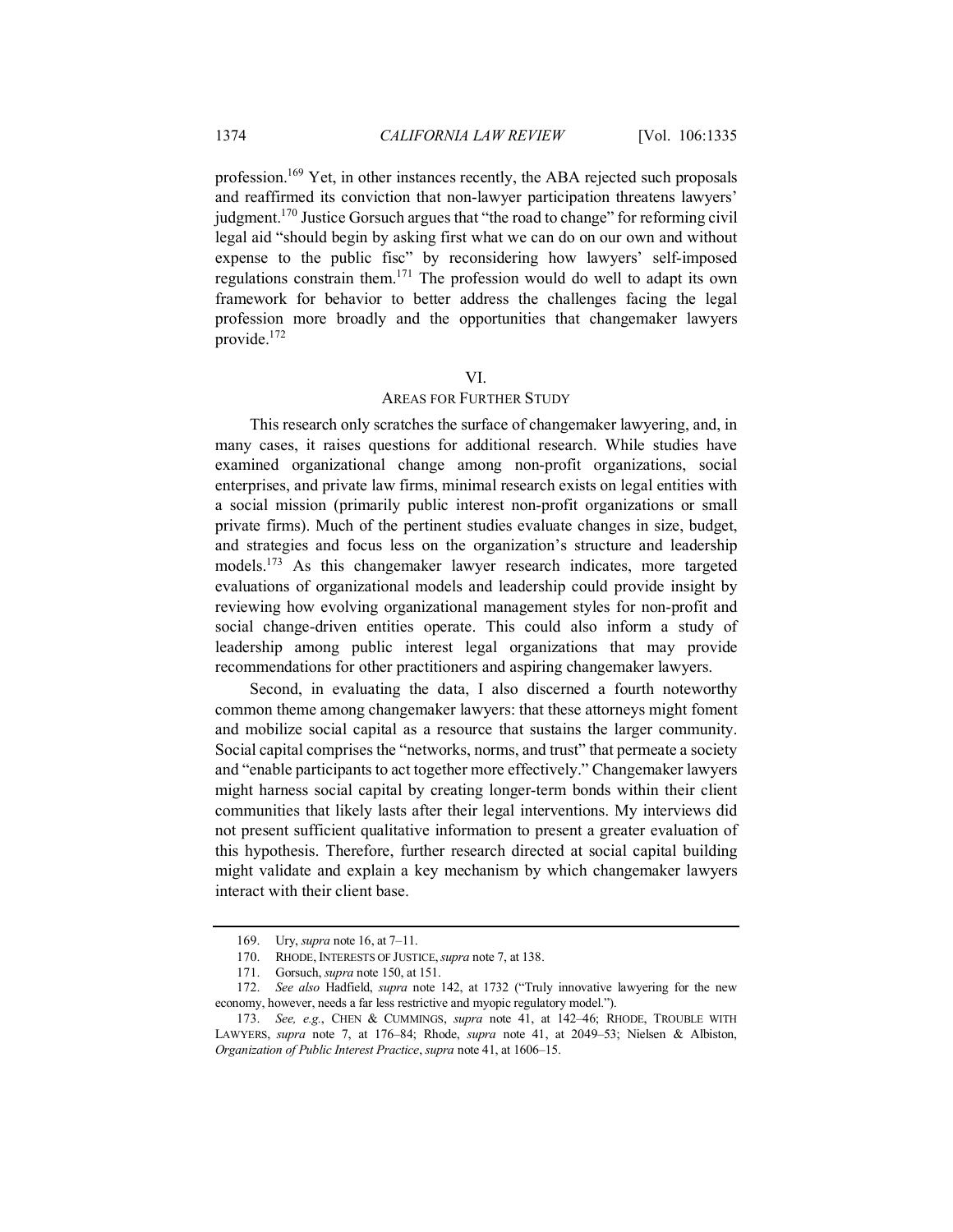profession.[169] Yet, in other instances recently, the ABA rejected such proposals and reaffirmed its conviction that non-lawyer participation threatens lawyers' judgment.[170] Justice Gorsuch argues that "the road to change" for reforming civil legal aid "should begin by asking first what we can do on our own and without expense to the public fisc" by reconsidering how lawyers' self-imposed regulations constrain them.[171] The profession would do well to adapt its own framework for behavior to better address the challenges facing the legal profession more broadly and the opportunities that changemaker lawyers provide.[172]

## VI.
## AREAS FOR FURTHER STUDY

This research only scratches the surface of changemaker lawyering, and, in many cases, it raises questions for additional research. While studies have examined organizational change among non-profit organizations, social enterprises, and private law firms, minimal research exists on legal entities with a social mission (primarily public interest non-profit organizations or small private firms). Much of the pertinent studies evaluate changes in size, budget, and strategies and focus less on the organization's structure and leadership models.[173] As this changemaker lawyer research indicates, more targeted evaluations of organizational models and leadership could provide insight by reviewing how evolving organizational management styles for non-profit and social change-driven entities operate. This could also inform a study of leadership among public interest legal organizations that may provide recommendations for other practitioners and aspiring changemaker lawyers.

Second, in evaluating the data, I also discerned a fourth noteworthy common theme among changemaker lawyers: that these attorneys might foment and mobilize social capital as a resource that sustains the larger community. Social capital comprises the "networks, norms, and trust" that permeate a society and "enable participants to act together more effectively." Changemaker lawyers might harness social capital by creating longer-term bonds within their client communities that likely lasts after their legal interventions. My interviews did not present sufficient qualitative information to present a greater evaluation of this hypothesis. Therefore, further research directed at social capital building might validate and explain a key mechanism by which changemaker lawyers interact with their client base.

---

169. Ury, *supra* note 16, at 7–11.

170. RHODE, INTERESTS OF JUSTICE, *supra* note 7, at 138.

171. Gorsuch, *supra* note 150, at 151.

172. *See also* Hadfield, *supra* note 142, at 1732 ("Truly innovative lawyering for the new economy, however, needs a far less restrictive and myopic regulatory model.").

173. *See, e.g.*, CHEN & CUMMINGS, *supra* note 41, at 142–46; RHODE, TROUBLE WITH LAWYERS, *supra* note 7, at 176–84; Rhode, *supra* note 41, at 2049–53; Nielsen & Albiston, *Organization of Public Interest Practice*, *supra* note 41, at 1606–15.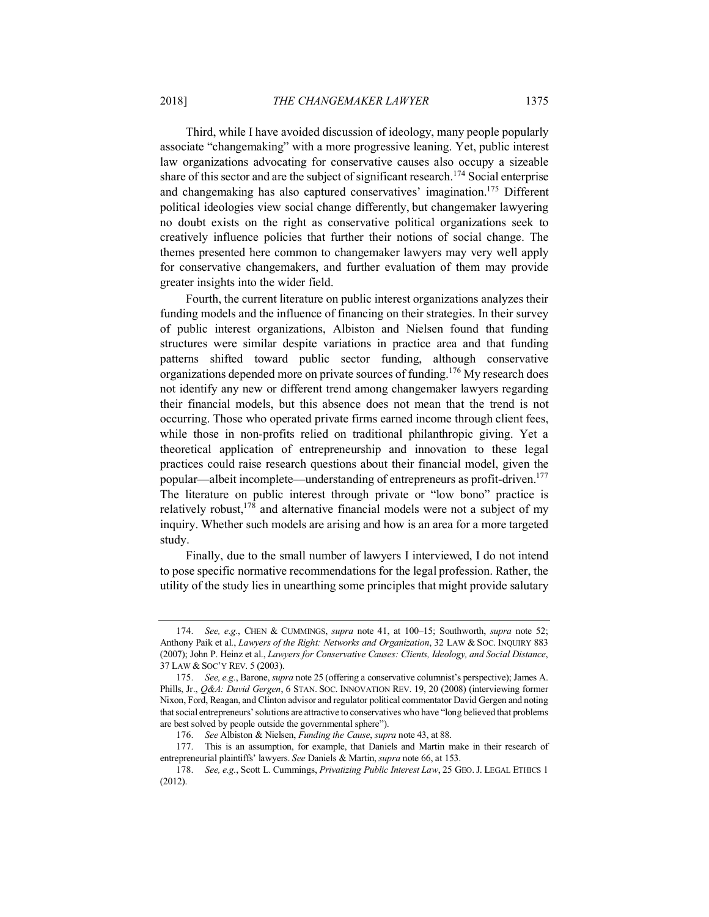Third, while I have avoided discussion of ideology, many people popularly associate "changemaking" with a more progressive leaning. Yet, public interest law organizations advocating for conservative causes also occupy a sizeable share of this sector and are the subject of significant research.[174] Social enterprise and changemaking has also captured conservatives' imagination.[175] Different political ideologies view social change differently, but changemaker lawyering no doubt exists on the right as conservative political organizations seek to creatively influence policies that further their notions of social change. The themes presented here common to changemaker lawyers may very well apply for conservative changemakers, and further evaluation of them may provide greater insights into the wider field.

Fourth, the current literature on public interest organizations analyzes their funding models and the influence of financing on their strategies. In their survey of public interest organizations, Albiston and Nielsen found that funding structures were similar despite variations in practice area and that funding patterns shifted toward public sector funding, although conservative organizations depended more on private sources of funding.[176] My research does not identify any new or different trend among changemaker lawyers regarding their financial models, but this absence does not mean that the trend is not occurring. Those who operated private firms earned income through client fees, while those in non-profits relied on traditional philanthropic giving. Yet a theoretical application of entrepreneurship and innovation to these legal practices could raise research questions about their financial model, given the popular—albeit incomplete—understanding of entrepreneurs as profit-driven.[177] The literature on public interest through private or "low bono" practice is relatively robust,[178] and alternative financial models were not a subject of my inquiry. Whether such models are arising and how is an area for a more targeted study.

Finally, due to the small number of lawyers I interviewed, I do not intend to pose specific normative recommendations for the legal profession. Rather, the utility of the study lies in unearthing some principles that might provide salutary

---

174. *See, e.g.*, CHEN & CUMMINGS, *supra* note 41, at 100–15; Southworth, *supra* note 52; Anthony Paik et al., *Lawyers of the Right: Networks and Organization*, 32 LAW & SOC. INQUIRY 883 (2007); John P. Heinz et al., *Lawyers for Conservative Causes: Clients, Ideology, and Social Distance*, 37 LAW & SOC'Y REV. 5 (2003).

175. *See, e.g.*, Barone, *supra* note 25 (offering a conservative columnist's perspective); James A. Phills, Jr., *Q&A: David Gergen*, 6 STAN. SOC. INNOVATION REV. 19, 20 (2008) (interviewing former Nixon, Ford, Reagan, and Clinton advisor and regulator political commentator David Gergen and noting that social entrepreneurs' solutions are attractive to conservatives who have "long believed that problems are best solved by people outside the governmental sphere").

176. *See* Albiston & Nielsen, *Funding the Cause*, *supra* note 43, at 88.

177. This is an assumption, for example, that Daniels and Martin make in their research of entrepreneurial plaintiffs' lawyers. *See* Daniels & Martin, *supra* note 66, at 153.

178. *See, e.g.*, Scott L. Cummings, *Privatizing Public Interest Law*, 25 GEO. J. LEGAL ETHICS 1 (2012).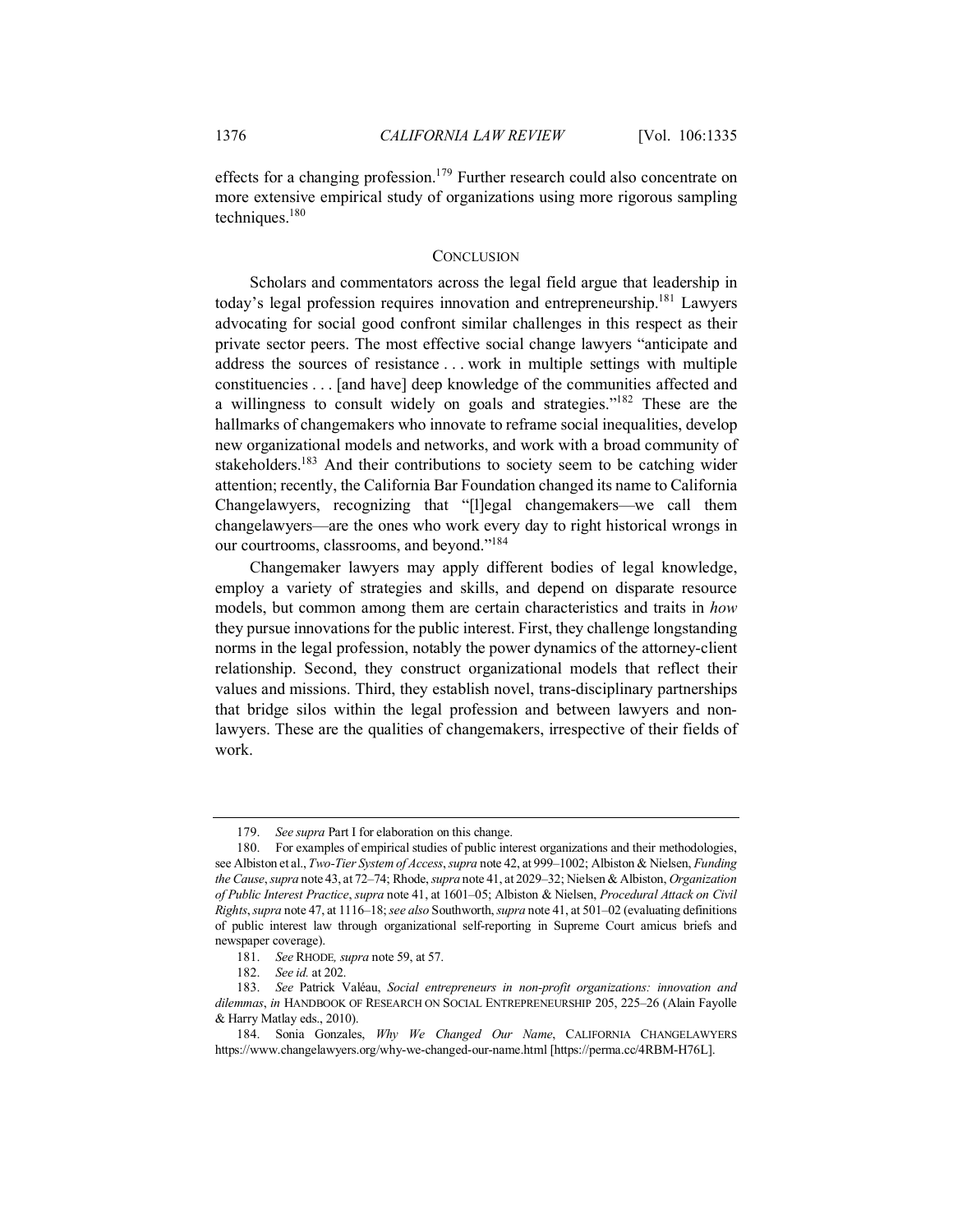effects for a changing profession.[179] Further research could also concentrate on more extensive empirical study of organizations using more rigorous sampling techniques.[180]

## CONCLUSION

Scholars and commentators across the legal field argue that leadership in today's legal profession requires innovation and entrepreneurship.[181] Lawyers advocating for social good confront similar challenges in this respect as their private sector peers. The most effective social change lawyers "anticipate and address the sources of resistance . . . work in multiple settings with multiple constituencies . . . [and have] deep knowledge of the communities affected and a willingness to consult widely on goals and strategies."[182] These are the hallmarks of changemakers who innovate to reframe social inequalities, develop new organizational models and networks, and work with a broad community of stakeholders.[183] And their contributions to society seem to be catching wider attention; recently, the California Bar Foundation changed its name to California Changelawyers, recognizing that "[l]egal changemakers—we call them changelawyers—are the ones who work every day to right historical wrongs in our courtrooms, classrooms, and beyond."[184]

Changemaker lawyers may apply different bodies of legal knowledge, employ a variety of strategies and skills, and depend on disparate resource models, but common among them are certain characteristics and traits in *how* they pursue innovations for the public interest. First, they challenge longstanding norms in the legal profession, notably the power dynamics of the attorney-client relationship. Second, they construct organizational models that reflect their values and missions. Third, they establish novel, trans-disciplinary partnerships that bridge silos within the legal profession and between lawyers and non-lawyers. These are the qualities of changemakers, irrespective of their fields of work.

---

179. *See supra* Part I for elaboration on this change.

180. For examples of empirical studies of public interest organizations and their methodologies, see Albiston et al., *Two-Tier System of Access*, *supra* note 42, at 999–1002; Albiston & Nielsen, *Funding the Cause*, *supra* note 43, at 72–74; Rhode, *supra* note 41, at 2029–32; Nielsen & Albiston, *Organization of Public Interest Practice*, *supra* note 41, at 1601–05; Albiston & Nielsen, *Procedural Attack on Civil Rights*, *supra* note 47, at 1116–18; *see also* Southworth, *supra* note 41, at 501–02 (evaluating definitions of public interest law through organizational self-reporting in Supreme Court amicus briefs and newspaper coverage).

181. *See* RHODE, *supra* note 59, at 57.

182. *See id.* at 202.

183. *See* Patrick Valéau, *Social entrepreneurs in non-profit organizations: innovation and dilemmas*, *in* HANDBOOK OF RESEARCH ON SOCIAL ENTREPRENEURSHIP 205, 225–26 (Alain Fayolle & Harry Matlay eds., 2010).

184. Sonia Gonzales, *Why We Changed Our Name*, CALIFORNIA CHANGELAWYERS https://www.changelawyers.org/why-we-changed-our-name.html [https://perma.cc/4RBM-H76L].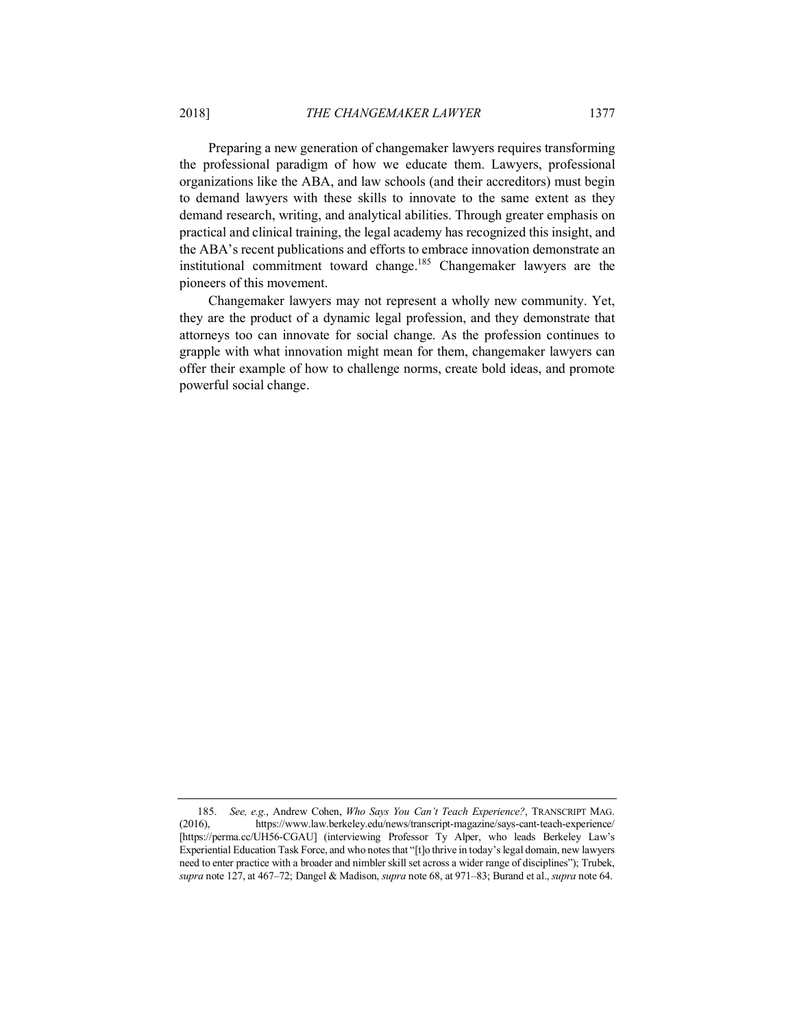Preparing a new generation of changemaker lawyers requires transforming the professional paradigm of how we educate them. Lawyers, professional organizations like the ABA, and law schools (and their accreditors) must begin to demand lawyers with these skills to innovate to the same extent as they demand research, writing, and analytical abilities. Through greater emphasis on practical and clinical training, the legal academy has recognized this insight, and the ABA's recent publications and efforts to embrace innovation demonstrate an institutional commitment toward change.[185] Changemaker lawyers are the pioneers of this movement.

Changemaker lawyers may not represent a wholly new community. Yet, they are the product of a dynamic legal profession, and they demonstrate that attorneys too can innovate for social change. As the profession continues to grapple with what innovation might mean for them, changemaker lawyers can offer their example of how to challenge norms, create bold ideas, and promote powerful social change.

---

185. *See, e.g.*, Andrew Cohen, *Who Says You Can't Teach Experience?*, TRANSCRIPT MAG. (2016), https://www.law.berkeley.edu/news/transcript-magazine/says-cant-teach-experience/ [https://perma.cc/UH56-CGAU] (interviewing Professor Ty Alper, who leads Berkeley Law's Experiential Education Task Force, and who notes that "[t]o thrive in today's legal domain, new lawyers need to enter practice with a broader and nimbler skill set across a wider range of disciplines"); Trubek, *supra* note 127, at 467–72; Dangel & Madison, *supra* note 68, at 971–83; Burand et al., *supra* note 64.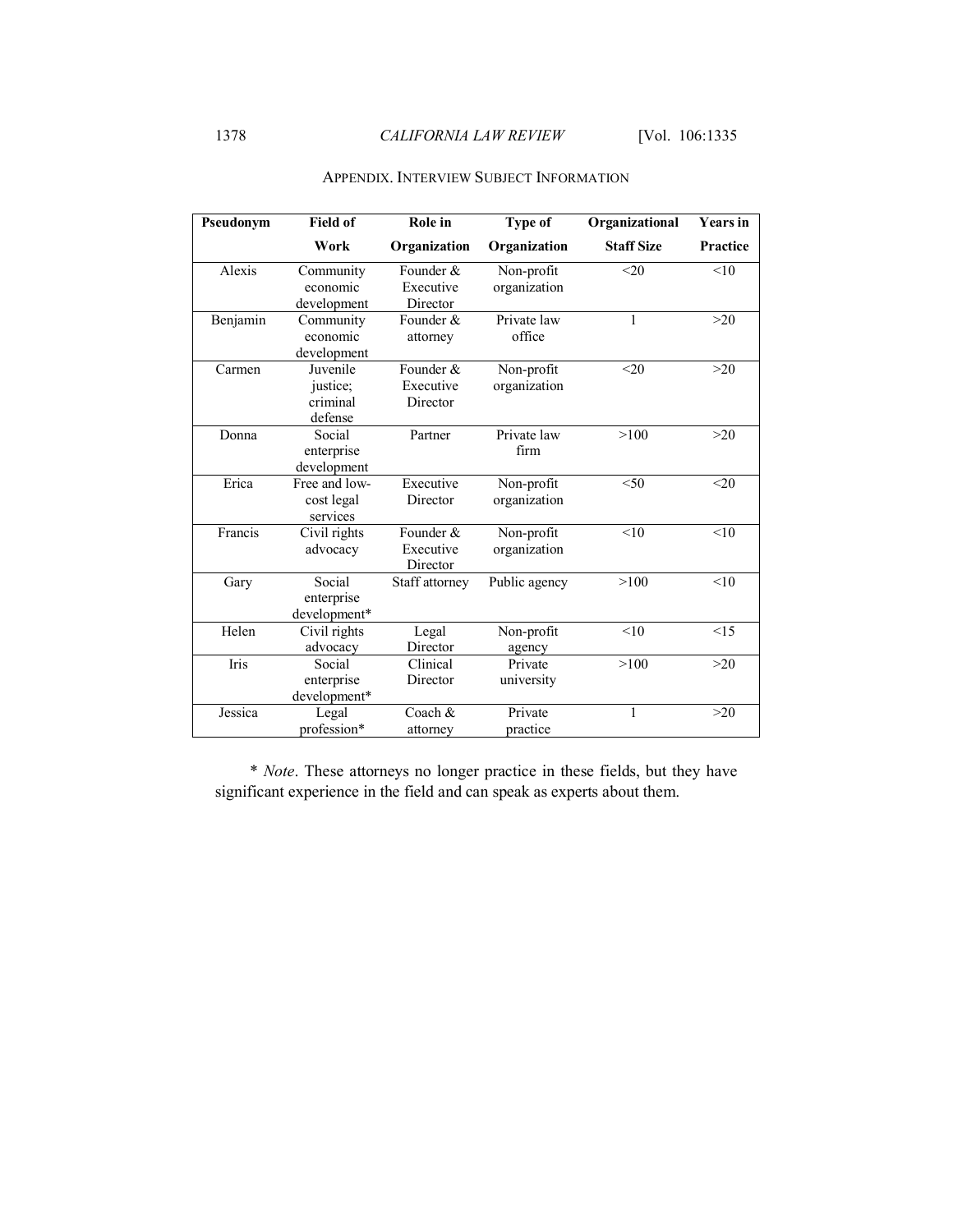## APPENDIX. INTERVIEW SUBJECT INFORMATION

| Pseudonym | Field of Work | Role in Organization | Type of Organization | Organizational Staff Size | Years in Practice |
|---|---|---|---|---|---|
| Alexis | Community economic development | Founder & Executive Director | Non-profit organization | <20 | <10 |
| Benjamin | Community economic development | Founder & attorney | Private law office | 1 | >20 |
| Carmen | Juvenile justice; criminal defense | Founder & Executive Director | Non-profit organization | <20 | >20 |
| Donna | Social enterprise development | Partner | Private law firm | >100 | >20 |
| Erica | Free and low-cost legal services | Executive Director | Non-profit organization | <50 | <20 |
| Francis | Civil rights advocacy | Founder & Executive Director | Non-profit organization | <10 | <10 |
| Gary | Social enterprise development* | Staff attorney | Public agency | >100 | <10 |
| Helen | Civil rights advocacy | Legal Director | Non-profit agency | <10 | <15 |
| Iris | Social enterprise development* | Clinical Director | Private university | >100 | >20 |
| Jessica | Legal profession* | Coach & attorney | Private practice | 1 | >20 |

* *Note*. These attorneys no longer practice in these fields, but they have significant experience in the field and can speak as experts about them.